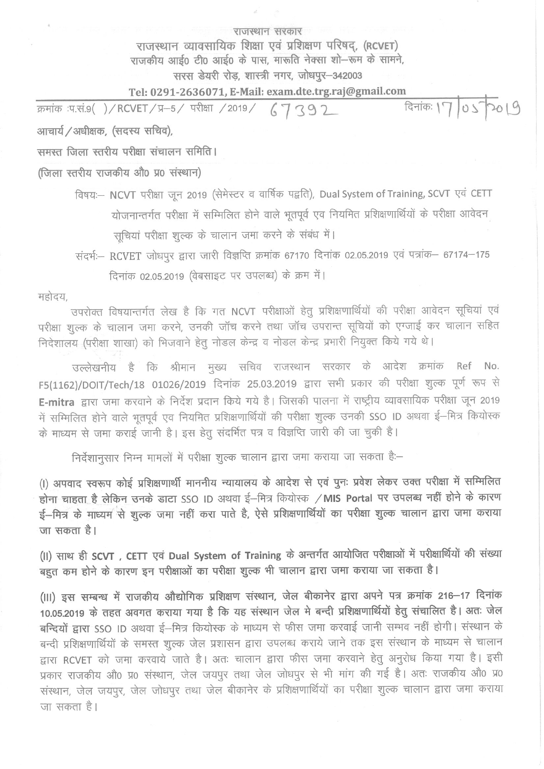राजस्थान सरकार

राजस्थान व्यावसायिक शिक्षा एवं प्रशिक्षण परिषद्, (RCVET)

राजकीय आई0 टी0 आई0 के पास, मारूति नेक्सा शो–रूम के सामने,

सरस डेयरी रोड़, शास्त्री नगर, जोधपुर–342003

Tel: 0291-2636071, E-Mail: exam.dte.trg.raj@gmail.com

क्रमांक :प.सं.9( )/RCVET/प्र–5/ परीक्षा /2019/ 67392 दिनांक: 17/05/2019

आचार्य/अधीक्षक, (सदस्य सचिव),

समस्त जिला स्तरीय परीक्षा संचालन समिति।

(जिला स्तरीय राजकीय औ0 प्र0 संस्थान)

विषयः– NCVT परीक्षा जून 2019 (सेमेस्टर व वार्षिक पद्वति), Dual System of Training, SCVT एवं CETT योजनान्तर्गत परीक्षा में सम्मिलित होने वाले भूतपूर्व एव नियमित प्रशिक्षणार्थियों के परीक्षा आवेदन सूचियां परीक्षा शुल्क के चालान जमा करने के संबंध में।

संदर्भः– RCVET जोधपुर द्वारा जारी विज्ञप्ति क्रमांक 67170 दिनांक 02.05.2019 एवं पत्रांक– 67174–175 दिनांक 02.05.2019 (वेबसाइट पर उपलब्ध) के क्रम में।

महोदय,

उपरोक्त विषयान्तर्गत लेख है कि गत NCVT परीक्षाओं हेतु प्रशिक्षणार्थियों की परीक्षा आवेदन सूचियां एवं परीक्षा शुल्क के चालान जमा करने, उनकी जॉच करने तथा जॉच उपरान्त सूचियों को एग्जाई कर चालान सहित निदेशालय (परीक्षा शाखा) को भिजवाने हेतु नोडल केन्द्र व नोडल केन्द्र प्रभारी नियुक्त किये गये थे।

उल्लेखनीय है कि श्रीमान मुख्य सचिव राजस्थान सरकार के आदेश क्रमांक Ref No. F5(1162)/DOIT/Tech/18 01026/2019 दिनांक 25.03.2019 द्वारा सभी प्रकार की परीक्षा शुल्क पूर्ण रूप से **E-mitra** द्वारा जमा करवाने के निर्देश प्रदान किये गये है। जिसकी पालना में राष्ट्रीय व्यावसायिक परीक्षा जून 2019 में सम्मिलित होने वाले भूतपूर्व एव नियमित प्रशिक्षणार्थियों की परीक्षा शुल्क उनकी SSO ID अथवा ई–मित्र कियोस्क के माध्यम से जमा कराई जानी है। इस हेतु संदर्भित पत्र व विज्ञप्ति जारी की जा चुकी है।

निर्देशानुसार निम्न मामलों में परीक्षा शुल्क चालान द्वारा जमा कराया जा सकता हैः–

**(I) अपवाद स्वरूप कोई प्रशिक्षणार्थी माननीय न्यायालय के आदेश से एवं पुनः प्रवेश लेकर उक्त परीक्षा में सम्मिलित होना चाहता है लेकिन उनके डाटा SSO ID अथवा ई–मित्र कियोस्क /MIS Portal पर उपलब्ध नहीं होने के कारण ई–मित्र के माध्यम से शुल्क जमा नहीं करा पाते है, ऐसे प्रशिक्षणार्थियों का परीक्षा शुल्क चालान द्वारा जमा कराया जा सकता है।**

**(II) साथ ही SCVT , CETT एवं Dual System of Training के अन्तर्गत आयोजित परीक्षाओं में परीक्षार्थियों की संख्या बहुत कम होने के कारण इन परीक्षाओं का परीक्षा शुल्क भी चालान द्वारा जमा कराया जा सकता है।**

**(III) इस सम्बन्ध में राजकीय औद्योगिक प्रशिक्षण संस्थान, जेल बीकानेर द्वारा अपने पत्र क्रमांक 216–17 दिनांक 10.05.2019 के तहत अवगत कराया गया है कि यह संस्थान जेल मे बन्दी प्रशिक्षणार्थियों हेतु संचालित है।** अतः जेल बन्दियों द्वारा SSO ID अथवा ई–मित्र कियोस्क के माध्यम से फीस जमा करवाई जानी सम्भव नहीं होगी। संस्थान के बन्दी प्रशिक्षणार्थियों के समस्त शुल्क जेल प्रशासन द्वारा उपलब्ध कराये जाने तक इस संस्थान के माध्यम से चालान द्वारा RCVET को जमा करवाये जाते है। अतः चालान द्वारा फीस जमा करवाने हेतु अनुरोध किया गया है। इसी प्रकार राजकीय औ0 प्र0 संस्थान, जेल जयपुर तथा जेल जोधपुर से भी मांग की गई है। अतः राजकीय औ0 प्र0 संस्थान, जेल जयपुर, जेल जोधपुर तथा जेल बीकानेर के प्रशिक्षणार्थियों का परीक्षा शुल्क चालान द्वारा जमा कराया जा सकता है।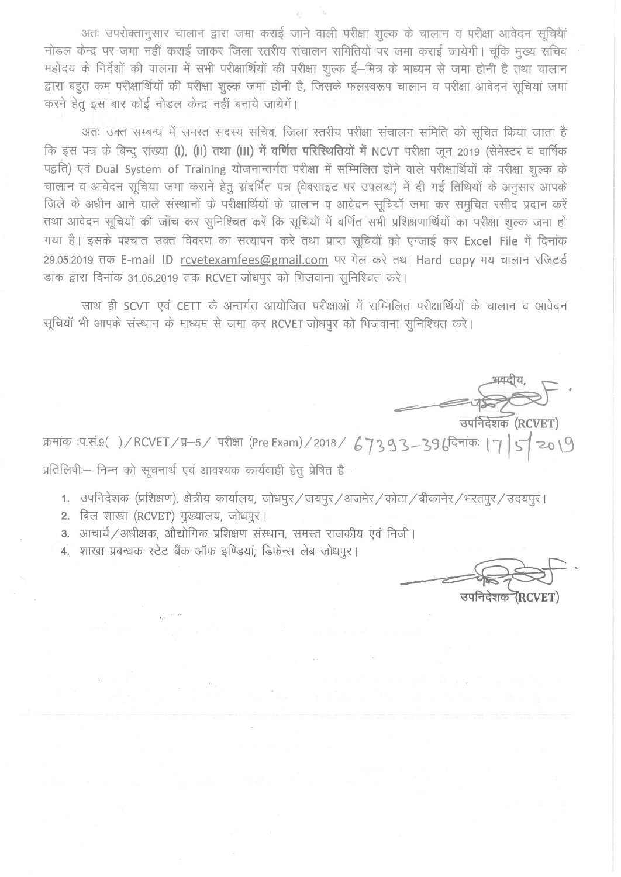अतः उपरोक्तानुसार चालान द्वारा जमा कराई जाने वाली परीक्षा शुल्क के चालान व परीक्षा आवेदन सूचियां नोडल केन्द्र पर जमा नहीं कराई जाकर जिला स्तरीय संचालन समितियों पर जमा कराई जायेगी। चूंकि मुख्य सचिव महोदय के निर्देशों की पालना में सभी परीक्षार्थियों की परीक्षा शुल्क ई–मित्र के माध्यम से जमा होनी है तथा चालान द्वारा बहुत कम परीक्षार्थियों की परीक्षा शुल्क जमा होनी है, जिसके फलस्वरूप चालान व परीक्षा आवेदन सूचियां जमा करने हेतु इस बार कोई नोडल केन्द्र नहीं बनाये जायेगें।

अतः उक्त सम्बन्ध में समस्त सदस्य सचिव, जिला स्तरीय परीक्षा संचालन समिति को सूचित किया जाता है कि इस पत्र के बिन्दु संख्या **(I), (II) तथा (III) में वर्णित परिस्थितियों में** NCVT परीक्षा जून 2019 (सेमेस्टर व वार्षिक पद्वति) एवं Dual System of Training योजनान्तर्गत परीक्षा में सम्मिलित होने वाले परीक्षार्थियों के परीक्षा शुल्क के चालान व आवेदन सूचिया जमा कराने हेतु संदर्भित पत्र (वेबसाइट पर उपलब्ध) में दी गई तिथियों के अनुसार आपके जिले के अधीन आने वाले संस्थानों के परीक्षार्थियों के चालान व आवेदन सूचियाँ जमा कर समुचित रसीद प्रदान करें तथा आवेदन सूचियों की जाँच कर सुनिश्चित करें कि सूचियों में वर्णित सभी प्रशिक्षणार्थियों का परीक्षा शुल्क जमा हो गया है। इसके पश्चात उक्त विवरण का सत्यापन करे तथा प्राप्त सूचियों को एग्जाई कर Excel File में दिनांक 29.05.2019 तक E-mail ID rcvetexamfees@gmail.com पर मेल करे तथा Hard copy मय चालान रजिटर्ड डाक द्वारा दिनांक 31.05.2019 तक RCVET जोधपुर को भिजवाना सुनिश्चित करे।

साथ ही SCVT एवं CETT के अन्तर्गत आयोजित परीक्षाओं में सम्मिलित परीक्षार्थियों के चालान व आवेदन सूचियाँ भी आपके संस्थान के माध्यम से जमा कर RCVET जोधपुर को भिजवाना सुनिश्चित करे।

भवदीय,

उपनिदेशक (RCVET)

क्रमांक :प.सं.9( )/RCVET/प्र–5/ परीक्षा (Pre Exam)/2018/ 67393-396 दिनांक: 17/5/2019

प्रतिलिपिः– निम्न को सूचनार्थ एवं आवश्यक कार्यवाही हेतु प्रेषित है–

1. उपनिदेशक (प्रशिक्षण), क्षेत्रीय कार्यालय, जोधपुर/जयपुर/अजमेर/कोटा/बीकानेर/भरतपुर/उदयपुर।
2. बिल शाखा (RCVET) मुख्यालय, जोधपुर।
3. आचार्य/अधीक्षक, औद्योगिक प्रशिक्षण संस्थान, समस्त राजकीय एवं निजी।
4. शाखा प्रबन्धक स्टेट बैंक ऑफ इण्डियां, डिफेन्स लेब जोधपुर।

उपनिदेशक (RCVET)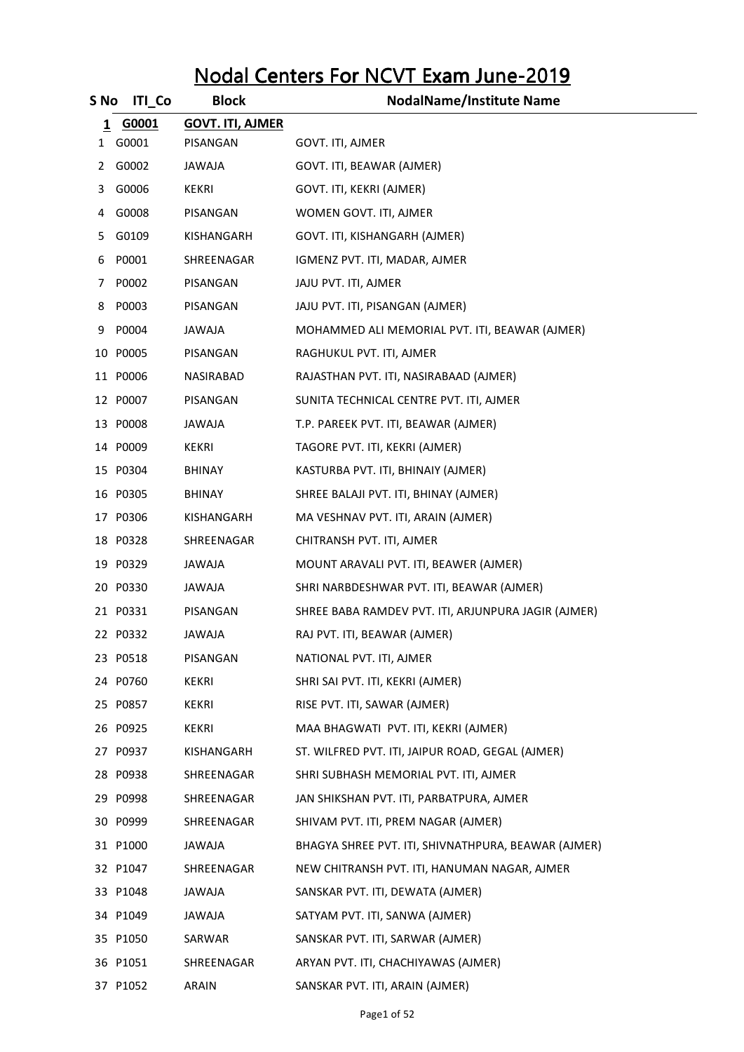# Nodal Centers For NCVT Exam June-2019

| S No | ITI_Co | Block | NodalName/Institute Name |
|---|---|---|---|
| **1** | **G0001** | **GOVT. ITI, AJMER** | |
| 1 | G0001 | PISANGAN | GOVT. ITI, AJMER |
| 2 | G0002 | JAWAJA | GOVT. ITI, BEAWAR (AJMER) |
| 3 | G0006 | KEKRI | GOVT. ITI, KEKRI (AJMER) |
| 4 | G0008 | PISANGAN | WOMEN GOVT. ITI, AJMER |
| 5 | G0109 | KISHANGARH | GOVT. ITI, KISHANGARH (AJMER) |
| 6 | P0001 | SHREENAGAR | IGMENZ PVT. ITI, MADAR, AJMER |
| 7 | P0002 | PISANGAN | JAJU PVT. ITI, AJMER |
| 8 | P0003 | PISANGAN | JAJU PVT. ITI, PISANGAN (AJMER) |
| 9 | P0004 | JAWAJA | MOHAMMED ALI MEMORIAL PVT. ITI, BEAWAR (AJMER) |
| 10 | P0005 | PISANGAN | RAGHUKUL PVT. ITI, AJMER |
| 11 | P0006 | NASIRABAD | RAJASTHAN PVT. ITI, NASIRABAAD (AJMER) |
| 12 | P0007 | PISANGAN | SUNITA TECHNICAL CENTRE PVT. ITI, AJMER |
| 13 | P0008 | JAWAJA | T.P. PAREEK PVT. ITI, BEAWAR (AJMER) |
| 14 | P0009 | KEKRI | TAGORE PVT. ITI, KEKRI (AJMER) |
| 15 | P0304 | BHINAY | KASTURBA PVT. ITI, BHINAIY (AJMER) |
| 16 | P0305 | BHINAY | SHREE BALAJI PVT. ITI, BHINAY (AJMER) |
| 17 | P0306 | KISHANGARH | MA VESHNAV PVT. ITI, ARAIN (AJMER) |
| 18 | P0328 | SHREENAGAR | CHITRANSH PVT. ITI, AJMER |
| 19 | P0329 | JAWAJA | MOUNT ARAVALI PVT. ITI, BEAWER (AJMER) |
| 20 | P0330 | JAWAJA | SHRI NARBDESHWAR PVT. ITI, BEAWAR (AJMER) |
| 21 | P0331 | PISANGAN | SHREE BABA RAMDEV PVT. ITI, ARJUNPURA JAGIR (AJMER) |
| 22 | P0332 | JAWAJA | RAJ PVT. ITI, BEAWAR (AJMER) |
| 23 | P0518 | PISANGAN | NATIONAL PVT. ITI, AJMER |
| 24 | P0760 | KEKRI | SHRI SAI PVT. ITI, KEKRI (AJMER) |
| 25 | P0857 | KEKRI | RISE PVT. ITI, SAWAR (AJMER) |
| 26 | P0925 | KEKRI | MAA BHAGWATI PVT. ITI, KEKRI (AJMER) |
| 27 | P0937 | KISHANGARH | ST. WILFRED PVT. ITI, JAIPUR ROAD, GEGAL (AJMER) |
| 28 | P0938 | SHREENAGAR | SHRI SUBHASH MEMORIAL PVT. ITI, AJMER |
| 29 | P0998 | SHREENAGAR | JAN SHIKSHAN PVT. ITI, PARBATPURA, AJMER |
| 30 | P0999 | SHREENAGAR | SHIVAM PVT. ITI, PREM NAGAR (AJMER) |
| 31 | P1000 | JAWAJA | BHAGYA SHREE PVT. ITI, SHIVNATHPURA, BEAWAR (AJMER) |
| 32 | P1047 | SHREENAGAR | NEW CHITRANSH PVT. ITI, HANUMAN NAGAR, AJMER |
| 33 | P1048 | JAWAJA | SANSKAR PVT. ITI, DEWATA (AJMER) |
| 34 | P1049 | JAWAJA | SATYAM PVT. ITI, SANWA (AJMER) |
| 35 | P1050 | SARWAR | SANSKAR PVT. ITI, SARWAR (AJMER) |
| 36 | P1051 | SHREENAGAR | ARYAN PVT. ITI, CHACHIYAWAS (AJMER) |
| 37 | P1052 | ARAIN | SANSKAR PVT. ITI, ARAIN (AJMER) |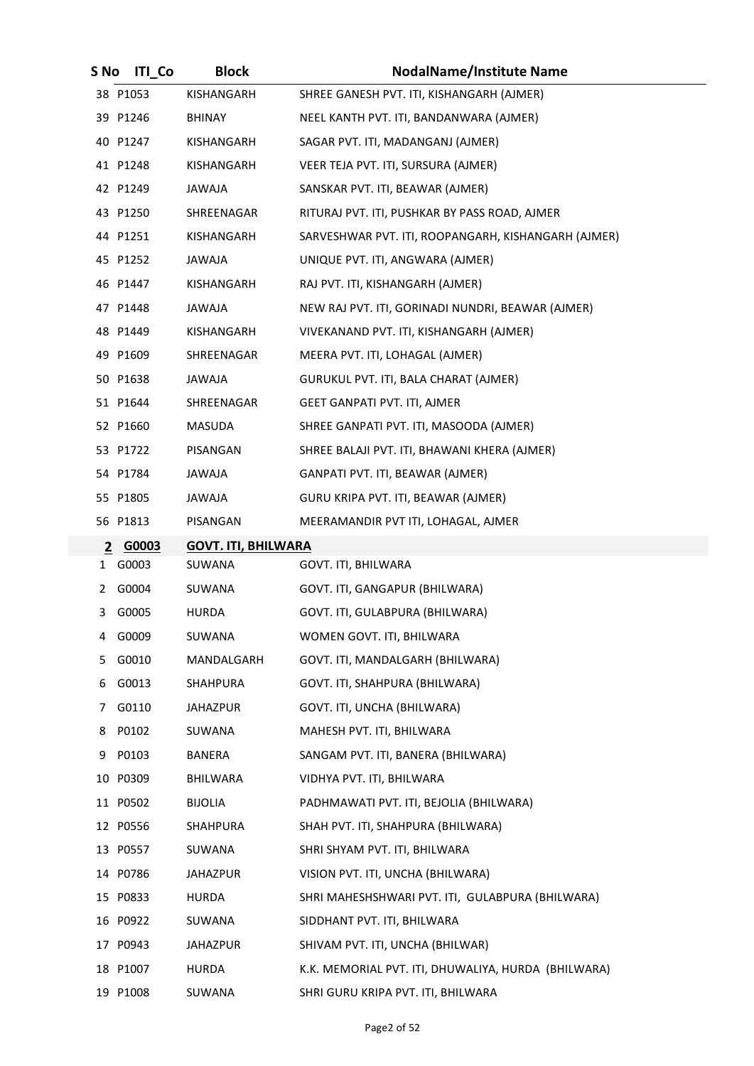| S No | ITI_Co | Block | NodalName/Institute Name |
|---|---|---|---|
| 38 | P1053 | KISHANGARH | SHREE GANESH PVT. ITI, KISHANGARH (AJMER) |
| 39 | P1246 | BHINAY | NEEL KANTH PVT. ITI, BANDANWARA (AJMER) |
| 40 | P1247 | KISHANGARH | SAGAR PVT. ITI, MADANGANJ (AJMER) |
| 41 | P1248 | KISHANGARH | VEER TEJA PVT. ITI, SURSURA (AJMER) |
| 42 | P1249 | JAWAJA | SANSKAR PVT. ITI, BEAWAR (AJMER) |
| 43 | P1250 | SHREENAGAR | RITURAJ PVT. ITI, PUSHKAR BY PASS ROAD, AJMER |
| 44 | P1251 | KISHANGARH | SARVESHWAR PVT. ITI, ROOPANGARH, KISHANGARH (AJMER) |
| 45 | P1252 | JAWAJA | UNIQUE PVT. ITI, ANGWARA (AJMER) |
| 46 | P1447 | KISHANGARH | RAJ PVT. ITI, KISHANGARH (AJMER) |
| 47 | P1448 | JAWAJA | NEW RAJ PVT. ITI, GORINADI NUNDRI, BEAWAR (AJMER) |
| 48 | P1449 | KISHANGARH | VIVEKANAND PVT. ITI, KISHANGARH (AJMER) |
| 49 | P1609 | SHREENAGAR | MEERA PVT. ITI, LOHAGAL (AJMER) |
| 50 | P1638 | JAWAJA | GURUKUL PVT. ITI, BALA CHARAT (AJMER) |
| 51 | P1644 | SHREENAGAR | GEET GANPATI PVT. ITI, AJMER |
| 52 | P1660 | MASUDA | SHREE GANPATI PVT. ITI, MASOODA (AJMER) |
| 53 | P1722 | PISANGAN | SHREE BALAJI PVT. ITI, BHAWANI KHERA (AJMER) |
| 54 | P1784 | JAWAJA | GANPATI PVT. ITI, BEAWAR (AJMER) |
| 55 | P1805 | JAWAJA | GURU KRIPA PVT. ITI, BEAWAR (AJMER) |
| 56 | P1813 | PISANGAN | MEERAMANDIR PVT ITI, LOHAGAL, AJMER |
| **2** | **G0003** | **GOVT. ITI, BHILWARA** | |
| 1 | G0003 | SUWANA | GOVT. ITI, BHILWARA |
| 2 | G0004 | SUWANA | GOVT. ITI, GANGAPUR (BHILWARA) |
| 3 | G0005 | HURDA | GOVT. ITI, GULABPURA (BHILWARA) |
| 4 | G0009 | SUWANA | WOMEN GOVT. ITI, BHILWARA |
| 5 | G0010 | MANDALGARH | GOVT. ITI, MANDALGARH (BHILWARA) |
| 6 | G0013 | SHAHPURA | GOVT. ITI, SHAHPURA (BHILWARA) |
| 7 | G0110 | JAHAZPUR | GOVT. ITI, UNCHA (BHILWARA) |
| 8 | P0102 | SUWANA | MAHESH PVT. ITI, BHILWARA |
| 9 | P0103 | BANERA | SANGAM PVT. ITI, BANERA (BHILWARA) |
| 10 | P0309 | BHILWARA | VIDHYA PVT. ITI, BHILWARA |
| 11 | P0502 | BIJOLIA | PADHMAWATI PVT. ITI, BEJOLIA (BHILWARA) |
| 12 | P0556 | SHAHPURA | SHAH PVT. ITI, SHAHPURA (BHILWARA) |
| 13 | P0557 | SUWANA | SHRI SHYAM PVT. ITI, BHILWARA |
| 14 | P0786 | JAHAZPUR | VISION PVT. ITI, UNCHA (BHILWARA) |
| 15 | P0833 | HURDA | SHRI MAHESHSHWARI PVT. ITI, GULABPURA (BHILWARA) |
| 16 | P0922 | SUWANA | SIDDHANT PVT. ITI, BHILWARA |
| 17 | P0943 | JAHAZPUR | SHIVAM PVT. ITI, UNCHA (BHILWAR) |
| 18 | P1007 | HURDA | K.K. MEMORIAL PVT. ITI, DHUWALIYA, HURDA (BHILWARA) |
| 19 | P1008 | SUWANA | SHRI GURU KRIPA PVT. ITI, BHILWARA |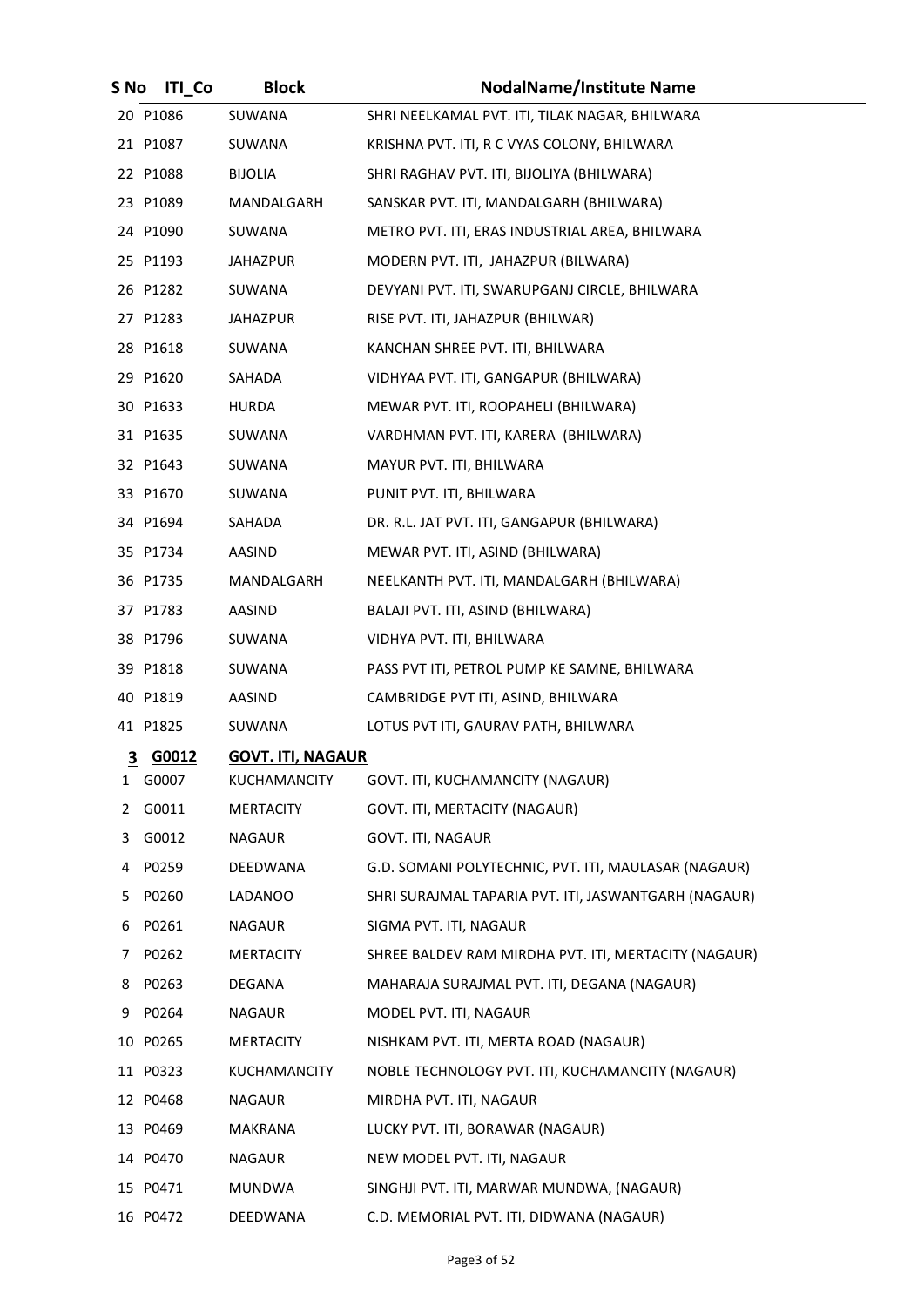| S No | ITI_Co | Block | NodalName/Institute Name |
| --- | --- | --- | --- |
| 20 | P1086 | SUWANA | SHRI NEELKAMAL PVT. ITI, TILAK NAGAR, BHILWARA |
| 21 | P1087 | SUWANA | KRISHNA PVT. ITI, R C VYAS COLONY, BHILWARA |
| 22 | P1088 | BIJOLIA | SHRI RAGHAV PVT. ITI, BIJOLIYA (BHILWARA) |
| 23 | P1089 | MANDALGARH | SANSKAR PVT. ITI, MANDALGARH (BHILWARA) |
| 24 | P1090 | SUWANA | METRO PVT. ITI, ERAS INDUSTRIAL AREA, BHILWARA |
| 25 | P1193 | JAHAZPUR | MODERN PVT. ITI, JAHAZPUR (BILWARA) |
| 26 | P1282 | SUWANA | DEVYANI PVT. ITI, SWARUPGANJ CIRCLE, BHILWARA |
| 27 | P1283 | JAHAZPUR | RISE PVT. ITI, JAHAZPUR (BHILWAR) |
| 28 | P1618 | SUWANA | KANCHAN SHREE PVT. ITI, BHILWARA |
| 29 | P1620 | SAHADA | VIDHYAA PVT. ITI, GANGAPUR (BHILWARA) |
| 30 | P1633 | HURDA | MEWAR PVT. ITI, ROOPAHELI (BHILWARA) |
| 31 | P1635 | SUWANA | VARDHMAN PVT. ITI, KARERA (BHILWARA) |
| 32 | P1643 | SUWANA | MAYUR PVT. ITI, BHILWARA |
| 33 | P1670 | SUWANA | PUNIT PVT. ITI, BHILWARA |
| 34 | P1694 | SAHADA | DR. R.L. JAT PVT. ITI, GANGAPUR (BHILWARA) |
| 35 | P1734 | AASIND | MEWAR PVT. ITI, ASIND (BHILWARA) |
| 36 | P1735 | MANDALGARH | NEELKANTH PVT. ITI, MANDALGARH (BHILWARA) |
| 37 | P1783 | AASIND | BALAJI PVT. ITI, ASIND (BHILWARA) |
| 38 | P1796 | SUWANA | VIDHYA PVT. ITI, BHILWARA |
| 39 | P1818 | SUWANA | PASS PVT ITI, PETROL PUMP KE SAMNE, BHILWARA |
| 40 | P1819 | AASIND | CAMBRIDGE PVT ITI, ASIND, BHILWARA |
| 41 | P1825 | SUWANA | LOTUS PVT ITI, GAURAV PATH, BHILWARA |
| **3** | **G0012** | **GOVT. ITI, NAGAUR** | |
| 1 | G0007 | KUCHAMANCITY | GOVT. ITI, KUCHAMANCITY (NAGAUR) |
| 2 | G0011 | MERTACITY | GOVT. ITI, MERTACITY (NAGAUR) |
| 3 | G0012 | NAGAUR | GOVT. ITI, NAGAUR |
| 4 | P0259 | DEEDWANA | G.D. SOMANI POLYTECHNIC, PVT. ITI, MAULASAR (NAGAUR) |
| 5 | P0260 | LADANOO | SHRI SURAJMAL TAPARIA PVT. ITI, JASWANTGARH (NAGAUR) |
| 6 | P0261 | NAGAUR | SIGMA PVT. ITI, NAGAUR |
| 7 | P0262 | MERTACITY | SHREE BALDEV RAM MIRDHA PVT. ITI, MERTACITY (NAGAUR) |
| 8 | P0263 | DEGANA | MAHARAJA SURAJMAL PVT. ITI, DEGANA (NAGAUR) |
| 9 | P0264 | NAGAUR | MODEL PVT. ITI, NAGAUR |
| 10 | P0265 | MERTACITY | NISHKAM PVT. ITI, MERTA ROAD (NAGAUR) |
| 11 | P0323 | KUCHAMANCITY | NOBLE TECHNOLOGY PVT. ITI, KUCHAMANCITY (NAGAUR) |
| 12 | P0468 | NAGAUR | MIRDHA PVT. ITI, NAGAUR |
| 13 | P0469 | MAKRANA | LUCKY PVT. ITI, BORAWAR (NAGAUR) |
| 14 | P0470 | NAGAUR | NEW MODEL PVT. ITI, NAGAUR |
| 15 | P0471 | MUNDWA | SINGHJI PVT. ITI, MARWAR MUNDWA, (NAGAUR) |
| 16 | P0472 | DEEDWANA | C.D. MEMORIAL PVT. ITI, DIDWANA (NAGAUR) |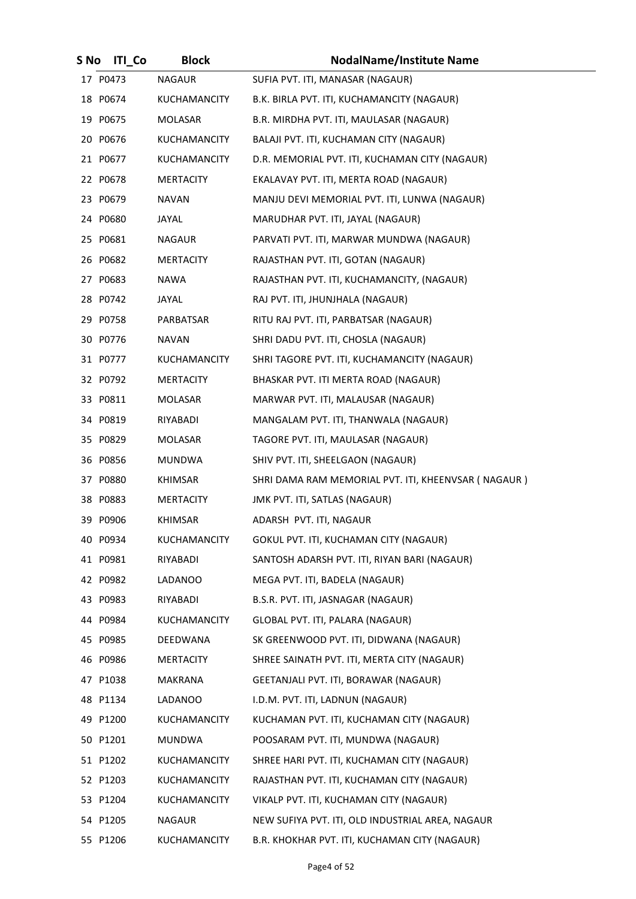| S No | ITI_Co | Block | NodalName/Institute Name |
|---|---|---|---|
| 17 | P0473 | NAGAUR | SUFIA PVT. ITI, MANASAR (NAGAUR) |
| 18 | P0674 | KUCHAMANCITY | B.K. BIRLA PVT. ITI, KUCHAMANCITY (NAGAUR) |
| 19 | P0675 | MOLASAR | B.R. MIRDHA PVT. ITI, MAULASAR (NAGAUR) |
| 20 | P0676 | KUCHAMANCITY | BALAJI PVT. ITI, KUCHAMAN CITY (NAGAUR) |
| 21 | P0677 | KUCHAMANCITY | D.R. MEMORIAL PVT. ITI, KUCHAMAN CITY (NAGAUR) |
| 22 | P0678 | MERTACITY | EKALAVAY PVT. ITI, MERTA ROAD (NAGAUR) |
| 23 | P0679 | NAVAN | MANJU DEVI MEMORIAL PVT. ITI, LUNWA (NAGAUR) |
| 24 | P0680 | JAYAL | MARUDHAR PVT. ITI, JAYAL (NAGAUR) |
| 25 | P0681 | NAGAUR | PARVATI PVT. ITI, MARWAR MUNDWA (NAGAUR) |
| 26 | P0682 | MERTACITY | RAJASTHAN PVT. ITI, GOTAN (NAGAUR) |
| 27 | P0683 | NAWA | RAJASTHAN PVT. ITI, KUCHAMANCITY, (NAGAUR) |
| 28 | P0742 | JAYAL | RAJ PVT. ITI, JHUNJHALA (NAGAUR) |
| 29 | P0758 | PARBATSAR | RITU RAJ PVT. ITI, PARBATSAR (NAGAUR) |
| 30 | P0776 | NAVAN | SHRI DADU PVT. ITI, CHOSLA (NAGAUR) |
| 31 | P0777 | KUCHAMANCITY | SHRI TAGORE PVT. ITI, KUCHAMANCITY (NAGAUR) |
| 32 | P0792 | MERTACITY | BHASKAR PVT. ITI MERTA ROAD (NAGAUR) |
| 33 | P0811 | MOLASAR | MARWAR PVT. ITI, MALAUSAR (NAGAUR) |
| 34 | P0819 | RIYABADI | MANGALAM PVT. ITI, THANWALA (NAGAUR) |
| 35 | P0829 | MOLASAR | TAGORE PVT. ITI, MAULASAR (NAGAUR) |
| 36 | P0856 | MUNDWA | SHIV PVT. ITI, SHEELGAON (NAGAUR) |
| 37 | P0880 | KHIMSAR | SHRI DAMA RAM MEMORIAL PVT. ITI, KHEENVSAR ( NAGAUR ) |
| 38 | P0883 | MERTACITY | JMK PVT. ITI, SATLAS (NAGAUR) |
| 39 | P0906 | KHIMSAR | ADARSH PVT. ITI, NAGAUR |
| 40 | P0934 | KUCHAMANCITY | GOKUL PVT. ITI, KUCHAMAN CITY (NAGAUR) |
| 41 | P0981 | RIYABADI | SANTOSH ADARSH PVT. ITI, RIYAN BARI (NAGAUR) |
| 42 | P0982 | LADANOO | MEGA PVT. ITI, BADELA (NAGAUR) |
| 43 | P0983 | RIYABADI | B.S.R. PVT. ITI, JASNAGAR (NAGAUR) |
| 44 | P0984 | KUCHAMANCITY | GLOBAL PVT. ITI, PALARA (NAGAUR) |
| 45 | P0985 | DEEDWANA | SK GREENWOOD PVT. ITI, DIDWANA (NAGAUR) |
| 46 | P0986 | MERTACITY | SHREE SAINATH PVT. ITI, MERTA CITY (NAGAUR) |
| 47 | P1038 | MAKRANA | GEETANJALI PVT. ITI, BORAWAR (NAGAUR) |
| 48 | P1134 | LADANOO | I.D.M. PVT. ITI, LADNUN (NAGAUR) |
| 49 | P1200 | KUCHAMANCITY | KUCHAMAN PVT. ITI, KUCHAMAN CITY (NAGAUR) |
| 50 | P1201 | MUNDWA | POOSARAM PVT. ITI, MUNDWA (NAGAUR) |
| 51 | P1202 | KUCHAMANCITY | SHREE HARI PVT. ITI, KUCHAMAN CITY (NAGAUR) |
| 52 | P1203 | KUCHAMANCITY | RAJASTHAN PVT. ITI, KUCHAMAN CITY (NAGAUR) |
| 53 | P1204 | KUCHAMANCITY | VIKALP PVT. ITI, KUCHAMAN CITY (NAGAUR) |
| 54 | P1205 | NAGAUR | NEW SUFIYA PVT. ITI, OLD INDUSTRIAL AREA, NAGAUR |
| 55 | P1206 | KUCHAMANCITY | B.R. KHOKHAR PVT. ITI, KUCHAMAN CITY (NAGAUR) |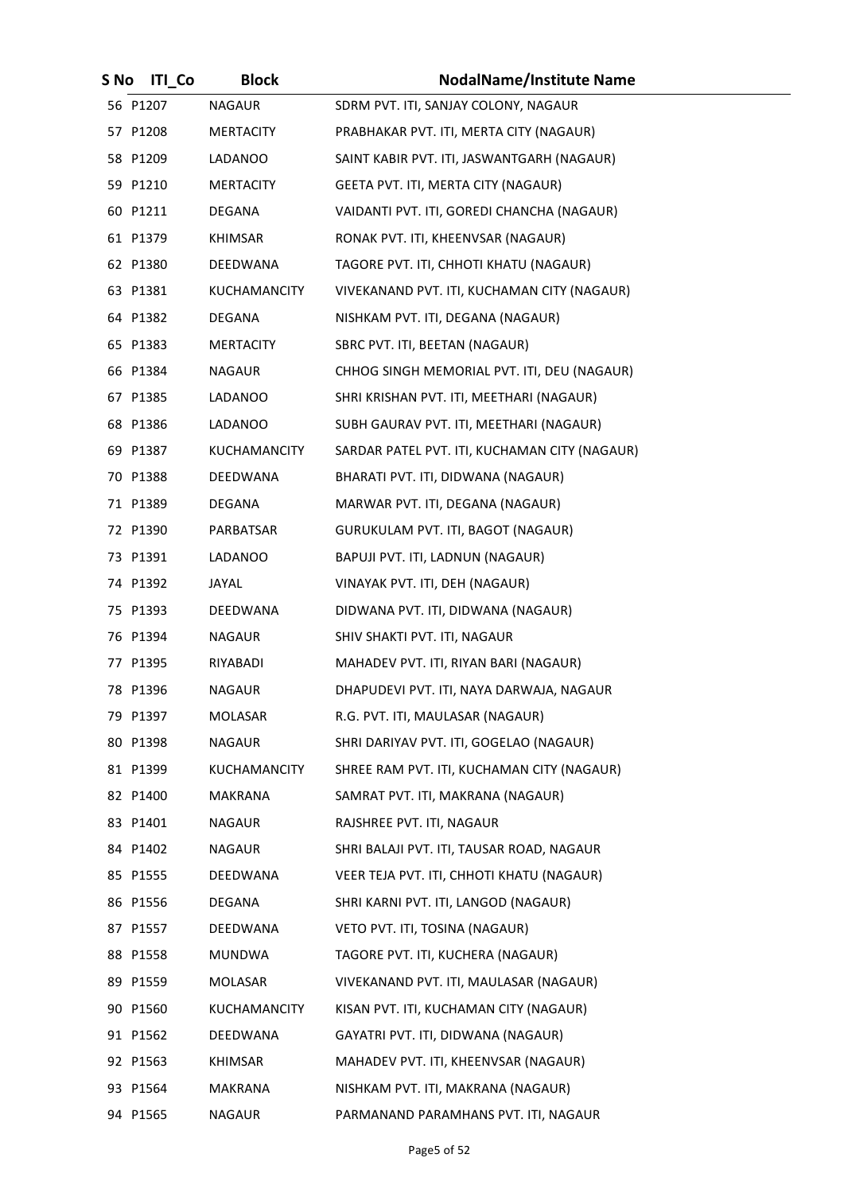| S No | ITI_Co | Block | NodalName/Institute Name |
|---|---|---|---|
| 56 | P1207 | NAGAUR | SDRM PVT. ITI, SANJAY COLONY, NAGAUR |
| 57 | P1208 | MERTACITY | PRABHAKAR PVT. ITI, MERTA CITY (NAGAUR) |
| 58 | P1209 | LADANOO | SAINT KABIR PVT. ITI, JASWANTGARH (NAGAUR) |
| 59 | P1210 | MERTACITY | GEETA PVT. ITI, MERTA CITY (NAGAUR) |
| 60 | P1211 | DEGANA | VAIDANTI PVT. ITI, GOREDI CHANCHA (NAGAUR) |
| 61 | P1379 | KHIMSAR | RONAK PVT. ITI, KHEENVSAR (NAGAUR) |
| 62 | P1380 | DEEDWANA | TAGORE PVT. ITI, CHHOTI KHATU (NAGAUR) |
| 63 | P1381 | KUCHAMANCITY | VIVEKANAND PVT. ITI, KUCHAMAN CITY (NAGAUR) |
| 64 | P1382 | DEGANA | NISHKAM PVT. ITI, DEGANA (NAGAUR) |
| 65 | P1383 | MERTACITY | SBRC PVT. ITI, BEETAN (NAGAUR) |
| 66 | P1384 | NAGAUR | CHHOG SINGH MEMORIAL PVT. ITI, DEU (NAGAUR) |
| 67 | P1385 | LADANOO | SHRI KRISHAN PVT. ITI, MEETHARI (NAGAUR) |
| 68 | P1386 | LADANOO | SUBH GAURAV PVT. ITI, MEETHARI (NAGAUR) |
| 69 | P1387 | KUCHAMANCITY | SARDAR PATEL PVT. ITI, KUCHAMAN CITY (NAGAUR) |
| 70 | P1388 | DEEDWANA | BHARATI PVT. ITI, DIDWANA (NAGAUR) |
| 71 | P1389 | DEGANA | MARWAR PVT. ITI, DEGANA (NAGAUR) |
| 72 | P1390 | PARBATSAR | GURUKULAM PVT. ITI, BAGOT (NAGAUR) |
| 73 | P1391 | LADANOO | BAPUJI PVT. ITI, LADNUN (NAGAUR) |
| 74 | P1392 | JAYAL | VINAYAK PVT. ITI, DEH (NAGAUR) |
| 75 | P1393 | DEEDWANA | DIDWANA PVT. ITI, DIDWANA (NAGAUR) |
| 76 | P1394 | NAGAUR | SHIV SHAKTI PVT. ITI, NAGAUR |
| 77 | P1395 | RIYABADI | MAHADEV PVT. ITI, RIYAN BARI (NAGAUR) |
| 78 | P1396 | NAGAUR | DHAPUDEVI PVT. ITI, NAYA DARWAJA, NAGAUR |
| 79 | P1397 | MOLASAR | R.G. PVT. ITI, MAULASAR (NAGAUR) |
| 80 | P1398 | NAGAUR | SHRI DARIYAV PVT. ITI, GOGELAO (NAGAUR) |
| 81 | P1399 | KUCHAMANCITY | SHREE RAM PVT. ITI, KUCHAMAN CITY (NAGAUR) |
| 82 | P1400 | MAKRANA | SAMRAT PVT. ITI, MAKRANA (NAGAUR) |
| 83 | P1401 | NAGAUR | RAJSHREE PVT. ITI, NAGAUR |
| 84 | P1402 | NAGAUR | SHRI BALAJI PVT. ITI, TAUSAR ROAD, NAGAUR |
| 85 | P1555 | DEEDWANA | VEER TEJA PVT. ITI, CHHOTI KHATU (NAGAUR) |
| 86 | P1556 | DEGANA | SHRI KARNI PVT. ITI, LANGOD (NAGAUR) |
| 87 | P1557 | DEEDWANA | VETO PVT. ITI, TOSINA (NAGAUR) |
| 88 | P1558 | MUNDWA | TAGORE PVT. ITI, KUCHERA (NAGAUR) |
| 89 | P1559 | MOLASAR | VIVEKANAND PVT. ITI, MAULASAR (NAGAUR) |
| 90 | P1560 | KUCHAMANCITY | KISAN PVT. ITI, KUCHAMAN CITY (NAGAUR) |
| 91 | P1562 | DEEDWANA | GAYATRI PVT. ITI, DIDWANA (NAGAUR) |
| 92 | P1563 | KHIMSAR | MAHADEV PVT. ITI, KHEENVSAR (NAGAUR) |
| 93 | P1564 | MAKRANA | NISHKAM PVT. ITI, MAKRANA (NAGAUR) |
| 94 | P1565 | NAGAUR | PARMANAND PARAMHANS PVT. ITI, NAGAUR |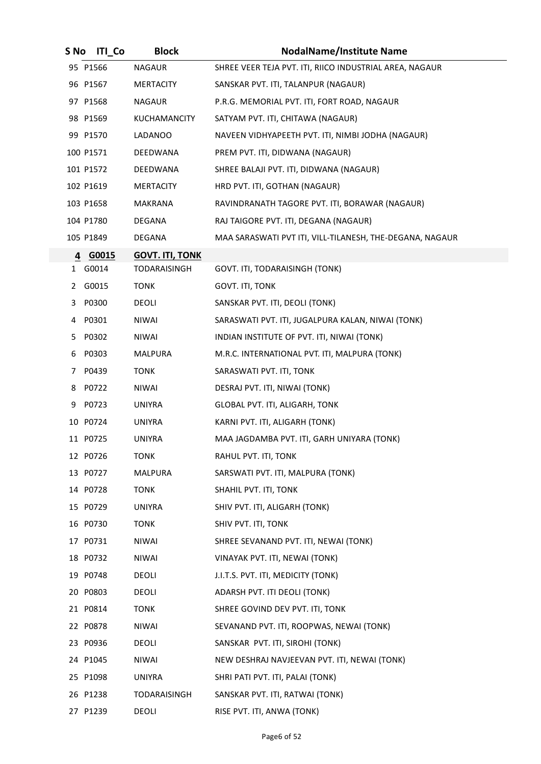| S No | ITI_Co | Block | NodalName/Institute Name |
|---|---|---|---|
| 95 | P1566 | NAGAUR | SHREE VEER TEJA PVT. ITI, RIICO INDUSTRIAL AREA, NAGAUR |
| 96 | P1567 | MERTACITY | SANSKAR PVT. ITI, TALANPUR (NAGAUR) |
| 97 | P1568 | NAGAUR | P.R.G. MEMORIAL PVT. ITI, FORT ROAD, NAGAUR |
| 98 | P1569 | KUCHAMANCITY | SATYAM PVT. ITI, CHITAWA (NAGAUR) |
| 99 | P1570 | LADANOO | NAVEEN VIDHYAPEETH PVT. ITI, NIMBI JODHA (NAGAUR) |
| 100 | P1571 | DEEDWANA | PREM PVT. ITI, DIDWANA (NAGAUR) |
| 101 | P1572 | DEEDWANA | SHREE BALAJI PVT. ITI, DIDWANA (NAGAUR) |
| 102 | P1619 | MERTACITY | HRD PVT. ITI, GOTHAN (NAGAUR) |
| 103 | P1658 | MAKRANA | RAVINDRANATH TAGORE PVT. ITI, BORAWAR (NAGAUR) |
| 104 | P1780 | DEGANA | RAJ TAIGORE PVT. ITI, DEGANA (NAGAUR) |
| 105 | P1849 | DEGANA | MAA SARASWATI PVT ITI, VILL-TILANESH, THE-DEGANA, NAGAUR |
| **4** | **G0015** | **GOVT. ITI, TONK** | |
| 1 | G0014 | TODARAISINGH | GOVT. ITI, TODARAISINGH (TONK) |
| 2 | G0015 | TONK | GOVT. ITI, TONK |
| 3 | P0300 | DEOLI | SANSKAR PVT. ITI, DEOLI (TONK) |
| 4 | P0301 | NIWAI | SARASWATI PVT. ITI, JUGALPURA KALAN, NIWAI (TONK) |
| 5 | P0302 | NIWAI | INDIAN INSTITUTE OF PVT. ITI, NIWAI (TONK) |
| 6 | P0303 | MALPURA | M.R.C. INTERNATIONAL PVT. ITI, MALPURA (TONK) |
| 7 | P0439 | TONK | SARASWATI PVT. ITI, TONK |
| 8 | P0722 | NIWAI | DESRAJ PVT. ITI, NIWAI (TONK) |
| 9 | P0723 | UNIYRA | GLOBAL PVT. ITI, ALIGARH, TONK |
| 10 | P0724 | UNIYRA | KARNI PVT. ITI, ALIGARH (TONK) |
| 11 | P0725 | UNIYRA | MAA JAGDAMBA PVT. ITI, GARH UNIYARA (TONK) |
| 12 | P0726 | TONK | RAHUL PVT. ITI, TONK |
| 13 | P0727 | MALPURA | SARSWATI PVT. ITI, MALPURA (TONK) |
| 14 | P0728 | TONK | SHAHIL PVT. ITI, TONK |
| 15 | P0729 | UNIYRA | SHIV PVT. ITI, ALIGARH (TONK) |
| 16 | P0730 | TONK | SHIV PVT. ITI, TONK |
| 17 | P0731 | NIWAI | SHREE SEVANAND PVT. ITI, NEWAI (TONK) |
| 18 | P0732 | NIWAI | VINAYAK PVT. ITI, NEWAI (TONK) |
| 19 | P0748 | DEOLI | J.I.T.S. PVT. ITI, MEDICITY (TONK) |
| 20 | P0803 | DEOLI | ADARSH PVT. ITI DEOLI (TONK) |
| 21 | P0814 | TONK | SHREE GOVIND DEV PVT. ITI, TONK |
| 22 | P0878 | NIWAI | SEVANAND PVT. ITI, ROOPWAS, NEWAI (TONK) |
| 23 | P0936 | DEOLI | SANSKAR PVT. ITI, SIROHI (TONK) |
| 24 | P1045 | NIWAI | NEW DESHRAJ NAVJEEVAN PVT. ITI, NEWAI (TONK) |
| 25 | P1098 | UNIYRA | SHRI PATI PVT. ITI, PALAI (TONK) |
| 26 | P1238 | TODARAISINGH | SANSKAR PVT. ITI, RATWAI (TONK) |
| 27 | P1239 | DEOLI | RISE PVT. ITI, ANWA (TONK) |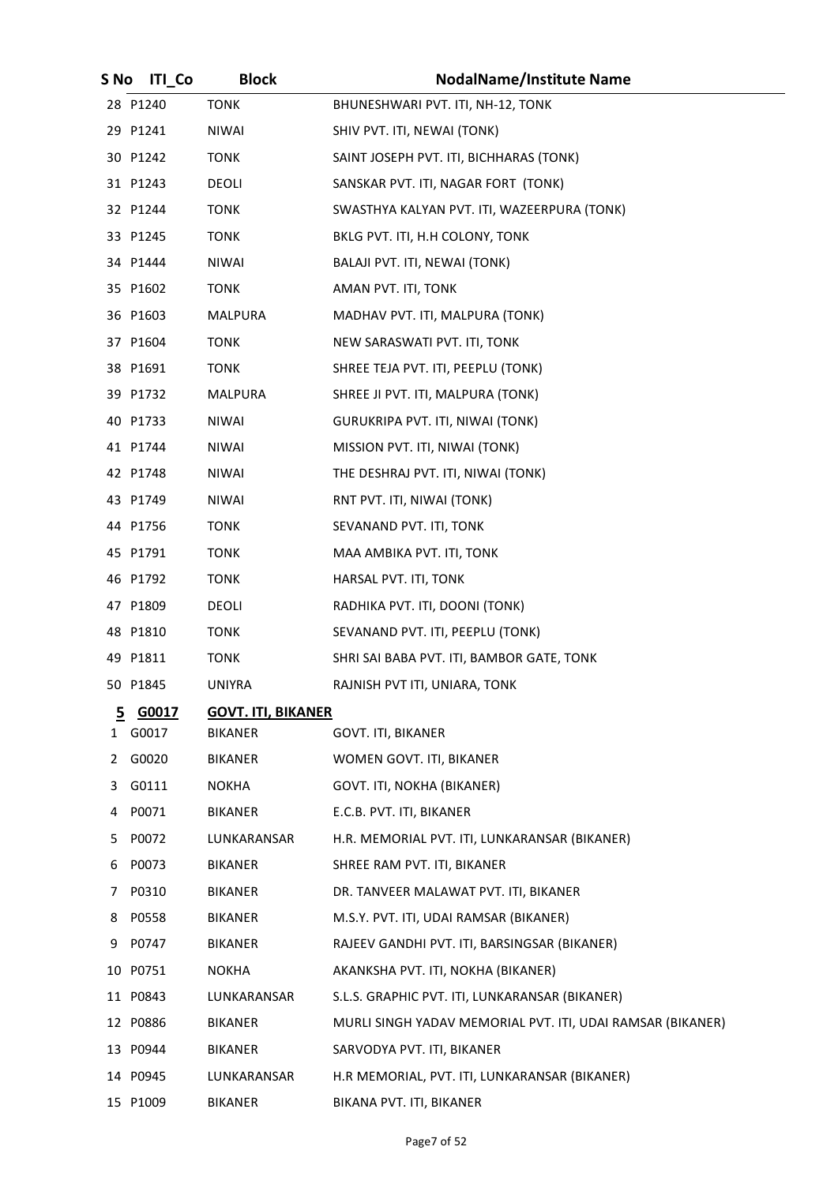| S No | ITI_Co | Block | NodalName/Institute Name |
|---|---|---|---|
| 28 | P1240 | TONK | BHUNESHWARI PVT. ITI, NH-12, TONK |
| 29 | P1241 | NIWAI | SHIV PVT. ITI, NEWAI (TONK) |
| 30 | P1242 | TONK | SAINT JOSEPH PVT. ITI, BICHHARAS (TONK) |
| 31 | P1243 | DEOLI | SANSKAR PVT. ITI, NAGAR FORT (TONK) |
| 32 | P1244 | TONK | SWASTHYA KALYAN PVT. ITI, WAZEERPURA (TONK) |
| 33 | P1245 | TONK | BKLG PVT. ITI, H.H COLONY, TONK |
| 34 | P1444 | NIWAI | BALAJI PVT. ITI, NEWAI (TONK) |
| 35 | P1602 | TONK | AMAN PVT. ITI, TONK |
| 36 | P1603 | MALPURA | MADHAV PVT. ITI, MALPURA (TONK) |
| 37 | P1604 | TONK | NEW SARASWATI PVT. ITI, TONK |
| 38 | P1691 | TONK | SHREE TEJA PVT. ITI, PEEPLU (TONK) |
| 39 | P1732 | MALPURA | SHREE JI PVT. ITI, MALPURA (TONK) |
| 40 | P1733 | NIWAI | GURUKRIPA PVT. ITI, NIWAI (TONK) |
| 41 | P1744 | NIWAI | MISSION PVT. ITI, NIWAI (TONK) |
| 42 | P1748 | NIWAI | THE DESHRAJ PVT. ITI, NIWAI (TONK) |
| 43 | P1749 | NIWAI | RNT PVT. ITI, NIWAI (TONK) |
| 44 | P1756 | TONK | SEVANAND PVT. ITI, TONK |
| 45 | P1791 | TONK | MAA AMBIKA PVT. ITI, TONK |
| 46 | P1792 | TONK | HARSAL PVT. ITI, TONK |
| 47 | P1809 | DEOLI | RADHIKA PVT. ITI, DOONI (TONK) |
| 48 | P1810 | TONK | SEVANAND PVT. ITI, PEEPLU (TONK) |
| 49 | P1811 | TONK | SHRI SAI BABA PVT. ITI, BAMBOR GATE, TONK |
| 50 | P1845 | UNIYRA | RAJNISH PVT ITI, UNIARA, TONK |
| **5** | **G0017** | **GOVT. ITI, BIKANER** | |
| 1 | G0017 | BIKANER | GOVT. ITI, BIKANER |
| 2 | G0020 | BIKANER | WOMEN GOVT. ITI, BIKANER |
| 3 | G0111 | NOKHA | GOVT. ITI, NOKHA (BIKANER) |
| 4 | P0071 | BIKANER | E.C.B. PVT. ITI, BIKANER |
| 5 | P0072 | LUNKARANSAR | H.R. MEMORIAL PVT. ITI, LUNKARANSAR (BIKANER) |
| 6 | P0073 | BIKANER | SHREE RAM PVT. ITI, BIKANER |
| 7 | P0310 | BIKANER | DR. TANVEER MALAWAT PVT. ITI, BIKANER |
| 8 | P0558 | BIKANER | M.S.Y. PVT. ITI, UDAI RAMSAR (BIKANER) |
| 9 | P0747 | BIKANER | RAJEEV GANDHI PVT. ITI, BARSINGSAR (BIKANER) |
| 10 | P0751 | NOKHA | AKANKSHA PVT. ITI, NOKHA (BIKANER) |
| 11 | P0843 | LUNKARANSAR | S.L.S. GRAPHIC PVT. ITI, LUNKARANSAR (BIKANER) |
| 12 | P0886 | BIKANER | MURLI SINGH YADAV MEMORIAL PVT. ITI, UDAI RAMSAR (BIKANER) |
| 13 | P0944 | BIKANER | SARVODYA PVT. ITI, BIKANER |
| 14 | P0945 | LUNKARANSAR | H.R MEMORIAL, PVT. ITI, LUNKARANSAR (BIKANER) |
| 15 | P1009 | BIKANER | BIKANA PVT. ITI, BIKANER |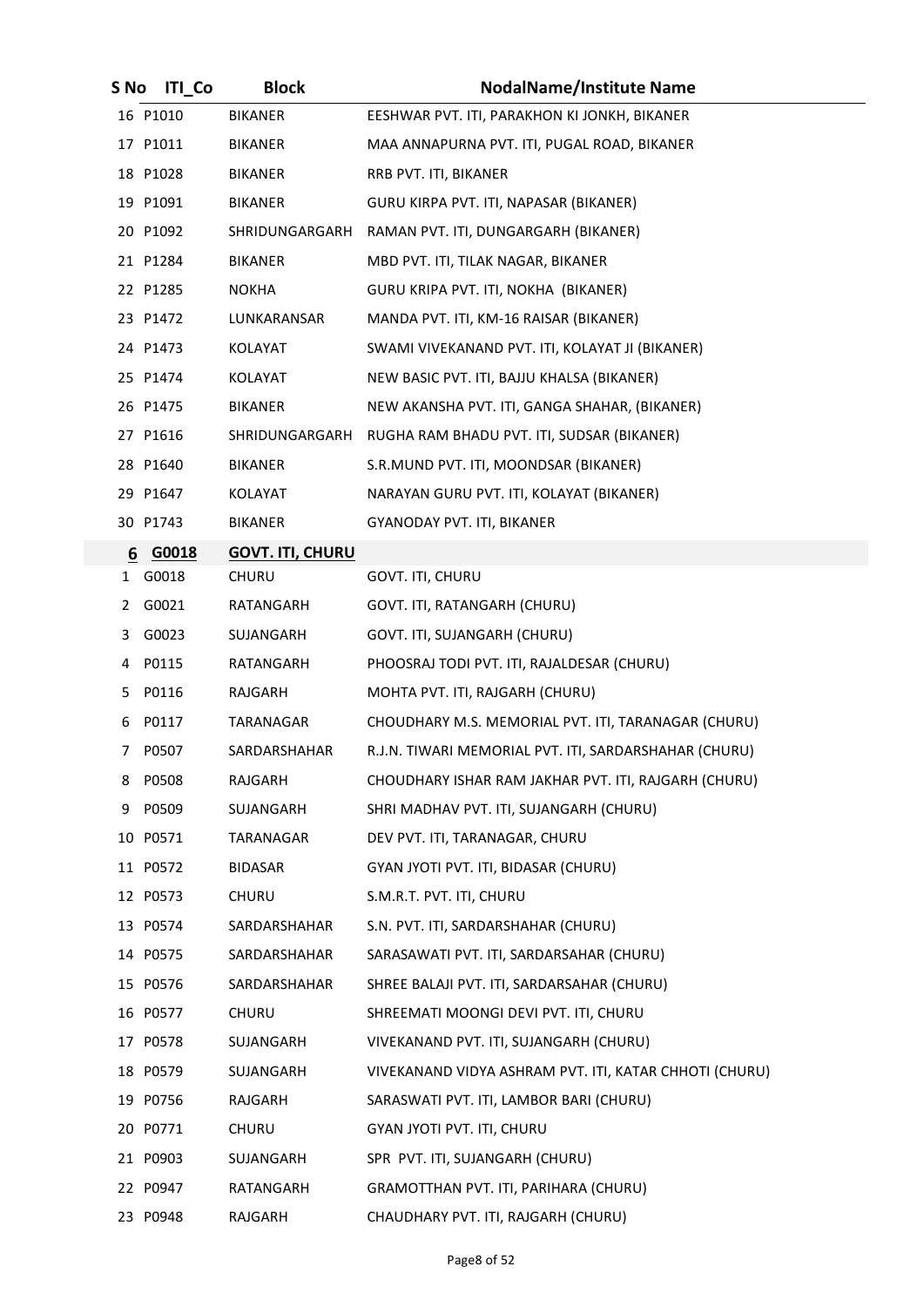| S No | ITI_Co | Block | NodalName/Institute Name |
|---|---|---|---|
| 16 | P1010 | BIKANER | EESHWAR PVT. ITI, PARAKHON KI JONKH, BIKANER |
| 17 | P1011 | BIKANER | MAA ANNAPURNA PVT. ITI, PUGAL ROAD, BIKANER |
| 18 | P1028 | BIKANER | RRB PVT. ITI, BIKANER |
| 19 | P1091 | BIKANER | GURU KIRPA PVT. ITI, NAPASAR (BIKANER) |
| 20 | P1092 | SHRIDUNGARGARH | RAMAN PVT. ITI, DUNGARGARH (BIKANER) |
| 21 | P1284 | BIKANER | MBD PVT. ITI, TILAK NAGAR, BIKANER |
| 22 | P1285 | NOKHA | GURU KRIPA PVT. ITI, NOKHA (BIKANER) |
| 23 | P1472 | LUNKARANSAR | MANDA PVT. ITI, KM-16 RAISAR (BIKANER) |
| 24 | P1473 | KOLAYAT | SWAMI VIVEKANAND PVT. ITI, KOLAYAT JI (BIKANER) |
| 25 | P1474 | KOLAYAT | NEW BASIC PVT. ITI, BAJJU KHALSA (BIKANER) |
| 26 | P1475 | BIKANER | NEW AKANSHA PVT. ITI, GANGA SHAHAR, (BIKANER) |
| 27 | P1616 | SHRIDUNGARGARH | RUGHA RAM BHADU PVT. ITI, SUDSAR (BIKANER) |
| 28 | P1640 | BIKANER | S.R.MUND PVT. ITI, MOONDSAR (BIKANER) |
| 29 | P1647 | KOLAYAT | NARAYAN GURU PVT. ITI, KOLAYAT (BIKANER) |
| 30 | P1743 | BIKANER | GYANODAY PVT. ITI, BIKANER |
| **6** | **G0018** | **GOVT. ITI, CHURU** | |
| 1 | G0018 | CHURU | GOVT. ITI, CHURU |
| 2 | G0021 | RATANGARH | GOVT. ITI, RATANGARH (CHURU) |
| 3 | G0023 | SUJANGARH | GOVT. ITI, SUJANGARH (CHURU) |
| 4 | P0115 | RATANGARH | PHOOSRAJ TODI PVT. ITI, RAJALDESAR (CHURU) |
| 5 | P0116 | RAJGARH | MOHTA PVT. ITI, RAJGARH (CHURU) |
| 6 | P0117 | TARANAGAR | CHOUDHARY M.S. MEMORIAL PVT. ITI, TARANAGAR (CHURU) |
| 7 | P0507 | SARDARSHAHAR | R.J.N. TIWARI MEMORIAL PVT. ITI, SARDARSHAHAR (CHURU) |
| 8 | P0508 | RAJGARH | CHOUDHARY ISHAR RAM JAKHAR PVT. ITI, RAJGARH (CHURU) |
| 9 | P0509 | SUJANGARH | SHRI MADHAV PVT. ITI, SUJANGARH (CHURU) |
| 10 | P0571 | TARANAGAR | DEV PVT. ITI, TARANAGAR, CHURU |
| 11 | P0572 | BIDASAR | GYAN JYOTI PVT. ITI, BIDASAR (CHURU) |
| 12 | P0573 | CHURU | S.M.R.T. PVT. ITI, CHURU |
| 13 | P0574 | SARDARSHAHAR | S.N. PVT. ITI, SARDARSHAHAR (CHURU) |
| 14 | P0575 | SARDARSHAHAR | SARASAWATI PVT. ITI, SARDARSAHAR (CHURU) |
| 15 | P0576 | SARDARSHAHAR | SHREE BALAJI PVT. ITI, SARDARSAHAR (CHURU) |
| 16 | P0577 | CHURU | SHREEMATI MOONGI DEVI PVT. ITI, CHURU |
| 17 | P0578 | SUJANGARH | VIVEKANAND PVT. ITI, SUJANGARH (CHURU) |
| 18 | P0579 | SUJANGARH | VIVEKANAND VIDYA ASHRAM PVT. ITI, KATAR CHHOTI (CHURU) |
| 19 | P0756 | RAJGARH | SARASWATI PVT. ITI, LAMBOR BARI (CHURU) |
| 20 | P0771 | CHURU | GYAN JYOTI PVT. ITI, CHURU |
| 21 | P0903 | SUJANGARH | SPR PVT. ITI, SUJANGARH (CHURU) |
| 22 | P0947 | RATANGARH | GRAMOTTHAN PVT. ITI, PARIHARA (CHURU) |
| 23 | P0948 | RAJGARH | CHAUDHARY PVT. ITI, RAJGARH (CHURU) |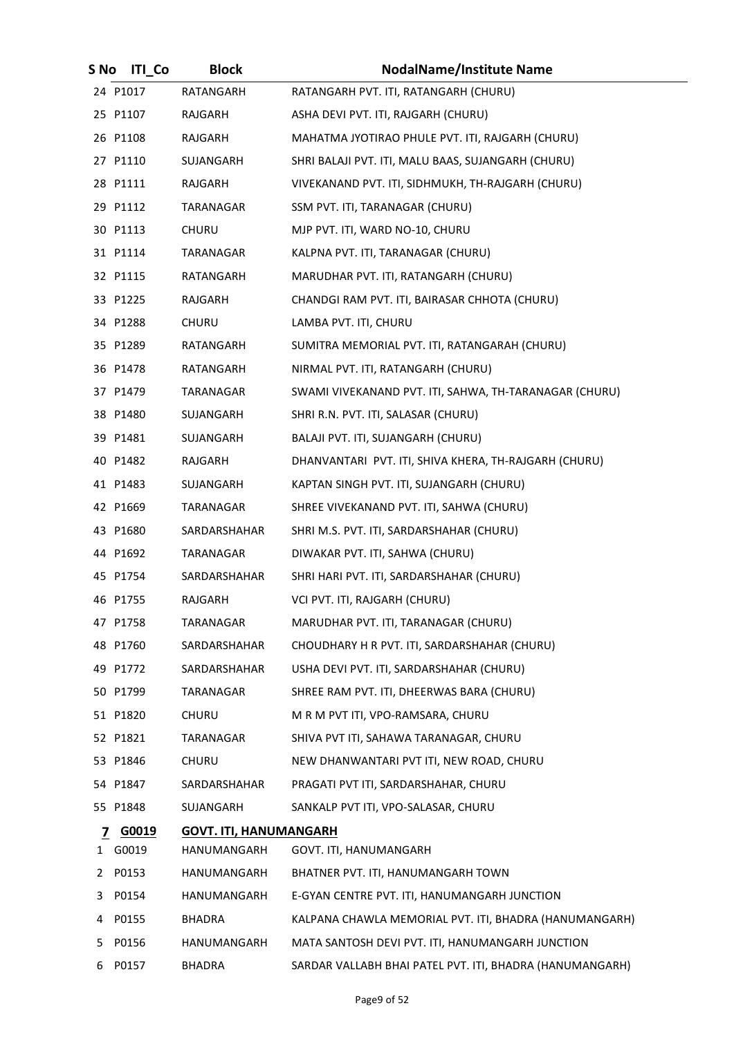| S No | ITI_Co | Block | NodalName/Institute Name |
|---|---|---|---|
| 24 | P1017 | RATANGARH | RATANGARH PVT. ITI, RATANGARH (CHURU) |
| 25 | P1107 | RAJGARH | ASHA DEVI PVT. ITI, RAJGARH (CHURU) |
| 26 | P1108 | RAJGARH | MAHATMA JYOTIRAO PHULE PVT. ITI, RAJGARH (CHURU) |
| 27 | P1110 | SUJANGARH | SHRI BALAJI PVT. ITI, MALU BAAS, SUJANGARH (CHURU) |
| 28 | P1111 | RAJGARH | VIVEKANAND PVT. ITI, SIDHMUKH, TH-RAJGARH (CHURU) |
| 29 | P1112 | TARANAGAR | SSM PVT. ITI, TARANAGAR (CHURU) |
| 30 | P1113 | CHURU | MJP PVT. ITI, WARD NO-10, CHURU |
| 31 | P1114 | TARANAGAR | KALPNA PVT. ITI, TARANAGAR (CHURU) |
| 32 | P1115 | RATANGARH | MARUDHAR PVT. ITI, RATANGARH (CHURU) |
| 33 | P1225 | RAJGARH | CHANDGI RAM PVT. ITI, BAIRASAR CHHOTA (CHURU) |
| 34 | P1288 | CHURU | LAMBA PVT. ITI, CHURU |
| 35 | P1289 | RATANGARH | SUMITRA MEMORIAL PVT. ITI, RATANGARAH (CHURU) |
| 36 | P1478 | RATANGARH | NIRMAL PVT. ITI, RATANGARH (CHURU) |
| 37 | P1479 | TARANAGAR | SWAMI VIVEKANAND PVT. ITI, SAHWA, TH-TARANAGAR (CHURU) |
| 38 | P1480 | SUJANGARH | SHRI R.N. PVT. ITI, SALASAR (CHURU) |
| 39 | P1481 | SUJANGARH | BALAJI PVT. ITI, SUJANGARH (CHURU) |
| 40 | P1482 | RAJGARH | DHANVANTARI PVT. ITI, SHIVA KHERA, TH-RAJGARH (CHURU) |
| 41 | P1483 | SUJANGARH | KAPTAN SINGH PVT. ITI, SUJANGARH (CHURU) |
| 42 | P1669 | TARANAGAR | SHREE VIVEKANAND PVT. ITI, SAHWA (CHURU) |
| 43 | P1680 | SARDARSHAHAR | SHRI M.S. PVT. ITI, SARDARSHAHAR (CHURU) |
| 44 | P1692 | TARANAGAR | DIWAKAR PVT. ITI, SAHWA (CHURU) |
| 45 | P1754 | SARDARSHAHAR | SHRI HARI PVT. ITI, SARDARSHAHAR (CHURU) |
| 46 | P1755 | RAJGARH | VCI PVT. ITI, RAJGARH (CHURU) |
| 47 | P1758 | TARANAGAR | MARUDHAR PVT. ITI, TARANAGAR (CHURU) |
| 48 | P1760 | SARDARSHAHAR | CHOUDHARY H R PVT. ITI, SARDARSHAHAR (CHURU) |
| 49 | P1772 | SARDARSHAHAR | USHA DEVI PVT. ITI, SARDARSHAHAR (CHURU) |
| 50 | P1799 | TARANAGAR | SHREE RAM PVT. ITI, DHEERWAS BARA (CHURU) |
| 51 | P1820 | CHURU | M R M PVT ITI, VPO-RAMSARA, CHURU |
| 52 | P1821 | TARANAGAR | SHIVA PVT ITI, SAHAWA TARANAGAR, CHURU |
| 53 | P1846 | CHURU | NEW DHANWANTARI PVT ITI, NEW ROAD, CHURU |
| 54 | P1847 | SARDARSHAHAR | PRAGATI PVT ITI, SARDARSHAHAR, CHURU |
| 55 | P1848 | SUJANGARH | SANKALP PVT ITI, VPO-SALASAR, CHURU |
| **7** | **G0019** | **GOVT. ITI, HANUMANGARH** | |
| 1 | G0019 | HANUMANGARH | GOVT. ITI, HANUMANGARH |
| 2 | P0153 | HANUMANGARH | BHATNER PVT. ITI, HANUMANGARH TOWN |
| 3 | P0154 | HANUMANGARH | E-GYAN CENTRE PVT. ITI, HANUMANGARH JUNCTION |
| 4 | P0155 | BHADRA | KALPANA CHAWLA MEMORIAL PVT. ITI, BHADRA (HANUMANGARH) |
| 5 | P0156 | HANUMANGARH | MATA SANTOSH DEVI PVT. ITI, HANUMANGARH JUNCTION |
| 6 | P0157 | BHADRA | SARDAR VALLABH BHAI PATEL PVT. ITI, BHADRA (HANUMANGARH) |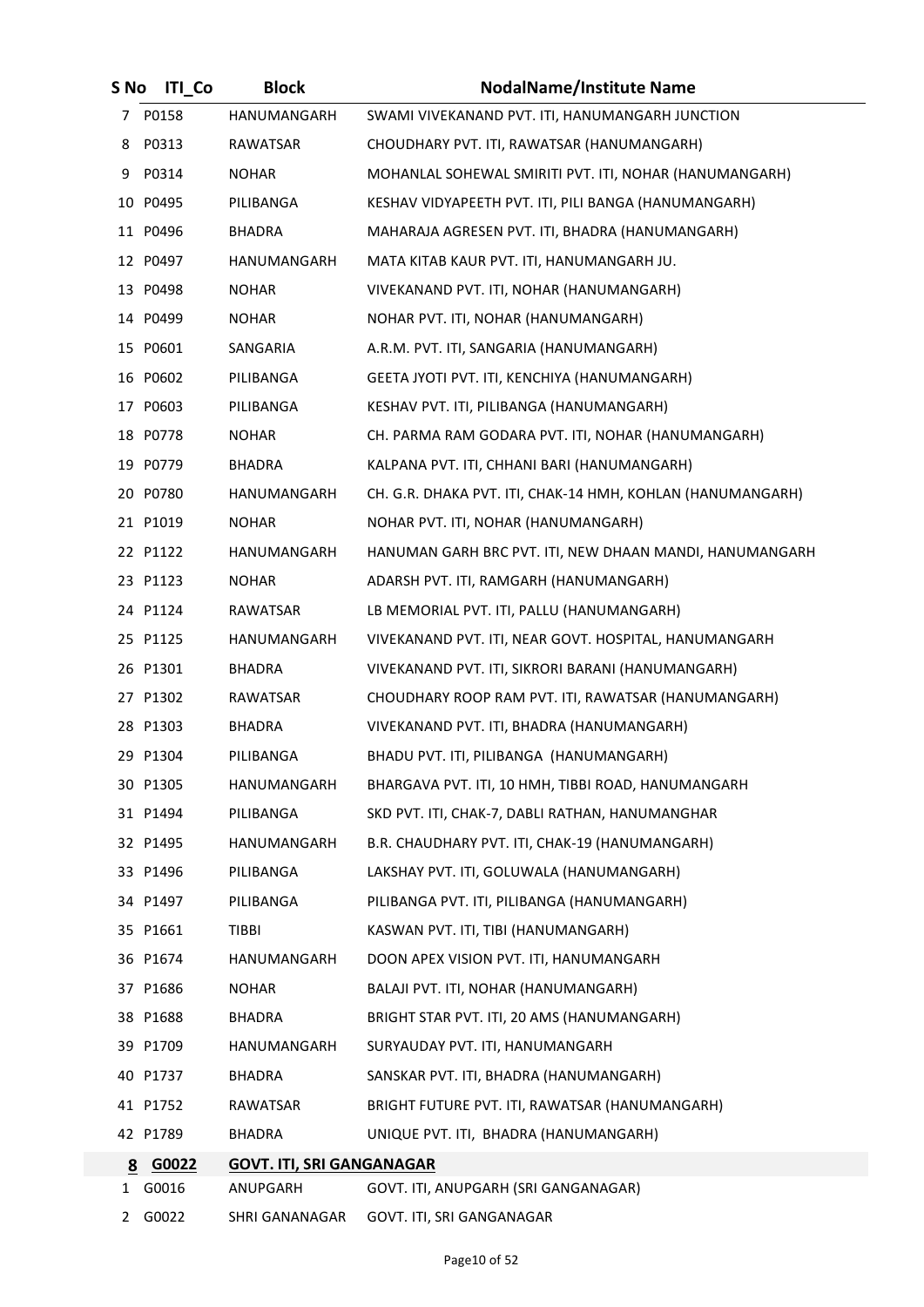| S No | ITI_Co | Block | NodalName/Institute Name |
|---|---|---|---|
| 7 | P0158 | HANUMANGARH | SWAMI VIVEKANAND PVT. ITI, HANUMANGARH JUNCTION |
| 8 | P0313 | RAWATSAR | CHOUDHARY PVT. ITI, RAWATSAR (HANUMANGARH) |
| 9 | P0314 | NOHAR | MOHANLAL SOHEWAL SMIRITI PVT. ITI, NOHAR (HANUMANGARH) |
| 10 | P0495 | PILIBANGA | KESHAV VIDYAPEETH PVT. ITI, PILI BANGA (HANUMANGARH) |
| 11 | P0496 | BHADRA | MAHARAJA AGRESEN PVT. ITI, BHADRA (HANUMANGARH) |
| 12 | P0497 | HANUMANGARH | MATA KITAB KAUR PVT. ITI, HANUMANGARH JU. |
| 13 | P0498 | NOHAR | VIVEKANAND PVT. ITI, NOHAR (HANUMANGARH) |
| 14 | P0499 | NOHAR | NOHAR PVT. ITI, NOHAR (HANUMANGARH) |
| 15 | P0601 | SANGARIA | A.R.M. PVT. ITI, SANGARIA (HANUMANGARH) |
| 16 | P0602 | PILIBANGA | GEETA JYOTI PVT. ITI, KENCHIYA (HANUMANGARH) |
| 17 | P0603 | PILIBANGA | KESHAV PVT. ITI, PILIBANGA (HANUMANGARH) |
| 18 | P0778 | NOHAR | CH. PARMA RAM GODARA PVT. ITI, NOHAR (HANUMANGARH) |
| 19 | P0779 | BHADRA | KALPANA PVT. ITI, CHHANI BARI (HANUMANGARH) |
| 20 | P0780 | HANUMANGARH | CH. G.R. DHAKA PVT. ITI, CHAK-14 HMH, KOHLAN (HANUMANGARH) |
| 21 | P1019 | NOHAR | NOHAR PVT. ITI, NOHAR (HANUMANGARH) |
| 22 | P1122 | HANUMANGARH | HANUMAN GARH BRC PVT. ITI, NEW DHAAN MANDI, HANUMANGARH |
| 23 | P1123 | NOHAR | ADARSH PVT. ITI, RAMGARH (HANUMANGARH) |
| 24 | P1124 | RAWATSAR | LB MEMORIAL PVT. ITI, PALLU (HANUMANGARH) |
| 25 | P1125 | HANUMANGARH | VIVEKANAND PVT. ITI, NEAR GOVT. HOSPITAL, HANUMANGARH |
| 26 | P1301 | BHADRA | VIVEKANAND PVT. ITI, SIKRORI BARANI (HANUMANGARH) |
| 27 | P1302 | RAWATSAR | CHOUDHARY ROOP RAM PVT. ITI, RAWATSAR (HANUMANGARH) |
| 28 | P1303 | BHADRA | VIVEKANAND PVT. ITI, BHADRA (HANUMANGARH) |
| 29 | P1304 | PILIBANGA | BHADU PVT. ITI, PILIBANGA (HANUMANGARH) |
| 30 | P1305 | HANUMANGARH | BHARGAVA PVT. ITI, 10 HMH, TIBBI ROAD, HANUMANGARH |
| 31 | P1494 | PILIBANGA | SKD PVT. ITI, CHAK-7, DABLI RATHAN, HANUMANGHAR |
| 32 | P1495 | HANUMANGARH | B.R. CHAUDHARY PVT. ITI, CHAK-19 (HANUMANGARH) |
| 33 | P1496 | PILIBANGA | LAKSHAY PVT. ITI, GOLUWALA (HANUMANGARH) |
| 34 | P1497 | PILIBANGA | PILIBANGA PVT. ITI, PILIBANGA (HANUMANGARH) |
| 35 | P1661 | TIBBI | KASWAN PVT. ITI, TIBI (HANUMANGARH) |
| 36 | P1674 | HANUMANGARH | DOON APEX VISION PVT. ITI, HANUMANGARH |
| 37 | P1686 | NOHAR | BALAJI PVT. ITI, NOHAR (HANUMANGARH) |
| 38 | P1688 | BHADRA | BRIGHT STAR PVT. ITI, 20 AMS (HANUMANGARH) |
| 39 | P1709 | HANUMANGARH | SURYAUDAY PVT. ITI, HANUMANGARH |
| 40 | P1737 | BHADRA | SANSKAR PVT. ITI, BHADRA (HANUMANGARH) |
| 41 | P1752 | RAWATSAR | BRIGHT FUTURE PVT. ITI, RAWATSAR (HANUMANGARH) |
| 42 | P1789 | BHADRA | UNIQUE PVT. ITI, BHADRA (HANUMANGARH) |
| **8** | **G0022** | **GOVT. ITI, SRI GANGANAGAR** | |
| 1 | G0016 | ANUPGARH | GOVT. ITI, ANUPGARH (SRI GANGANAGAR) |
| 2 | G0022 | SHRI GANANAGAR | GOVT. ITI, SRI GANGANAGAR |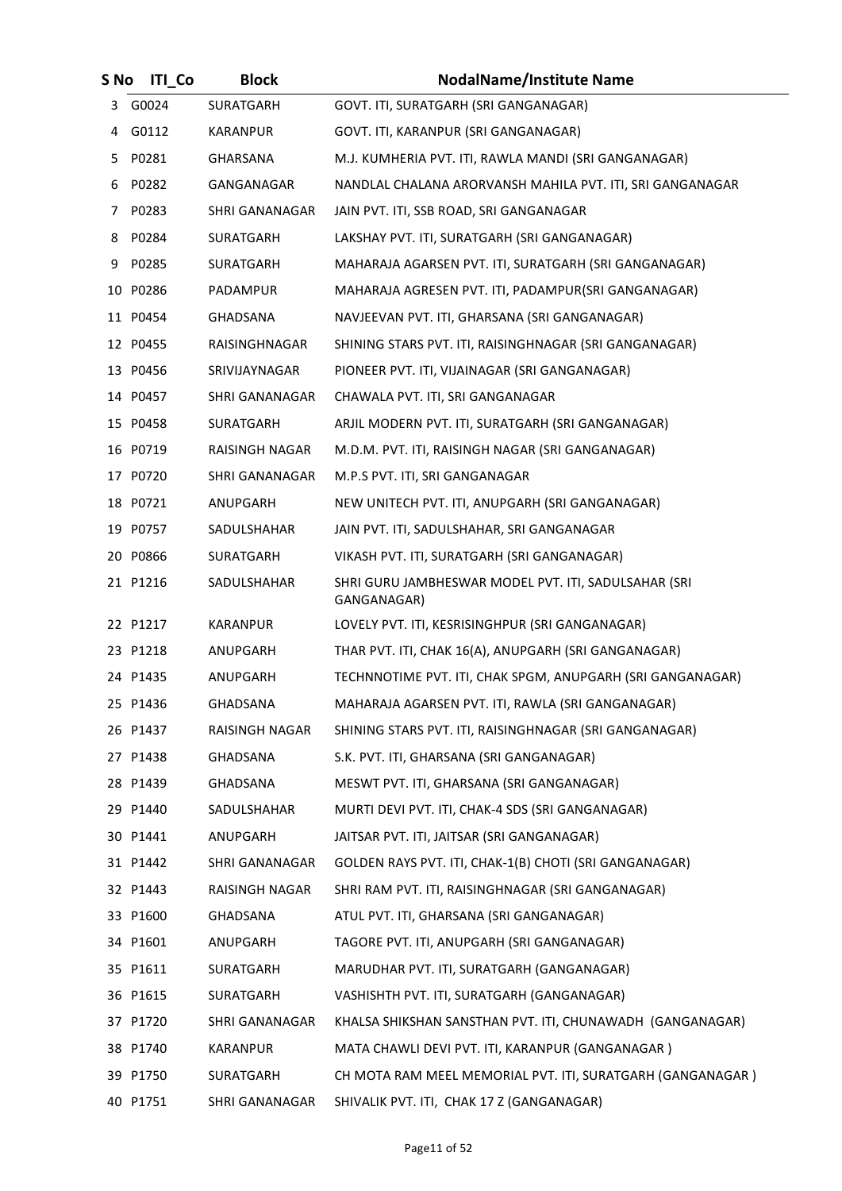| S No | ITI_Co | Block | NodalName/Institute Name |
|---|---|---|---|
| 3 | G0024 | SURATGARH | GOVT. ITI, SURATGARH (SRI GANGANAGAR) |
| 4 | G0112 | KARANPUR | GOVT. ITI, KARANPUR (SRI GANGANAGAR) |
| 5 | P0281 | GHARSANA | M.J. KUMHERIA PVT. ITI, RAWLA MANDI (SRI GANGANAGAR) |
| 6 | P0282 | GANGANAGAR | NANDLAL CHALANA ARORVANSH MAHILA PVT. ITI, SRI GANGANAGAR |
| 7 | P0283 | SHRI GANANAGAR | JAIN PVT. ITI, SSB ROAD, SRI GANGANAGAR |
| 8 | P0284 | SURATGARH | LAKSHAY PVT. ITI, SURATGARH (SRI GANGANAGAR) |
| 9 | P0285 | SURATGARH | MAHARAJA AGARSEN PVT. ITI, SURATGARH (SRI GANGANAGAR) |
| 10 | P0286 | PADAMPUR | MAHARAJA AGRESEN PVT. ITI, PADAMPUR(SRI GANGANAGAR) |
| 11 | P0454 | GHADSANA | NAVJEEVAN PVT. ITI, GHARSANA (SRI GANGANAGAR) |
| 12 | P0455 | RAISINGHNAGAR | SHINING STARS PVT. ITI, RAISINGHNAGAR (SRI GANGANAGAR) |
| 13 | P0456 | SRIVIJAYNAGAR | PIONEER PVT. ITI, VIJAINAGAR (SRI GANGANAGAR) |
| 14 | P0457 | SHRI GANANAGAR | CHAWALA PVT. ITI, SRI GANGANAGAR |
| 15 | P0458 | SURATGARH | ARJIL MODERN PVT. ITI, SURATGARH (SRI GANGANAGAR) |
| 16 | P0719 | RAISINGH NAGAR | M.D.M. PVT. ITI, RAISINGH NAGAR (SRI GANGANAGAR) |
| 17 | P0720 | SHRI GANANAGAR | M.P.S PVT. ITI, SRI GANGANAGAR |
| 18 | P0721 | ANUPGARH | NEW UNITECH PVT. ITI, ANUPGARH (SRI GANGANAGAR) |
| 19 | P0757 | SADULSHAHAR | JAIN PVT. ITI, SADULSHAHAR, SRI GANGANAGAR |
| 20 | P0866 | SURATGARH | VIKASH PVT. ITI, SURATGARH (SRI GANGANAGAR) |
| 21 | P1216 | SADULSHAHAR | SHRI GURU JAMBHESWAR MODEL PVT. ITI, SADULSAHAR (SRI GANGANAGAR) |
| 22 | P1217 | KARANPUR | LOVELY PVT. ITI, KESRISINGHPUR (SRI GANGANAGAR) |
| 23 | P1218 | ANUPGARH | THAR PVT. ITI, CHAK 16(A), ANUPGARH (SRI GANGANAGAR) |
| 24 | P1435 | ANUPGARH | TECHNNOTIME PVT. ITI, CHAK SPGM, ANUPGARH (SRI GANGANAGAR) |
| 25 | P1436 | GHADSANA | MAHARAJA AGARSEN PVT. ITI, RAWLA (SRI GANGANAGAR) |
| 26 | P1437 | RAISINGH NAGAR | SHINING STARS PVT. ITI, RAISINGHNAGAR (SRI GANGANAGAR) |
| 27 | P1438 | GHADSANA | S.K. PVT. ITI, GHARSANA (SRI GANGANAGAR) |
| 28 | P1439 | GHADSANA | MESWT PVT. ITI, GHARSANA (SRI GANGANAGAR) |
| 29 | P1440 | SADULSHAHAR | MURTI DEVI PVT. ITI, CHAK-4 SDS (SRI GANGANAGAR) |
| 30 | P1441 | ANUPGARH | JAITSAR PVT. ITI, JAITSAR (SRI GANGANAGAR) |
| 31 | P1442 | SHRI GANANAGAR | GOLDEN RAYS PVT. ITI, CHAK-1(B) CHOTI (SRI GANGANAGAR) |
| 32 | P1443 | RAISINGH NAGAR | SHRI RAM PVT. ITI, RAISINGHNAGAR (SRI GANGANAGAR) |
| 33 | P1600 | GHADSANA | ATUL PVT. ITI, GHARSANA (SRI GANGANAGAR) |
| 34 | P1601 | ANUPGARH | TAGORE PVT. ITI, ANUPGARH (SRI GANGANAGAR) |
| 35 | P1611 | SURATGARH | MARUDHAR PVT. ITI, SURATGARH (GANGANAGAR) |
| 36 | P1615 | SURATGARH | VASHISHTH PVT. ITI, SURATGARH (GANGANAGAR) |
| 37 | P1720 | SHRI GANANAGAR | KHALSA SHIKSHAN SANSTHAN PVT. ITI, CHUNAWADH (GANGANAGAR) |
| 38 | P1740 | KARANPUR | MATA CHAWLI DEVI PVT. ITI, KARANPUR (GANGANAGAR ) |
| 39 | P1750 | SURATGARH | CH MOTA RAM MEEL MEMORIAL PVT. ITI, SURATGARH (GANGANAGAR ) |
| 40 | P1751 | SHRI GANANAGAR | SHIVALIK PVT. ITI, CHAK 17 Z (GANGANAGAR) |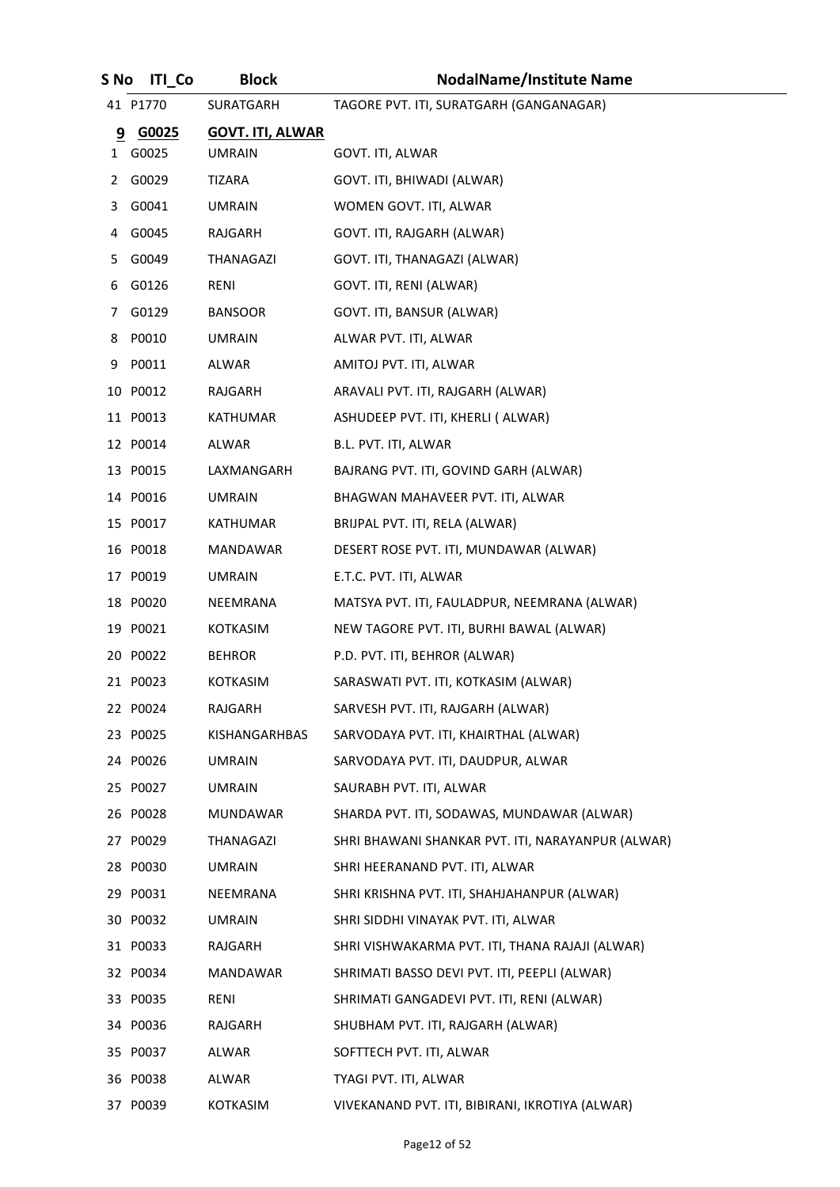| S No | ITI_Co | Block | NodalName/Institute Name |
|---|---|---|---|
| 41 | P1770 | SURATGARH | TAGORE PVT. ITI, SURATGARH (GANGANAGAR) |
| **9** | **G0025** | **GOVT. ITI, ALWAR** | |
| 1 | G0025 | UMRAIN | GOVT. ITI, ALWAR |
| 2 | G0029 | TIZARA | GOVT. ITI, BHIWADI (ALWAR) |
| 3 | G0041 | UMRAIN | WOMEN GOVT. ITI, ALWAR |
| 4 | G0045 | RAJGARH | GOVT. ITI, RAJGARH (ALWAR) |
| 5 | G0049 | THANAGAZI | GOVT. ITI, THANAGAZI (ALWAR) |
| 6 | G0126 | RENI | GOVT. ITI, RENI (ALWAR) |
| 7 | G0129 | BANSOOR | GOVT. ITI, BANSUR (ALWAR) |
| 8 | P0010 | UMRAIN | ALWAR PVT. ITI, ALWAR |
| 9 | P0011 | ALWAR | AMITOJ PVT. ITI, ALWAR |
| 10 | P0012 | RAJGARH | ARAVALI PVT. ITI, RAJGARH (ALWAR) |
| 11 | P0013 | KATHUMAR | ASHUDEEP PVT. ITI, KHERLI ( ALWAR) |
| 12 | P0014 | ALWAR | B.L. PVT. ITI, ALWAR |
| 13 | P0015 | LAXMANGARH | BAJRANG PVT. ITI, GOVIND GARH (ALWAR) |
| 14 | P0016 | UMRAIN | BHAGWAN MAHAVEER PVT. ITI, ALWAR |
| 15 | P0017 | KATHUMAR | BRIJPAL PVT. ITI, RELA (ALWAR) |
| 16 | P0018 | MANDAWAR | DESERT ROSE PVT. ITI, MUNDAWAR (ALWAR) |
| 17 | P0019 | UMRAIN | E.T.C. PVT. ITI, ALWAR |
| 18 | P0020 | NEEMRANA | MATSYA PVT. ITI, FAULADPUR, NEEMRANA (ALWAR) |
| 19 | P0021 | KOTKASIM | NEW TAGORE PVT. ITI, BURHI BAWAL (ALWAR) |
| 20 | P0022 | BEHROR | P.D. PVT. ITI, BEHROR (ALWAR) |
| 21 | P0023 | KOTKASIM | SARASWATI PVT. ITI, KOTKASIM (ALWAR) |
| 22 | P0024 | RAJGARH | SARVESH PVT. ITI, RAJGARH (ALWAR) |
| 23 | P0025 | KISHANGARHBAS | SARVODAYA PVT. ITI, KHAIRTHAL (ALWAR) |
| 24 | P0026 | UMRAIN | SARVODAYA PVT. ITI, DAUDPUR, ALWAR |
| 25 | P0027 | UMRAIN | SAURABH PVT. ITI, ALWAR |
| 26 | P0028 | MUNDAWAR | SHARDA PVT. ITI, SODAWAS, MUNDAWAR (ALWAR) |
| 27 | P0029 | THANAGAZI | SHRI BHAWANI SHANKAR PVT. ITI, NARAYANPUR (ALWAR) |
| 28 | P0030 | UMRAIN | SHRI HEERANAND PVT. ITI, ALWAR |
| 29 | P0031 | NEEMRANA | SHRI KRISHNA PVT. ITI, SHAHJAHANPUR (ALWAR) |
| 30 | P0032 | UMRAIN | SHRI SIDDHI VINAYAK PVT. ITI, ALWAR |
| 31 | P0033 | RAJGARH | SHRI VISHWAKARMA PVT. ITI, THANA RAJAJI (ALWAR) |
| 32 | P0034 | MANDAWAR | SHRIMATI BASSO DEVI PVT. ITI, PEEPLI (ALWAR) |
| 33 | P0035 | RENI | SHRIMATI GANGADEVI PVT. ITI, RENI (ALWAR) |
| 34 | P0036 | RAJGARH | SHUBHAM PVT. ITI, RAJGARH (ALWAR) |
| 35 | P0037 | ALWAR | SOFTTECH PVT. ITI, ALWAR |
| 36 | P0038 | ALWAR | TYAGI PVT. ITI, ALWAR |
| 37 | P0039 | KOTKASIM | VIVEKANAND PVT. ITI, BIBIRANI, IKROTIYA (ALWAR) |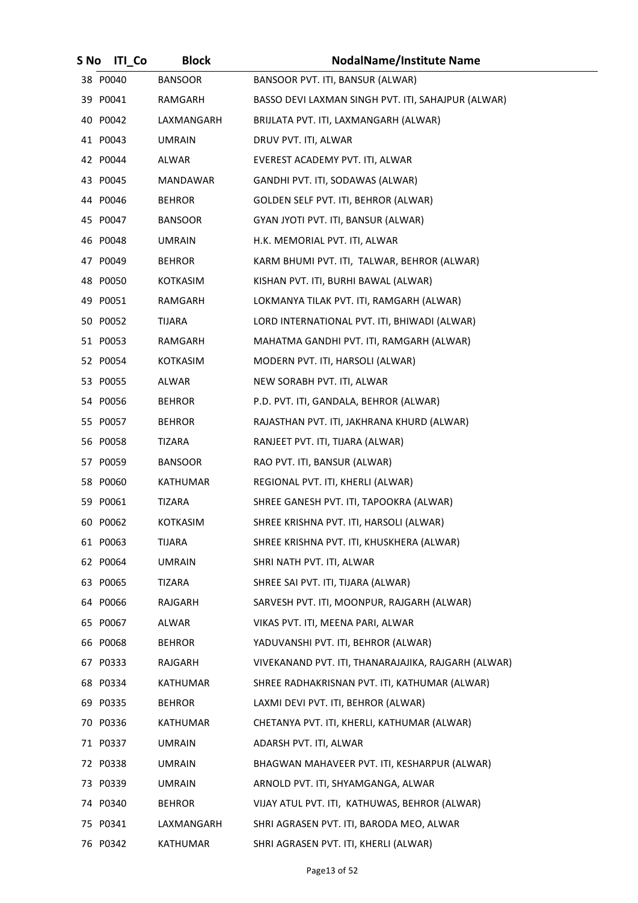| S No | ITI_Co | Block | NodalName/Institute Name |
|---|---|---|---|
| 38 | P0040 | BANSOOR | BANSOOR PVT. ITI, BANSUR (ALWAR) |
| 39 | P0041 | RAMGARH | BASSO DEVI LAXMAN SINGH PVT. ITI, SAHAJPUR (ALWAR) |
| 40 | P0042 | LAXMANGARH | BRIJLATA PVT. ITI, LAXMANGARH (ALWAR) |
| 41 | P0043 | UMRAIN | DRUV PVT. ITI, ALWAR |
| 42 | P0044 | ALWAR | EVEREST ACADEMY PVT. ITI, ALWAR |
| 43 | P0045 | MANDAWAR | GANDHI PVT. ITI, SODAWAS (ALWAR) |
| 44 | P0046 | BEHROR | GOLDEN SELF PVT. ITI, BEHROR (ALWAR) |
| 45 | P0047 | BANSOOR | GYAN JYOTI PVT. ITI, BANSUR (ALWAR) |
| 46 | P0048 | UMRAIN | H.K. MEMORIAL PVT. ITI, ALWAR |
| 47 | P0049 | BEHROR | KARM BHUMI PVT. ITI, TALWAR, BEHROR (ALWAR) |
| 48 | P0050 | KOTKASIM | KISHAN PVT. ITI, BURHI BAWAL (ALWAR) |
| 49 | P0051 | RAMGARH | LOKMANYA TILAK PVT. ITI, RAMGARH (ALWAR) |
| 50 | P0052 | TIJARA | LORD INTERNATIONAL PVT. ITI, BHIWADI (ALWAR) |
| 51 | P0053 | RAMGARH | MAHATMA GANDHI PVT. ITI, RAMGARH (ALWAR) |
| 52 | P0054 | KOTKASIM | MODERN PVT. ITI, HARSOLI (ALWAR) |
| 53 | P0055 | ALWAR | NEW SORABH PVT. ITI, ALWAR |
| 54 | P0056 | BEHROR | P.D. PVT. ITI, GANDALA, BEHROR (ALWAR) |
| 55 | P0057 | BEHROR | RAJASTHAN PVT. ITI, JAKHRANA KHURD (ALWAR) |
| 56 | P0058 | TIZARA | RANJEET PVT. ITI, TIJARA (ALWAR) |
| 57 | P0059 | BANSOOR | RAO PVT. ITI, BANSUR (ALWAR) |
| 58 | P0060 | KATHUMAR | REGIONAL PVT. ITI, KHERLI (ALWAR) |
| 59 | P0061 | TIZARA | SHREE GANESH PVT. ITI, TAPOOKRA (ALWAR) |
| 60 | P0062 | KOTKASIM | SHREE KRISHNA PVT. ITI, HARSOLI (ALWAR) |
| 61 | P0063 | TIJARA | SHREE KRISHNA PVT. ITI, KHUSKHERA (ALWAR) |
| 62 | P0064 | UMRAIN | SHRI NATH PVT. ITI, ALWAR |
| 63 | P0065 | TIZARA | SHREE SAI PVT. ITI, TIJARA (ALWAR) |
| 64 | P0066 | RAJGARH | SARVESH PVT. ITI, MOONPUR, RAJGARH (ALWAR) |
| 65 | P0067 | ALWAR | VIKAS PVT. ITI, MEENA PARI, ALWAR |
| 66 | P0068 | BEHROR | YADUVANSHI PVT. ITI, BEHROR (ALWAR) |
| 67 | P0333 | RAJGARH | VIVEKANAND PVT. ITI, THANARAJAJIKA, RAJGARH (ALWAR) |
| 68 | P0334 | KATHUMAR | SHREE RADHAKRISNAN PVT. ITI, KATHUMAR (ALWAR) |
| 69 | P0335 | BEHROR | LAXMI DEVI PVT. ITI, BEHROR (ALWAR) |
| 70 | P0336 | KATHUMAR | CHETANYA PVT. ITI, KHERLI, KATHUMAR (ALWAR) |
| 71 | P0337 | UMRAIN | ADARSH PVT. ITI, ALWAR |
| 72 | P0338 | UMRAIN | BHAGWAN MAHAVEER PVT. ITI, KESHARPUR (ALWAR) |
| 73 | P0339 | UMRAIN | ARNOLD PVT. ITI, SHYAMGANGA, ALWAR |
| 74 | P0340 | BEHROR | VIJAY ATUL PVT. ITI, KATHUWAS, BEHROR (ALWAR) |
| 75 | P0341 | LAXMANGARH | SHRI AGRASEN PVT. ITI, BARODA MEO, ALWAR |
| 76 | P0342 | KATHUMAR | SHRI AGRASEN PVT. ITI, KHERLI (ALWAR) |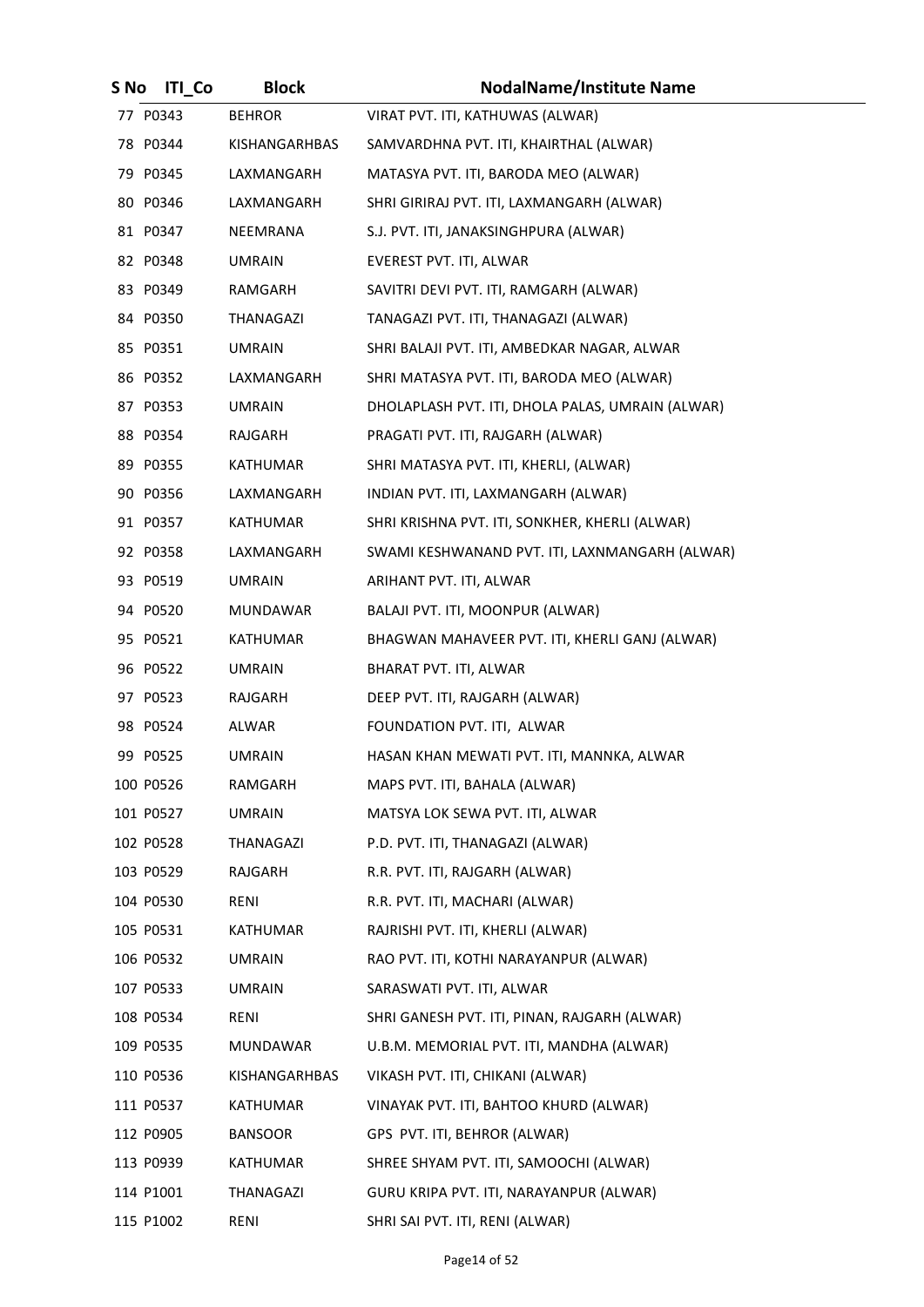| S No | ITI_Co | Block | NodalName/Institute Name |
|---|---|---|---|
| 77 | P0343 | BEHROR | VIRAT PVT. ITI, KATHUWAS (ALWAR) |
| 78 | P0344 | KISHANGARHBAS | SAMVARDHNA PVT. ITI, KHAIRTHAL (ALWAR) |
| 79 | P0345 | LAXMANGARH | MATASYA PVT. ITI, BARODA MEO (ALWAR) |
| 80 | P0346 | LAXMANGARH | SHRI GIRIRAJ PVT. ITI, LAXMANGARH (ALWAR) |
| 81 | P0347 | NEEMRANA | S.J. PVT. ITI, JANAKSINGHPURA (ALWAR) |
| 82 | P0348 | UMRAIN | EVEREST PVT. ITI, ALWAR |
| 83 | P0349 | RAMGARH | SAVITRI DEVI PVT. ITI, RAMGARH (ALWAR) |
| 84 | P0350 | THANAGAZI | TANAGAZI PVT. ITI, THANAGAZI (ALWAR) |
| 85 | P0351 | UMRAIN | SHRI BALAJI PVT. ITI, AMBEDKAR NAGAR, ALWAR |
| 86 | P0352 | LAXMANGARH | SHRI MATASYA PVT. ITI, BARODA MEO (ALWAR) |
| 87 | P0353 | UMRAIN | DHOLAPLASH PVT. ITI, DHOLA PALAS, UMRAIN (ALWAR) |
| 88 | P0354 | RAJGARH | PRAGATI PVT. ITI, RAJGARH (ALWAR) |
| 89 | P0355 | KATHUMAR | SHRI MATASYA PVT. ITI, KHERLI, (ALWAR) |
| 90 | P0356 | LAXMANGARH | INDIAN PVT. ITI, LAXMANGARH (ALWAR) |
| 91 | P0357 | KATHUMAR | SHRI KRISHNA PVT. ITI, SONKHER, KHERLI (ALWAR) |
| 92 | P0358 | LAXMANGARH | SWAMI KESHWANAND PVT. ITI, LAXNMANGARH (ALWAR) |
| 93 | P0519 | UMRAIN | ARIHANT PVT. ITI, ALWAR |
| 94 | P0520 | MUNDAWAR | BALAJI PVT. ITI, MOONPUR (ALWAR) |
| 95 | P0521 | KATHUMAR | BHAGWAN MAHAVEER PVT. ITI, KHERLI GANJ (ALWAR) |
| 96 | P0522 | UMRAIN | BHARAT PVT. ITI, ALWAR |
| 97 | P0523 | RAJGARH | DEEP PVT. ITI, RAJGARH (ALWAR) |
| 98 | P0524 | ALWAR | FOUNDATION PVT. ITI, ALWAR |
| 99 | P0525 | UMRAIN | HASAN KHAN MEWATI PVT. ITI, MANNKA, ALWAR |
| 100 | P0526 | RAMGARH | MAPS PVT. ITI, BAHALA (ALWAR) |
| 101 | P0527 | UMRAIN | MATSYA LOK SEWA PVT. ITI, ALWAR |
| 102 | P0528 | THANAGAZI | P.D. PVT. ITI, THANAGAZI (ALWAR) |
| 103 | P0529 | RAJGARH | R.R. PVT. ITI, RAJGARH (ALWAR) |
| 104 | P0530 | RENI | R.R. PVT. ITI, MACHARI (ALWAR) |
| 105 | P0531 | KATHUMAR | RAJRISHI PVT. ITI, KHERLI (ALWAR) |
| 106 | P0532 | UMRAIN | RAO PVT. ITI, KOTHI NARAYANPUR (ALWAR) |
| 107 | P0533 | UMRAIN | SARASWATI PVT. ITI, ALWAR |
| 108 | P0534 | RENI | SHRI GANESH PVT. ITI, PINAN, RAJGARH (ALWAR) |
| 109 | P0535 | MUNDAWAR | U.B.M. MEMORIAL PVT. ITI, MANDHA (ALWAR) |
| 110 | P0536 | KISHANGARHBAS | VIKASH PVT. ITI, CHIKANI (ALWAR) |
| 111 | P0537 | KATHUMAR | VINAYAK PVT. ITI, BAHTOO KHURD (ALWAR) |
| 112 | P0905 | BANSOOR | GPS PVT. ITI, BEHROR (ALWAR) |
| 113 | P0939 | KATHUMAR | SHREE SHYAM PVT. ITI, SAMOOCHI (ALWAR) |
| 114 | P1001 | THANAGAZI | GURU KRIPA PVT. ITI, NARAYANPUR (ALWAR) |
| 115 | P1002 | RENI | SHRI SAI PVT. ITI, RENI (ALWAR) |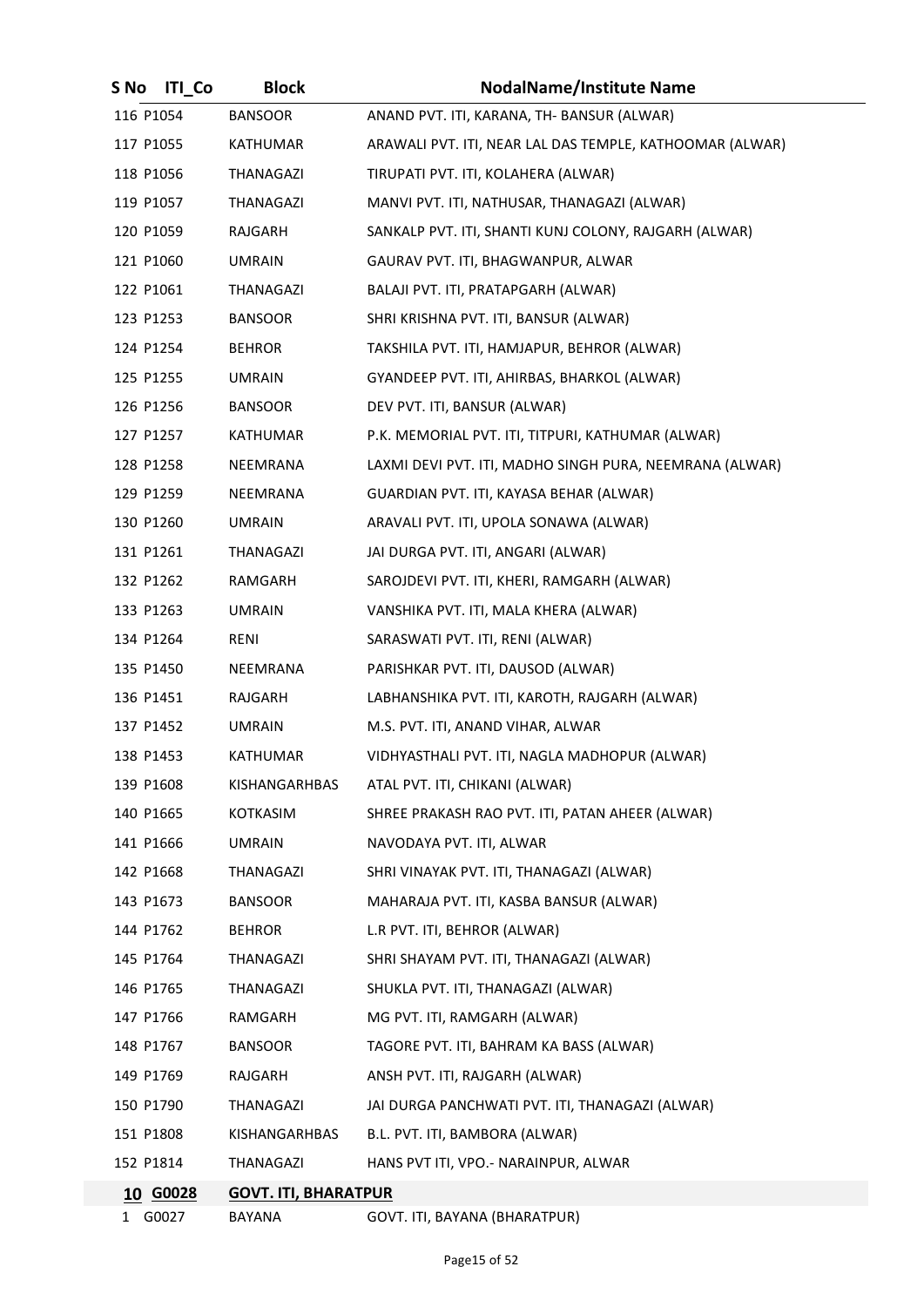| S No | ITI_Co | Block | NodalName/Institute Name |
|---|---|---|---|
| 116 | P1054 | BANSOOR | ANAND PVT. ITI, KARANA, TH- BANSUR (ALWAR) |
| 117 | P1055 | KATHUMAR | ARAWALI PVT. ITI, NEAR LAL DAS TEMPLE, KATHOOMAR (ALWAR) |
| 118 | P1056 | THANAGAZI | TIRUPATI PVT. ITI, KOLAHERA (ALWAR) |
| 119 | P1057 | THANAGAZI | MANVI PVT. ITI, NATHUSAR, THANAGAZI (ALWAR) |
| 120 | P1059 | RAJGARH | SANKALP PVT. ITI, SHANTI KUNJ COLONY, RAJGARH (ALWAR) |
| 121 | P1060 | UMRAIN | GAURAV PVT. ITI, BHAGWANPUR, ALWAR |
| 122 | P1061 | THANAGAZI | BALAJI PVT. ITI, PRATAPGARH (ALWAR) |
| 123 | P1253 | BANSOOR | SHRI KRISHNA PVT. ITI, BANSUR (ALWAR) |
| 124 | P1254 | BEHROR | TAKSHILA PVT. ITI, HAMJAPUR, BEHROR (ALWAR) |
| 125 | P1255 | UMRAIN | GYANDEEP PVT. ITI, AHIRBAS, BHARKOL (ALWAR) |
| 126 | P1256 | BANSOOR | DEV PVT. ITI, BANSUR (ALWAR) |
| 127 | P1257 | KATHUMAR | P.K. MEMORIAL PVT. ITI, TITPURI, KATHUMAR (ALWAR) |
| 128 | P1258 | NEEMRANA | LAXMI DEVI PVT. ITI, MADHO SINGH PURA, NEEMRANA (ALWAR) |
| 129 | P1259 | NEEMRANA | GUARDIAN PVT. ITI, KAYASA BEHAR (ALWAR) |
| 130 | P1260 | UMRAIN | ARAVALI PVT. ITI, UPOLA SONAWA (ALWAR) |
| 131 | P1261 | THANAGAZI | JAI DURGA PVT. ITI, ANGARI (ALWAR) |
| 132 | P1262 | RAMGARH | SAROJDEVI PVT. ITI, KHERI, RAMGARH (ALWAR) |
| 133 | P1263 | UMRAIN | VANSHIKA PVT. ITI, MALA KHERA (ALWAR) |
| 134 | P1264 | RENI | SARASWATI PVT. ITI, RENI (ALWAR) |
| 135 | P1450 | NEEMRANA | PARISHKAR PVT. ITI, DAUSOD (ALWAR) |
| 136 | P1451 | RAJGARH | LABHANSHIKA PVT. ITI, KAROTH, RAJGARH (ALWAR) |
| 137 | P1452 | UMRAIN | M.S. PVT. ITI, ANAND VIHAR, ALWAR |
| 138 | P1453 | KATHUMAR | VIDHYASTHALI PVT. ITI, NAGLA MADHOPUR (ALWAR) |
| 139 | P1608 | KISHANGARHBAS | ATAL PVT. ITI, CHIKANI (ALWAR) |
| 140 | P1665 | KOTKASIM | SHREE PRAKASH RAO PVT. ITI, PATAN AHEER (ALWAR) |
| 141 | P1666 | UMRAIN | NAVODAYA PVT. ITI, ALWAR |
| 142 | P1668 | THANAGAZI | SHRI VINAYAK PVT. ITI, THANAGAZI (ALWAR) |
| 143 | P1673 | BANSOOR | MAHARAJA PVT. ITI, KASBA BANSUR (ALWAR) |
| 144 | P1762 | BEHROR | L.R PVT. ITI, BEHROR (ALWAR) |
| 145 | P1764 | THANAGAZI | SHRI SHAYAM PVT. ITI, THANAGAZI (ALWAR) |
| 146 | P1765 | THANAGAZI | SHUKLA PVT. ITI, THANAGAZI (ALWAR) |
| 147 | P1766 | RAMGARH | MG PVT. ITI, RAMGARH (ALWAR) |
| 148 | P1767 | BANSOOR | TAGORE PVT. ITI, BAHRAM KA BASS (ALWAR) |
| 149 | P1769 | RAJGARH | ANSH PVT. ITI, RAJGARH (ALWAR) |
| 150 | P1790 | THANAGAZI | JAI DURGA PANCHWATI PVT. ITI, THANAGAZI (ALWAR) |
| 151 | P1808 | KISHANGARHBAS | B.L. PVT. ITI, BAMBORA (ALWAR) |
| 152 | P1814 | THANAGAZI | HANS PVT ITI, VPO.- NARAINPUR, ALWAR |
| **10** | **G0028** | **GOVT. ITI, BHARATPUR** | |
| 1 | G0027 | BAYANA | GOVT. ITI, BAYANA (BHARATPUR) |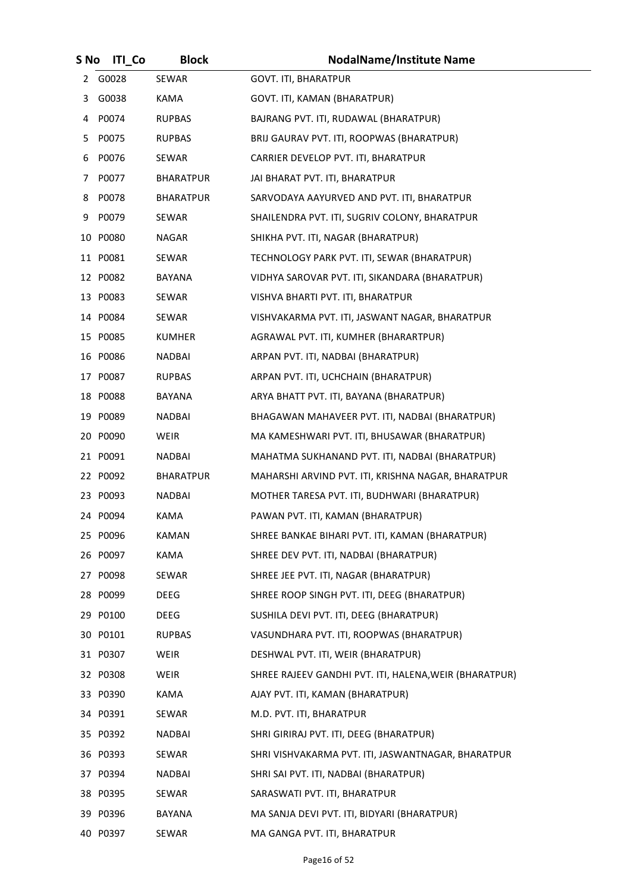| S No | ITI_Co | Block | NodalName/Institute Name |
|---|---|---|---|
| 2 | G0028 | SEWAR | GOVT. ITI, BHARATPUR |
| 3 | G0038 | KAMA | GOVT. ITI, KAMAN (BHARATPUR) |
| 4 | P0074 | RUPBAS | BAJRANG PVT. ITI, RUDAWAL (BHARATPUR) |
| 5 | P0075 | RUPBAS | BRIJ GAURAV PVT. ITI, ROOPWAS (BHARATPUR) |
| 6 | P0076 | SEWAR | CARRIER DEVELOP PVT. ITI, BHARATPUR |
| 7 | P0077 | BHARATPUR | JAI BHARAT PVT. ITI, BHARATPUR |
| 8 | P0078 | BHARATPUR | SARVODAYA AAYURVED AND PVT. ITI, BHARATPUR |
| 9 | P0079 | SEWAR | SHAILENDRA PVT. ITI, SUGRIV COLONY, BHARATPUR |
| 10 | P0080 | NAGAR | SHIKHA PVT. ITI, NAGAR (BHARATPUR) |
| 11 | P0081 | SEWAR | TECHNOLOGY PARK PVT. ITI, SEWAR (BHARATPUR) |
| 12 | P0082 | BAYANA | VIDHYA SAROVAR PVT. ITI, SIKANDARA (BHARATPUR) |
| 13 | P0083 | SEWAR | VISHVA BHARTI PVT. ITI, BHARATPUR |
| 14 | P0084 | SEWAR | VISHVAKARMA PVT. ITI, JASWANT NAGAR, BHARATPUR |
| 15 | P0085 | KUMHER | AGRAWAL PVT. ITI, KUMHER (BHARARTPUR) |
| 16 | P0086 | NADBAI | ARPAN PVT. ITI, NADBAI (BHARATPUR) |
| 17 | P0087 | RUPBAS | ARPAN PVT. ITI, UCHCHAIN (BHARATPUR) |
| 18 | P0088 | BAYANA | ARYA BHATT PVT. ITI, BAYANA (BHARATPUR) |
| 19 | P0089 | NADBAI | BHAGAWAN MAHAVEER PVT. ITI, NADBAI (BHARATPUR) |
| 20 | P0090 | WEIR | MA KAMESHWARI PVT. ITI, BHUSAWAR (BHARATPUR) |
| 21 | P0091 | NADBAI | MAHATMA SUKHANAND PVT. ITI, NADBAI (BHARATPUR) |
| 22 | P0092 | BHARATPUR | MAHARSHI ARVIND PVT. ITI, KRISHNA NAGAR, BHARATPUR |
| 23 | P0093 | NADBAI | MOTHER TARESA PVT. ITI, BUDHWARI (BHARATPUR) |
| 24 | P0094 | KAMA | PAWAN PVT. ITI, KAMAN (BHARATPUR) |
| 25 | P0096 | KAMAN | SHREE BANKAE BIHARI PVT. ITI, KAMAN (BHARATPUR) |
| 26 | P0097 | KAMA | SHREE DEV PVT. ITI, NADBAI (BHARATPUR) |
| 27 | P0098 | SEWAR | SHREE JEE PVT. ITI, NAGAR (BHARATPUR) |
| 28 | P0099 | DEEG | SHREE ROOP SINGH PVT. ITI, DEEG (BHARATPUR) |
| 29 | P0100 | DEEG | SUSHILA DEVI PVT. ITI, DEEG (BHARATPUR) |
| 30 | P0101 | RUPBAS | VASUNDHARA PVT. ITI, ROOPWAS (BHARATPUR) |
| 31 | P0307 | WEIR | DESHWAL PVT. ITI, WEIR (BHARATPUR) |
| 32 | P0308 | WEIR | SHREE RAJEEV GANDHI PVT. ITI, HALENA,WEIR (BHARATPUR) |
| 33 | P0390 | KAMA | AJAY PVT. ITI, KAMAN (BHARATPUR) |
| 34 | P0391 | SEWAR | M.D. PVT. ITI, BHARATPUR |
| 35 | P0392 | NADBAI | SHRI GIRIRAJ PVT. ITI, DEEG (BHARATPUR) |
| 36 | P0393 | SEWAR | SHRI VISHVAKARMA PVT. ITI, JASWANTNAGAR, BHARATPUR |
| 37 | P0394 | NADBAI | SHRI SAI PVT. ITI, NADBAI (BHARATPUR) |
| 38 | P0395 | SEWAR | SARASWATI PVT. ITI, BHARATPUR |
| 39 | P0396 | BAYANA | MA SANJA DEVI PVT. ITI, BIDYARI (BHARATPUR) |
| 40 | P0397 | SEWAR | MA GANGA PVT. ITI, BHARATPUR |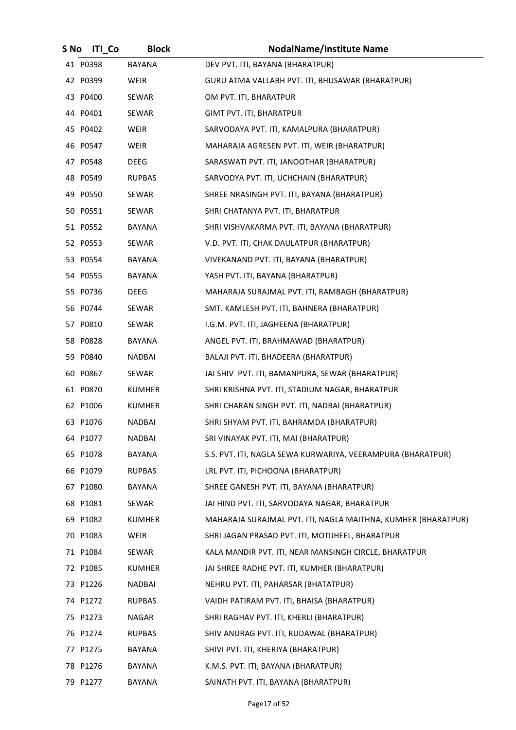| S No | ITI_Co | Block | NodalName/Institute Name |
|---|---|---|---|
| 41 | P0398 | BAYANA | DEV PVT. ITI, BAYANA (BHARATPUR) |
| 42 | P0399 | WEIR | GURU ATMA VALLABH PVT. ITI, BHUSAWAR (BHARATPUR) |
| 43 | P0400 | SEWAR | OM PVT. ITI, BHARATPUR |
| 44 | P0401 | SEWAR | GIMT PVT. ITI, BHARATPUR |
| 45 | P0402 | WEIR | SARVODAYA PVT. ITI, KAMALPURA (BHARATPUR) |
| 46 | P0547 | WEIR | MAHARAJA AGRESEN PVT. ITI, WEIR (BHARATPUR) |
| 47 | P0548 | DEEG | SARASWATI PVT. ITI, JANOOTHAR (BHARATPUR) |
| 48 | P0549 | RUPBAS | SARVODYA PVT. ITI, UCHCHAIN (BHARATPUR) |
| 49 | P0550 | SEWAR | SHREE NRASINGH PVT. ITI, BAYANA (BHARATPUR) |
| 50 | P0551 | SEWAR | SHRI CHATANYA PVT. ITI, BHARATPUR |
| 51 | P0552 | BAYANA | SHRI VISHVAKARMA PVT. ITI, BAYANA (BHARATPUR) |
| 52 | P0553 | SEWAR | V.D. PVT. ITI, CHAK DAULATPUR (BHARATPUR) |
| 53 | P0554 | BAYANA | VIVEKANAND PVT. ITI, BAYANA (BHARATPUR) |
| 54 | P0555 | BAYANA | YASH PVT. ITI, BAYANA (BHARATPUR) |
| 55 | P0736 | DEEG | MAHARAJA SURAJMAL PVT. ITI, RAMBAGH (BHARATPUR) |
| 56 | P0744 | SEWAR | SMT. KAMLESH PVT. ITI, BAHNERA (BHARATPUR) |
| 57 | P0810 | SEWAR | I.G.M. PVT. ITI, JAGHEENA (BHARATPUR) |
| 58 | P0828 | BAYANA | ANGEL PVT. ITI, BRAHMAWAD (BHARATPUR) |
| 59 | P0840 | NADBAI | BALAJI PVT. ITI, BHADEERA (BHARATPUR) |
| 60 | P0867 | SEWAR | JAI SHIV PVT. ITI, BAMANPURA, SEWAR (BHARATPUR) |
| 61 | P0870 | KUMHER | SHRI KRISHNA PVT. ITI, STADIUM NAGAR, BHARATPUR |
| 62 | P1006 | KUMHER | SHRI CHARAN SINGH PVT. ITI, NADBAI (BHARATPUR) |
| 63 | P1076 | NADBAI | SHRI SHYAM PVT. ITI, BAHRAMDA (BHARATPUR) |
| 64 | P1077 | NADBAI | SRI VINAYAK PVT. ITI, MAI (BHARATPUR) |
| 65 | P1078 | BAYANA | S.S. PVT. ITI, NAGLA SEWA KURWARIYA, VEERAMPURA (BHARATPUR) |
| 66 | P1079 | RUPBAS | LRL PVT. ITI, PICHOONA (BHARATPUR) |
| 67 | P1080 | BAYANA | SHREE GANESH PVT. ITI, BAYANA (BHARATPUR) |
| 68 | P1081 | SEWAR | JAI HIND PVT. ITI, SARVODAYA NAGAR, BHARATPUR |
| 69 | P1082 | KUMHER | MAHARAJA SURAJMAL PVT. ITI, NAGLA MAITHNA, KUMHER (BHARATPUR) |
| 70 | P1083 | WEIR | SHRI JAGAN PRASAD PVT. ITI, MOTIJHEEL, BHARATPUR |
| 71 | P1084 | SEWAR | KALA MANDIR PVT. ITI, NEAR MANSINGH CIRCLE, BHARATPUR |
| 72 | P1085 | KUMHER | JAI SHREE RADHE PVT. ITI, KUMHER (BHARATPUR) |
| 73 | P1226 | NADBAI | NEHRU PVT. ITI, PAHARSAR (BHATATPUR) |
| 74 | P1272 | RUPBAS | VAIDH PATIRAM PVT. ITI, BHAISA (BHARATPUR) |
| 75 | P1273 | NAGAR | SHRI RAGHAV PVT. ITI, KHERLI (BHARATPUR) |
| 76 | P1274 | RUPBAS | SHIV ANURAG PVT. ITI, RUDAWAL (BHARATPUR) |
| 77 | P1275 | BAYANA | SHIVI PVT. ITI, KHERIYA (BHARATPUR) |
| 78 | P1276 | BAYANA | K.M.S. PVT. ITI, BAYANA (BHARATPUR) |
| 79 | P1277 | BAYANA | SAINATH PVT. ITI, BAYANA (BHARATPUR) |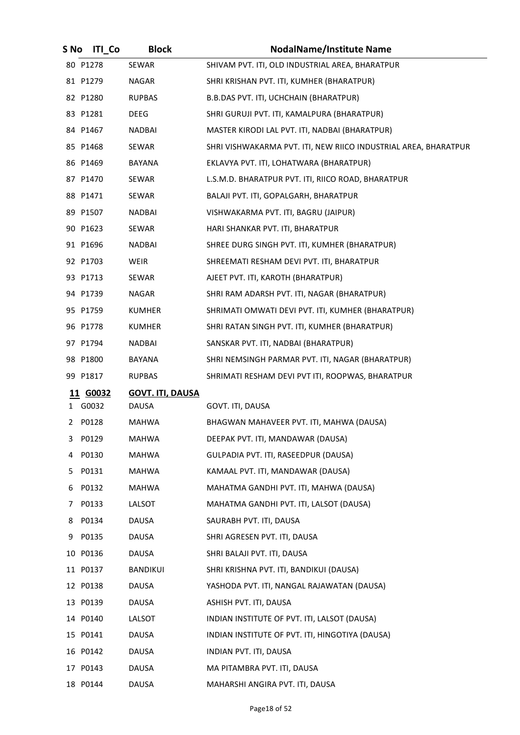| S No | ITI_Co | Block | NodalName/Institute Name |
|---|---|---|---|
| 80 | P1278 | SEWAR | SHIVAM PVT. ITI, OLD INDUSTRIAL AREA, BHARATPUR |
| 81 | P1279 | NAGAR | SHRI KRISHAN PVT. ITI, KUMHER (BHARATPUR) |
| 82 | P1280 | RUPBAS | B.B.DAS PVT. ITI, UCHCHAIN (BHARATPUR) |
| 83 | P1281 | DEEG | SHRI GURUJI PVT. ITI, KAMALPURA (BHARATPUR) |
| 84 | P1467 | NADBAI | MASTER KIRODI LAL PVT. ITI, NADBAI (BHARATPUR) |
| 85 | P1468 | SEWAR | SHRI VISHWAKARMA PVT. ITI, NEW RIICO INDUSTRIAL AREA, BHARATPUR |
| 86 | P1469 | BAYANA | EKLAVYA PVT. ITI, LOHATWARA (BHARATPUR) |
| 87 | P1470 | SEWAR | L.S.M.D. BHARATPUR PVT. ITI, RIICO ROAD, BHARATPUR |
| 88 | P1471 | SEWAR | BALAJI PVT. ITI, GOPALGARH, BHARATPUR |
| 89 | P1507 | NADBAI | VISHWAKARMA PVT. ITI, BAGRU (JAIPUR) |
| 90 | P1623 | SEWAR | HARI SHANKAR PVT. ITI, BHARATPUR |
| 91 | P1696 | NADBAI | SHREE DURG SINGH PVT. ITI, KUMHER (BHARATPUR) |
| 92 | P1703 | WEIR | SHREEMATI RESHAM DEVI PVT. ITI, BHARATPUR |
| 93 | P1713 | SEWAR | AJEET PVT. ITI, KAROTH (BHARATPUR) |
| 94 | P1739 | NAGAR | SHRI RAM ADARSH PVT. ITI, NAGAR (BHARATPUR) |
| 95 | P1759 | KUMHER | SHRIMATI OMWATI DEVI PVT. ITI, KUMHER (BHARATPUR) |
| 96 | P1778 | KUMHER | SHRI RATAN SINGH PVT. ITI, KUMHER (BHARATPUR) |
| 97 | P1794 | NADBAI | SANSKAR PVT. ITI, NADBAI (BHARATPUR) |
| 98 | P1800 | BAYANA | SHRI NEMSINGH PARMAR PVT. ITI, NAGAR (BHARATPUR) |
| 99 | P1817 | RUPBAS | SHRIMATI RESHAM DEVI PVT ITI, ROOPWAS, BHARATPUR |
| **11** | **G0032** | **GOVT. ITI, DAUSA** | |
| 1 | G0032 | DAUSA | GOVT. ITI, DAUSA |
| 2 | P0128 | MAHWA | BHAGWAN MAHAVEER PVT. ITI, MAHWA (DAUSA) |
| 3 | P0129 | MAHWA | DEEPAK PVT. ITI, MANDAWAR (DAUSA) |
| 4 | P0130 | MAHWA | GULPADIA PVT. ITI, RASEEDPUR (DAUSA) |
| 5 | P0131 | MAHWA | KAMAAL PVT. ITI, MANDAWAR (DAUSA) |
| 6 | P0132 | MAHWA | MAHATMA GANDHI PVT. ITI, MAHWA (DAUSA) |
| 7 | P0133 | LALSOT | MAHATMA GANDHI PVT. ITI, LALSOT (DAUSA) |
| 8 | P0134 | DAUSA | SAURABH PVT. ITI, DAUSA |
| 9 | P0135 | DAUSA | SHRI AGRESEN PVT. ITI, DAUSA |
| 10 | P0136 | DAUSA | SHRI BALAJI PVT. ITI, DAUSA |
| 11 | P0137 | BANDIKUI | SHRI KRISHNA PVT. ITI, BANDIKUI (DAUSA) |
| 12 | P0138 | DAUSA | YASHODA PVT. ITI, NANGAL RAJAWATAN (DAUSA) |
| 13 | P0139 | DAUSA | ASHISH PVT. ITI, DAUSA |
| 14 | P0140 | LALSOT | INDIAN INSTITUTE OF PVT. ITI, LALSOT (DAUSA) |
| 15 | P0141 | DAUSA | INDIAN INSTITUTE OF PVT. ITI, HINGOTIYA (DAUSA) |
| 16 | P0142 | DAUSA | INDIAN PVT. ITI, DAUSA |
| 17 | P0143 | DAUSA | MA PITAMBRA PVT. ITI, DAUSA |
| 18 | P0144 | DAUSA | MAHARSHI ANGIRA PVT. ITI, DAUSA |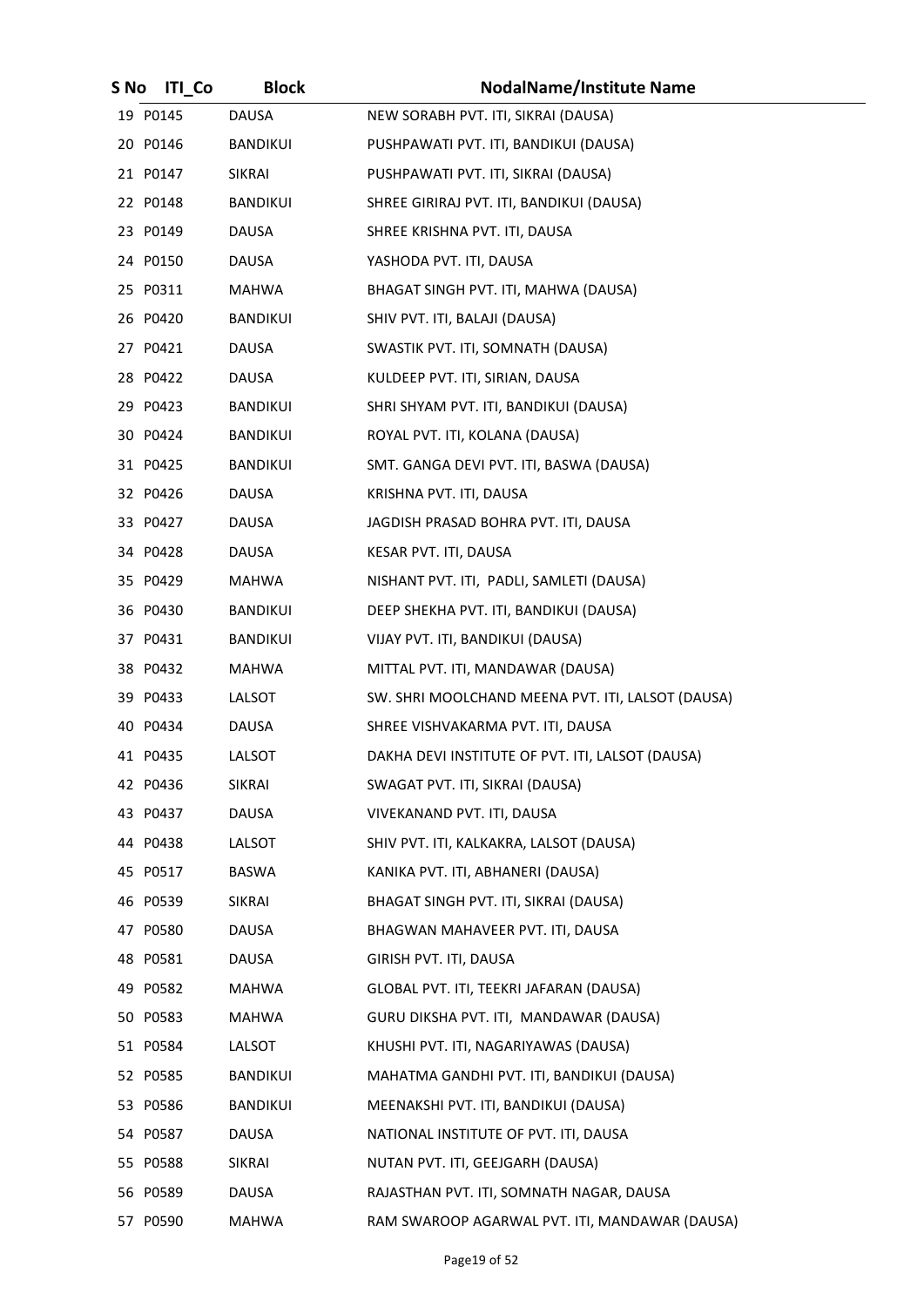| S No | ITI_Co | Block | NodalName/Institute Name |
|---|---|---|---|
| 19 | P0145 | DAUSA | NEW SORABH PVT. ITI, SIKRAI (DAUSA) |
| 20 | P0146 | BANDIKUI | PUSHPAWATI PVT. ITI, BANDIKUI (DAUSA) |
| 21 | P0147 | SIKRAI | PUSHPAWATI PVT. ITI, SIKRAI (DAUSA) |
| 22 | P0148 | BANDIKUI | SHREE GIRIRAJ PVT. ITI, BANDIKUI (DAUSA) |
| 23 | P0149 | DAUSA | SHREE KRISHNA PVT. ITI, DAUSA |
| 24 | P0150 | DAUSA | YASHODA PVT. ITI, DAUSA |
| 25 | P0311 | MAHWA | BHAGAT SINGH PVT. ITI, MAHWA (DAUSA) |
| 26 | P0420 | BANDIKUI | SHIV PVT. ITI, BALAJI (DAUSA) |
| 27 | P0421 | DAUSA | SWASTIK PVT. ITI, SOMNATH (DAUSA) |
| 28 | P0422 | DAUSA | KULDEEP PVT. ITI, SIRIAN, DAUSA |
| 29 | P0423 | BANDIKUI | SHRI SHYAM PVT. ITI, BANDIKUI (DAUSA) |
| 30 | P0424 | BANDIKUI | ROYAL PVT. ITI, KOLANA (DAUSA) |
| 31 | P0425 | BANDIKUI | SMT. GANGA DEVI PVT. ITI, BASWA (DAUSA) |
| 32 | P0426 | DAUSA | KRISHNA PVT. ITI, DAUSA |
| 33 | P0427 | DAUSA | JAGDISH PRASAD BOHRA PVT. ITI, DAUSA |
| 34 | P0428 | DAUSA | KESAR PVT. ITI, DAUSA |
| 35 | P0429 | MAHWA | NISHANT PVT. ITI, PADLI, SAMLETI (DAUSA) |
| 36 | P0430 | BANDIKUI | DEEP SHEKHA PVT. ITI, BANDIKUI (DAUSA) |
| 37 | P0431 | BANDIKUI | VIJAY PVT. ITI, BANDIKUI (DAUSA) |
| 38 | P0432 | MAHWA | MITTAL PVT. ITI, MANDAWAR (DAUSA) |
| 39 | P0433 | LALSOT | SW. SHRI MOOLCHAND MEENA PVT. ITI, LALSOT (DAUSA) |
| 40 | P0434 | DAUSA | SHREE VISHVAKARMA PVT. ITI, DAUSA |
| 41 | P0435 | LALSOT | DAKHA DEVI INSTITUTE OF PVT. ITI, LALSOT (DAUSA) |
| 42 | P0436 | SIKRAI | SWAGAT PVT. ITI, SIKRAI (DAUSA) |
| 43 | P0437 | DAUSA | VIVEKANAND PVT. ITI, DAUSA |
| 44 | P0438 | LALSOT | SHIV PVT. ITI, KALKAKRA, LALSOT (DAUSA) |
| 45 | P0517 | BASWA | KANIKA PVT. ITI, ABHANERI (DAUSA) |
| 46 | P0539 | SIKRAI | BHAGAT SINGH PVT. ITI, SIKRAI (DAUSA) |
| 47 | P0580 | DAUSA | BHAGWAN MAHAVEER PVT. ITI, DAUSA |
| 48 | P0581 | DAUSA | GIRISH PVT. ITI, DAUSA |
| 49 | P0582 | MAHWA | GLOBAL PVT. ITI, TEEKRI JAFARAN (DAUSA) |
| 50 | P0583 | MAHWA | GURU DIKSHA PVT. ITI, MANDAWAR (DAUSA) |
| 51 | P0584 | LALSOT | KHUSHI PVT. ITI, NAGARIYAWAS (DAUSA) |
| 52 | P0585 | BANDIKUI | MAHATMA GANDHI PVT. ITI, BANDIKUI (DAUSA) |
| 53 | P0586 | BANDIKUI | MEENAKSHI PVT. ITI, BANDIKUI (DAUSA) |
| 54 | P0587 | DAUSA | NATIONAL INSTITUTE OF PVT. ITI, DAUSA |
| 55 | P0588 | SIKRAI | NUTAN PVT. ITI, GEEJGARH (DAUSA) |
| 56 | P0589 | DAUSA | RAJASTHAN PVT. ITI, SOMNATH NAGAR, DAUSA |
| 57 | P0590 | MAHWA | RAM SWAROOP AGARWAL PVT. ITI, MANDAWAR (DAUSA) |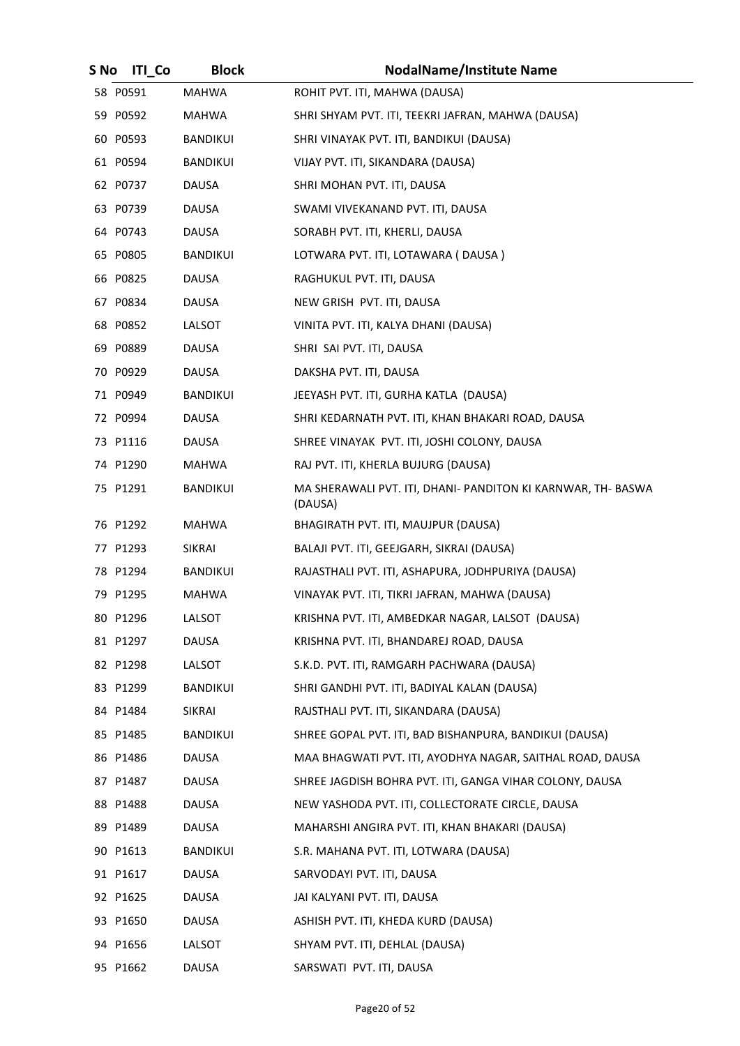| S No | ITI_Co | Block | NodalName/Institute Name |
| --- | --- | --- | --- |
| 58 | P0591 | MAHWA | ROHIT PVT. ITI, MAHWA (DAUSA) |
| 59 | P0592 | MAHWA | SHRI SHYAM PVT. ITI, TEEKRI JAFRAN, MAHWA (DAUSA) |
| 60 | P0593 | BANDIKUI | SHRI VINAYAK PVT. ITI, BANDIKUI (DAUSA) |
| 61 | P0594 | BANDIKUI | VIJAY PVT. ITI, SIKANDARA (DAUSA) |
| 62 | P0737 | DAUSA | SHRI MOHAN PVT. ITI, DAUSA |
| 63 | P0739 | DAUSA | SWAMI VIVEKANAND PVT. ITI, DAUSA |
| 64 | P0743 | DAUSA | SORABH PVT. ITI, KHERLI, DAUSA |
| 65 | P0805 | BANDIKUI | LOTWARA PVT. ITI, LOTAWARA ( DAUSA ) |
| 66 | P0825 | DAUSA | RAGHUKUL PVT. ITI, DAUSA |
| 67 | P0834 | DAUSA | NEW GRISH PVT. ITI, DAUSA |
| 68 | P0852 | LALSOT | VINITA PVT. ITI, KALYA DHANI (DAUSA) |
| 69 | P0889 | DAUSA | SHRI SAI PVT. ITI, DAUSA |
| 70 | P0929 | DAUSA | DAKSHA PVT. ITI, DAUSA |
| 71 | P0949 | BANDIKUI | JEEYASH PVT. ITI, GURHA KATLA (DAUSA) |
| 72 | P0994 | DAUSA | SHRI KEDARNATH PVT. ITI, KHAN BHAKARI ROAD, DAUSA |
| 73 | P1116 | DAUSA | SHREE VINAYAK PVT. ITI, JOSHI COLONY, DAUSA |
| 74 | P1290 | MAHWA | RAJ PVT. ITI, KHERLA BUJURG (DAUSA) |
| 75 | P1291 | BANDIKUI | MA SHERAWALI PVT. ITI, DHANI- PANDITON KI KARNWAR, TH- BASWA (DAUSA) |
| 76 | P1292 | MAHWA | BHAGIRATH PVT. ITI, MAUJPUR (DAUSA) |
| 77 | P1293 | SIKRAI | BALAJI PVT. ITI, GEEJGARH, SIKRAI (DAUSA) |
| 78 | P1294 | BANDIKUI | RAJASTHALI PVT. ITI, ASHAPURA, JODHPURIYA (DAUSA) |
| 79 | P1295 | MAHWA | VINAYAK PVT. ITI, TIKRI JAFRAN, MAHWA (DAUSA) |
| 80 | P1296 | LALSOT | KRISHNA PVT. ITI, AMBEDKAR NAGAR, LALSOT (DAUSA) |
| 81 | P1297 | DAUSA | KRISHNA PVT. ITI, BHANDAREJ ROAD, DAUSA |
| 82 | P1298 | LALSOT | S.K.D. PVT. ITI, RAMGARH PACHWARA (DAUSA) |
| 83 | P1299 | BANDIKUI | SHRI GANDHI PVT. ITI, BADIYAL KALAN (DAUSA) |
| 84 | P1484 | SIKRAI | RAJSTHALI PVT. ITI, SIKANDARA (DAUSA) |
| 85 | P1485 | BANDIKUI | SHREE GOPAL PVT. ITI, BAD BISHANPURA, BANDIKUI (DAUSA) |
| 86 | P1486 | DAUSA | MAA BHAGWATI PVT. ITI, AYODHYA NAGAR, SAITHAL ROAD, DAUSA |
| 87 | P1487 | DAUSA | SHREE JAGDISH BOHRA PVT. ITI, GANGA VIHAR COLONY, DAUSA |
| 88 | P1488 | DAUSA | NEW YASHODA PVT. ITI, COLLECTORATE CIRCLE, DAUSA |
| 89 | P1489 | DAUSA | MAHARSHI ANGIRA PVT. ITI, KHAN BHAKARI (DAUSA) |
| 90 | P1613 | BANDIKUI | S.R. MAHANA PVT. ITI, LOTWARA (DAUSA) |
| 91 | P1617 | DAUSA | SARVODAYI PVT. ITI, DAUSA |
| 92 | P1625 | DAUSA | JAI KALYANI PVT. ITI, DAUSA |
| 93 | P1650 | DAUSA | ASHISH PVT. ITI, KHEDA KURD (DAUSA) |
| 94 | P1656 | LALSOT | SHYAM PVT. ITI, DEHLAL (DAUSA) |
| 95 | P1662 | DAUSA | SARSWATI PVT. ITI, DAUSA |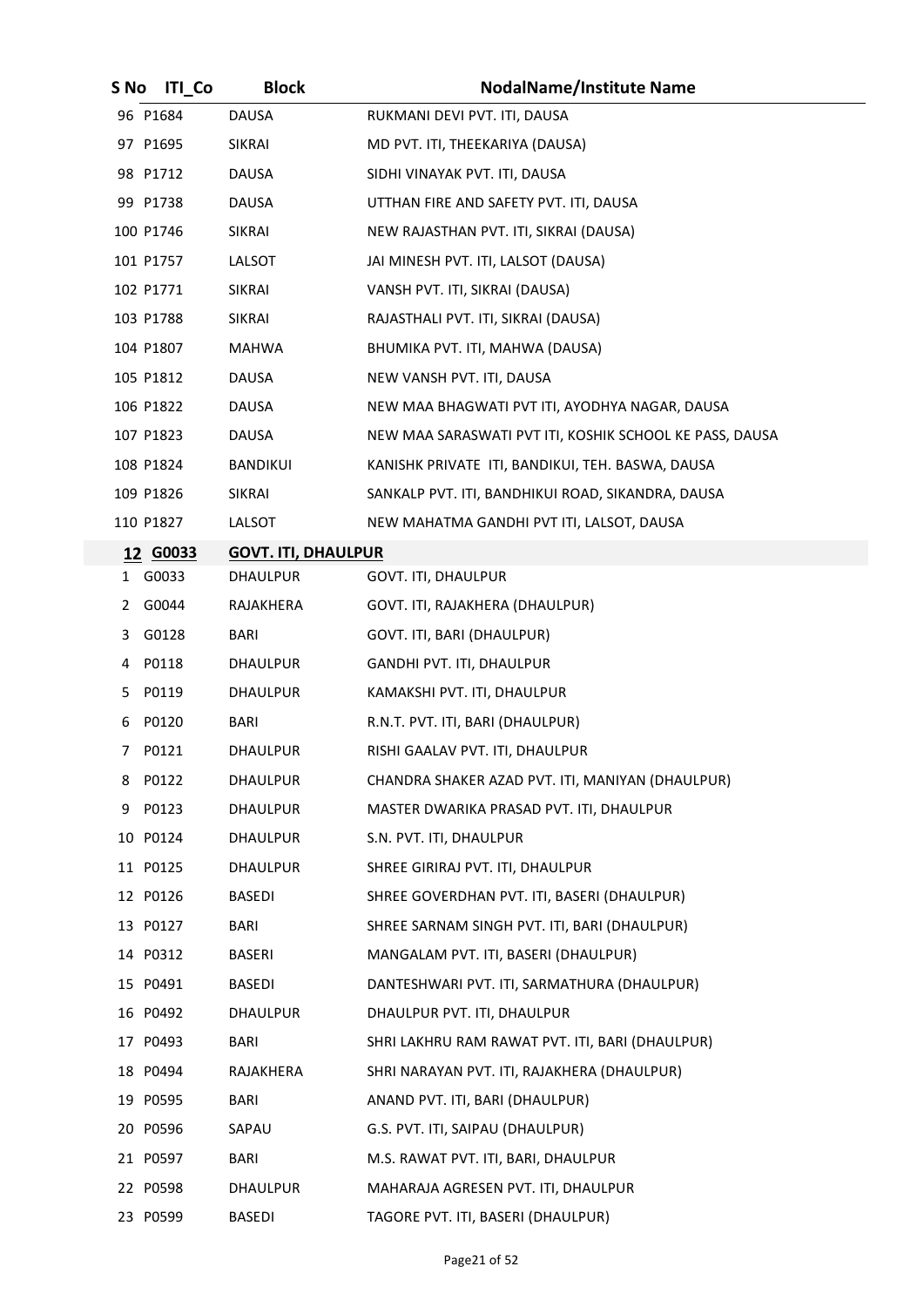| S No | ITI_Co | Block | NodalName/Institute Name |
|---|---|---|---|
| 96 | P1684 | DAUSA | RUKMANI DEVI PVT. ITI, DAUSA |
| 97 | P1695 | SIKRAI | MD PVT. ITI, THEEKARIYA (DAUSA) |
| 98 | P1712 | DAUSA | SIDHI VINAYAK PVT. ITI, DAUSA |
| 99 | P1738 | DAUSA | UTTHAN FIRE AND SAFETY PVT. ITI, DAUSA |
| 100 | P1746 | SIKRAI | NEW RAJASTHAN PVT. ITI, SIKRAI (DAUSA) |
| 101 | P1757 | LALSOT | JAI MINESH PVT. ITI, LALSOT (DAUSA) |
| 102 | P1771 | SIKRAI | VANSH PVT. ITI, SIKRAI (DAUSA) |
| 103 | P1788 | SIKRAI | RAJASTHALI PVT. ITI, SIKRAI (DAUSA) |
| 104 | P1807 | MAHWA | BHUMIKA PVT. ITI, MAHWA (DAUSA) |
| 105 | P1812 | DAUSA | NEW VANSH PVT. ITI, DAUSA |
| 106 | P1822 | DAUSA | NEW MAA BHAGWATI PVT ITI, AYODHYA NAGAR, DAUSA |
| 107 | P1823 | DAUSA | NEW MAA SARASWATI PVT ITI, KOSHIK SCHOOL KE PASS, DAUSA |
| 108 | P1824 | BANDIKUI | KANISHK PRIVATE ITI, BANDIKUI, TEH. BASWA, DAUSA |
| 109 | P1826 | SIKRAI | SANKALP PVT. ITI, BANDHIKUI ROAD, SIKANDRA, DAUSA |
| 110 | P1827 | LALSOT | NEW MAHATMA GANDHI PVT ITI, LALSOT, DAUSA |
| **12** | **G0033** | **GOVT. ITI, DHAULPUR** | |
| 1 | G0033 | DHAULPUR | GOVT. ITI, DHAULPUR |
| 2 | G0044 | RAJAKHERA | GOVT. ITI, RAJAKHERA (DHAULPUR) |
| 3 | G0128 | BARI | GOVT. ITI, BARI (DHAULPUR) |
| 4 | P0118 | DHAULPUR | GANDHI PVT. ITI, DHAULPUR |
| 5 | P0119 | DHAULPUR | KAMAKSHI PVT. ITI, DHAULPUR |
| 6 | P0120 | BARI | R.N.T. PVT. ITI, BARI (DHAULPUR) |
| 7 | P0121 | DHAULPUR | RISHI GAALAV PVT. ITI, DHAULPUR |
| 8 | P0122 | DHAULPUR | CHANDRA SHAKER AZAD PVT. ITI, MANIYAN (DHAULPUR) |
| 9 | P0123 | DHAULPUR | MASTER DWARIKA PRASAD PVT. ITI, DHAULPUR |
| 10 | P0124 | DHAULPUR | S.N. PVT. ITI, DHAULPUR |
| 11 | P0125 | DHAULPUR | SHREE GIRIRAJ PVT. ITI, DHAULPUR |
| 12 | P0126 | BASEDI | SHREE GOVERDHAN PVT. ITI, BASERI (DHAULPUR) |
| 13 | P0127 | BARI | SHREE SARNAM SINGH PVT. ITI, BARI (DHAULPUR) |
| 14 | P0312 | BASERI | MANGALAM PVT. ITI, BASERI (DHAULPUR) |
| 15 | P0491 | BASEDI | DANTESHWARI PVT. ITI, SARMATHURA (DHAULPUR) |
| 16 | P0492 | DHAULPUR | DHAULPUR PVT. ITI, DHAULPUR |
| 17 | P0493 | BARI | SHRI LAKHRU RAM RAWAT PVT. ITI, BARI (DHAULPUR) |
| 18 | P0494 | RAJAKHERA | SHRI NARAYAN PVT. ITI, RAJAKHERA (DHAULPUR) |
| 19 | P0595 | BARI | ANAND PVT. ITI, BARI (DHAULPUR) |
| 20 | P0596 | SAPAU | G.S. PVT. ITI, SAIPAU (DHAULPUR) |
| 21 | P0597 | BARI | M.S. RAWAT PVT. ITI, BARI, DHAULPUR |
| 22 | P0598 | DHAULPUR | MAHARAJA AGRESEN PVT. ITI, DHAULPUR |
| 23 | P0599 | BASEDI | TAGORE PVT. ITI, BASERI (DHAULPUR) |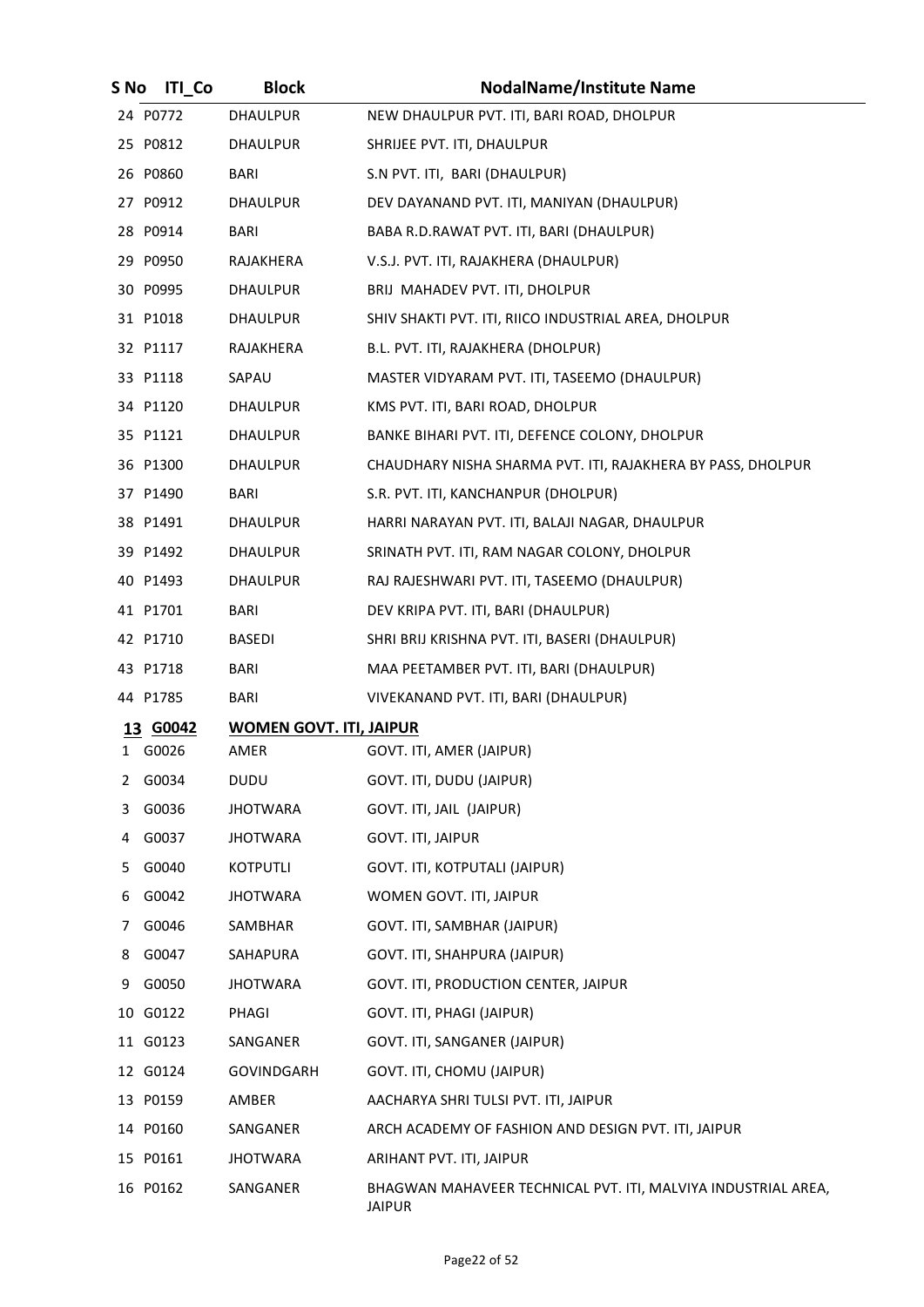| S No | ITI_Co | Block | NodalName/Institute Name |
|---|---|---|---|
| 24 | P0772 | DHAULPUR | NEW DHAULPUR PVT. ITI, BARI ROAD, DHOLPUR |
| 25 | P0812 | DHAULPUR | SHRIJEE PVT. ITI, DHAULPUR |
| 26 | P0860 | BARI | S.N PVT. ITI, BARI (DHAULPUR) |
| 27 | P0912 | DHAULPUR | DEV DAYANAND PVT. ITI, MANIYAN (DHAULPUR) |
| 28 | P0914 | BARI | BABA R.D.RAWAT PVT. ITI, BARI (DHAULPUR) |
| 29 | P0950 | RAJAKHERA | V.S.J. PVT. ITI, RAJAKHERA (DHAULPUR) |
| 30 | P0995 | DHAULPUR | BRIJ MAHADEV PVT. ITI, DHOLPUR |
| 31 | P1018 | DHAULPUR | SHIV SHAKTI PVT. ITI, RIICO INDUSTRIAL AREA, DHOLPUR |
| 32 | P1117 | RAJAKHERA | B.L. PVT. ITI, RAJAKHERA (DHOLPUR) |
| 33 | P1118 | SAPAU | MASTER VIDYARAM PVT. ITI, TASEEMO (DHAULPUR) |
| 34 | P1120 | DHAULPUR | KMS PVT. ITI, BARI ROAD, DHOLPUR |
| 35 | P1121 | DHAULPUR | BANKE BIHARI PVT. ITI, DEFENCE COLONY, DHOLPUR |
| 36 | P1300 | DHAULPUR | CHAUDHARY NISHA SHARMA PVT. ITI, RAJAKHERA BY PASS, DHOLPUR |
| 37 | P1490 | BARI | S.R. PVT. ITI, KANCHANPUR (DHOLPUR) |
| 38 | P1491 | DHAULPUR | HARRI NARAYAN PVT. ITI, BALAJI NAGAR, DHAULPUR |
| 39 | P1492 | DHAULPUR | SRINATH PVT. ITI, RAM NAGAR COLONY, DHOLPUR |
| 40 | P1493 | DHAULPUR | RAJ RAJESHWARI PVT. ITI, TASEEMO (DHAULPUR) |
| 41 | P1701 | BARI | DEV KRIPA PVT. ITI, BARI (DHAULPUR) |
| 42 | P1710 | BASEDI | SHRI BRIJ KRISHNA PVT. ITI, BASERI (DHAULPUR) |
| 43 | P1718 | BARI | MAA PEETAMBER PVT. ITI, BARI (DHAULPUR) |
| 44 | P1785 | BARI | VIVEKANAND PVT. ITI, BARI (DHAULPUR) |
| **13** | **G0042** | **WOMEN GOVT. ITI, JAIPUR** | |
| 1 | G0026 | AMER | GOVT. ITI, AMER (JAIPUR) |
| 2 | G0034 | DUDU | GOVT. ITI, DUDU (JAIPUR) |
| 3 | G0036 | JHOTWARA | GOVT. ITI, JAIL (JAIPUR) |
| 4 | G0037 | JHOTWARA | GOVT. ITI, JAIPUR |
| 5 | G0040 | KOTPUTLI | GOVT. ITI, KOTPUTALI (JAIPUR) |
| 6 | G0042 | JHOTWARA | WOMEN GOVT. ITI, JAIPUR |
| 7 | G0046 | SAMBHAR | GOVT. ITI, SAMBHAR (JAIPUR) |
| 8 | G0047 | SAHAPURA | GOVT. ITI, SHAHPURA (JAIPUR) |
| 9 | G0050 | JHOTWARA | GOVT. ITI, PRODUCTION CENTER, JAIPUR |
| 10 | G0122 | PHAGI | GOVT. ITI, PHAGI (JAIPUR) |
| 11 | G0123 | SANGANER | GOVT. ITI, SANGANER (JAIPUR) |
| 12 | G0124 | GOVINDGARH | GOVT. ITI, CHOMU (JAIPUR) |
| 13 | P0159 | AMBER | AACHARYA SHRI TULSI PVT. ITI, JAIPUR |
| 14 | P0160 | SANGANER | ARCH ACADEMY OF FASHION AND DESIGN PVT. ITI, JAIPUR |
| 15 | P0161 | JHOTWARA | ARIHANT PVT. ITI, JAIPUR |
| 16 | P0162 | SANGANER | BHAGWAN MAHAVEER TECHNICAL PVT. ITI, MALVIYA INDUSTRIAL AREA, JAIPUR |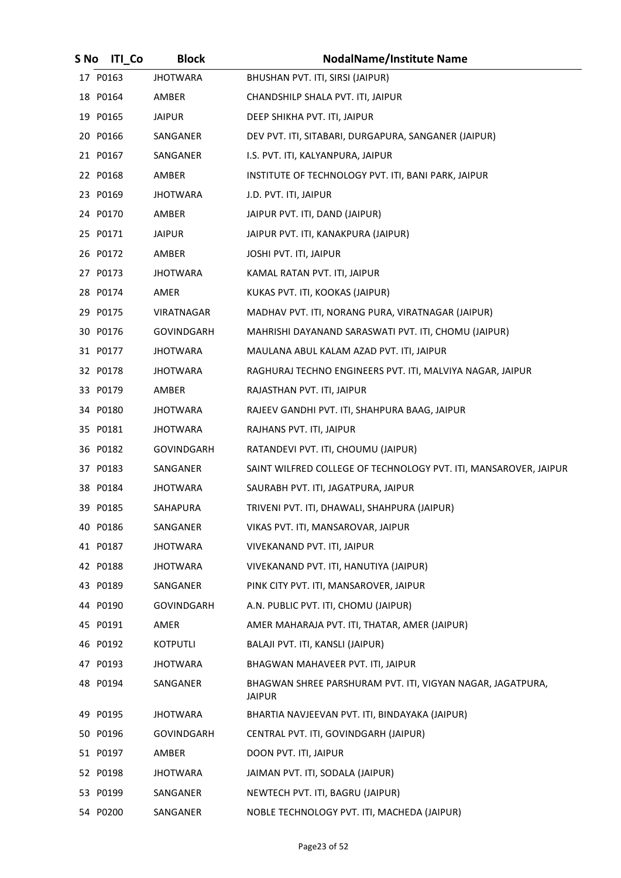| S No | ITI_Co | Block | NodalName/Institute Name |
|---|---|---|---|
| 17 | P0163 | JHOTWARA | BHUSHAN PVT. ITI, SIRSI (JAIPUR) |
| 18 | P0164 | AMBER | CHANDSHILP SHALA PVT. ITI, JAIPUR |
| 19 | P0165 | JAIPUR | DEEP SHIKHA PVT. ITI, JAIPUR |
| 20 | P0166 | SANGANER | DEV PVT. ITI, SITABARI, DURGAPURA, SANGANER (JAIPUR) |
| 21 | P0167 | SANGANER | I.S. PVT. ITI, KALYANPURA, JAIPUR |
| 22 | P0168 | AMBER | INSTITUTE OF TECHNOLOGY PVT. ITI, BANI PARK, JAIPUR |
| 23 | P0169 | JHOTWARA | J.D. PVT. ITI, JAIPUR |
| 24 | P0170 | AMBER | JAIPUR PVT. ITI, DAND (JAIPUR) |
| 25 | P0171 | JAIPUR | JAIPUR PVT. ITI, KANAKPURA (JAIPUR) |
| 26 | P0172 | AMBER | JOSHI PVT. ITI, JAIPUR |
| 27 | P0173 | JHOTWARA | KAMAL RATAN PVT. ITI, JAIPUR |
| 28 | P0174 | AMER | KUKAS PVT. ITI, KOOKAS (JAIPUR) |
| 29 | P0175 | VIRATNAGAR | MADHAV PVT. ITI, NORANG PURA, VIRATNAGAR (JAIPUR) |
| 30 | P0176 | GOVINDGARH | MAHRISHI DAYANAND SARASWATI PVT. ITI, CHOMU (JAIPUR) |
| 31 | P0177 | JHOTWARA | MAULANA ABUL KALAM AZAD PVT. ITI, JAIPUR |
| 32 | P0178 | JHOTWARA | RAGHURAJ TECHNO ENGINEERS PVT. ITI, MALVIYA NAGAR, JAIPUR |
| 33 | P0179 | AMBER | RAJASTHAN PVT. ITI, JAIPUR |
| 34 | P0180 | JHOTWARA | RAJEEV GANDHI PVT. ITI, SHAHPURA BAAG, JAIPUR |
| 35 | P0181 | JHOTWARA | RAJHANS PVT. ITI, JAIPUR |
| 36 | P0182 | GOVINDGARH | RATANDEVI PVT. ITI, CHOUMU (JAIPUR) |
| 37 | P0183 | SANGANER | SAINT WILFRED COLLEGE OF TECHNOLOGY PVT. ITI, MANSAROVER, JAIPUR |
| 38 | P0184 | JHOTWARA | SAURABH PVT. ITI, JAGATPURA, JAIPUR |
| 39 | P0185 | SAHAPURA | TRIVENI PVT. ITI, DHAWALI, SHAHPURA (JAIPUR) |
| 40 | P0186 | SANGANER | VIKAS PVT. ITI, MANSAROVAR, JAIPUR |
| 41 | P0187 | JHOTWARA | VIVEKANAND PVT. ITI, JAIPUR |
| 42 | P0188 | JHOTWARA | VIVEKANAND PVT. ITI, HANUTIYA (JAIPUR) |
| 43 | P0189 | SANGANER | PINK CITY PVT. ITI, MANSAROVER, JAIPUR |
| 44 | P0190 | GOVINDGARH | A.N. PUBLIC PVT. ITI, CHOMU (JAIPUR) |
| 45 | P0191 | AMER | AMER MAHARAJA PVT. ITI, THATAR, AMER (JAIPUR) |
| 46 | P0192 | KOTPUTLI | BALAJI PVT. ITI, KANSLI (JAIPUR) |
| 47 | P0193 | JHOTWARA | BHAGWAN MAHAVEER PVT. ITI, JAIPUR |
| 48 | P0194 | SANGANER | BHAGWAN SHREE PARSHURAM PVT. ITI, VIGYAN NAGAR, JAGATPURA, JAIPUR |
| 49 | P0195 | JHOTWARA | BHARTIA NAVJEEVAN PVT. ITI, BINDAYAKA (JAIPUR) |
| 50 | P0196 | GOVINDGARH | CENTRAL PVT. ITI, GOVINDGARH (JAIPUR) |
| 51 | P0197 | AMBER | DOON PVT. ITI, JAIPUR |
| 52 | P0198 | JHOTWARA | JAIMAN PVT. ITI, SODALA (JAIPUR) |
| 53 | P0199 | SANGANER | NEWTECH PVT. ITI, BAGRU (JAIPUR) |
| 54 | P0200 | SANGANER | NOBLE TECHNOLOGY PVT. ITI, MACHEDA (JAIPUR) |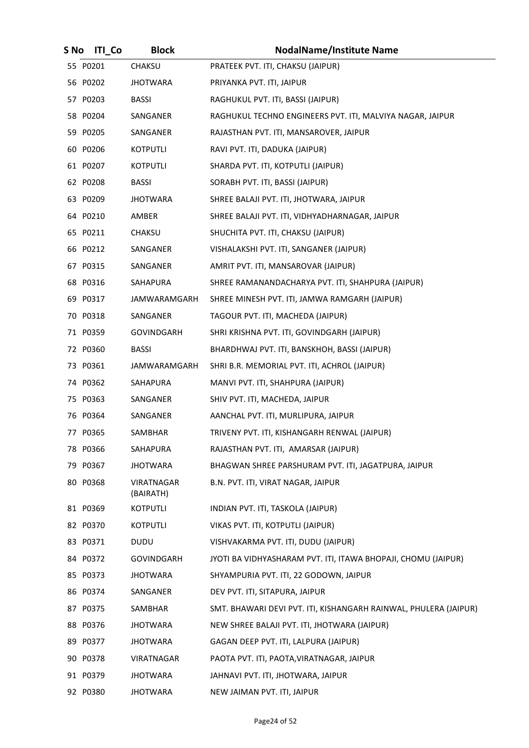| S No | ITI_Co | Block | NodalName/Institute Name |
|---|---|---|---|
| 55 | P0201 | CHAKSU | PRATEEK PVT. ITI, CHAKSU (JAIPUR) |
| 56 | P0202 | JHOTWARA | PRIYANKA PVT. ITI, JAIPUR |
| 57 | P0203 | BASSI | RAGHUKUL PVT. ITI, BASSI (JAIPUR) |
| 58 | P0204 | SANGANER | RAGHUKUL TECHNO ENGINEERS PVT. ITI, MALVIYA NAGAR, JAIPUR |
| 59 | P0205 | SANGANER | RAJASTHAN PVT. ITI, MANSAROVER, JAIPUR |
| 60 | P0206 | KOTPUTLI | RAVI PVT. ITI, DADUKA (JAIPUR) |
| 61 | P0207 | KOTPUTLI | SHARDA PVT. ITI, KOTPUTLI (JAIPUR) |
| 62 | P0208 | BASSI | SORABH PVT. ITI, BASSI (JAIPUR) |
| 63 | P0209 | JHOTWARA | SHREE BALAJI PVT. ITI, JHOTWARA, JAIPUR |
| 64 | P0210 | AMBER | SHREE BALAJI PVT. ITI, VIDHYADHARNAGAR, JAIPUR |
| 65 | P0211 | CHAKSU | SHUCHITA PVT. ITI, CHAKSU (JAIPUR) |
| 66 | P0212 | SANGANER | VISHALAKSHI PVT. ITI, SANGANER (JAIPUR) |
| 67 | P0315 | SANGANER | AMRIT PVT. ITI, MANSAROVAR (JAIPUR) |
| 68 | P0316 | SAHAPURA | SHREE RAMANANDACHARYA PVT. ITI, SHAHPURA (JAIPUR) |
| 69 | P0317 | JAMWARAMGARH | SHREE MINESH PVT. ITI, JAMWA RAMGARH (JAIPUR) |
| 70 | P0318 | SANGANER | TAGOUR PVT. ITI, MACHEDA (JAIPUR) |
| 71 | P0359 | GOVINDGARH | SHRI KRISHNA PVT. ITI, GOVINDGARH (JAIPUR) |
| 72 | P0360 | BASSI | BHARDHWAJ PVT. ITI, BANSKHOH, BASSI (JAIPUR) |
| 73 | P0361 | JAMWARAMGARH | SHRI B.R. MEMORIAL PVT. ITI, ACHROL (JAIPUR) |
| 74 | P0362 | SAHAPURA | MANVI PVT. ITI, SHAHPURA (JAIPUR) |
| 75 | P0363 | SANGANER | SHIV PVT. ITI, MACHEDA, JAIPUR |
| 76 | P0364 | SANGANER | AANCHAL PVT. ITI, MURLIPURA, JAIPUR |
| 77 | P0365 | SAMBHAR | TRIVENY PVT. ITI, KISHANGARH RENWAL (JAIPUR) |
| 78 | P0366 | SAHAPURA | RAJASTHAN PVT. ITI, AMARSAR (JAIPUR) |
| 79 | P0367 | JHOTWARA | BHAGWAN SHREE PARSHURAM PVT. ITI, JAGATPURA, JAIPUR |
| 80 | P0368 | VIRATNAGAR (BAIRATH) | B.N. PVT. ITI, VIRAT NAGAR, JAIPUR |
| 81 | P0369 | KOTPUTLI | INDIAN PVT. ITI, TASKOLA (JAIPUR) |
| 82 | P0370 | KOTPUTLI | VIKAS PVT. ITI, KOTPUTLI (JAIPUR) |
| 83 | P0371 | DUDU | VISHVAKARMA PVT. ITI, DUDU (JAIPUR) |
| 84 | P0372 | GOVINDGARH | JYOTI BA VIDHYASHARAM PVT. ITI, ITAWA BHOPAJI, CHOMU (JAIPUR) |
| 85 | P0373 | JHOTWARA | SHYAMPURIA PVT. ITI, 22 GODOWN, JAIPUR |
| 86 | P0374 | SANGANER | DEV PVT. ITI, SITAPURA, JAIPUR |
| 87 | P0375 | SAMBHAR | SMT. BHAWARI DEVI PVT. ITI, KISHANGARH RAINWAL, PHULERA (JAIPUR) |
| 88 | P0376 | JHOTWARA | NEW SHREE BALAJI PVT. ITI, JHOTWARA (JAIPUR) |
| 89 | P0377 | JHOTWARA | GAGAN DEEP PVT. ITI, LALPURA (JAIPUR) |
| 90 | P0378 | VIRATNAGAR | PAOTA PVT. ITI, PAOTA,VIRATNAGAR, JAIPUR |
| 91 | P0379 | JHOTWARA | JAHNAVI PVT. ITI, JHOTWARA, JAIPUR |
| 92 | P0380 | JHOTWARA | NEW JAIMAN PVT. ITI, JAIPUR |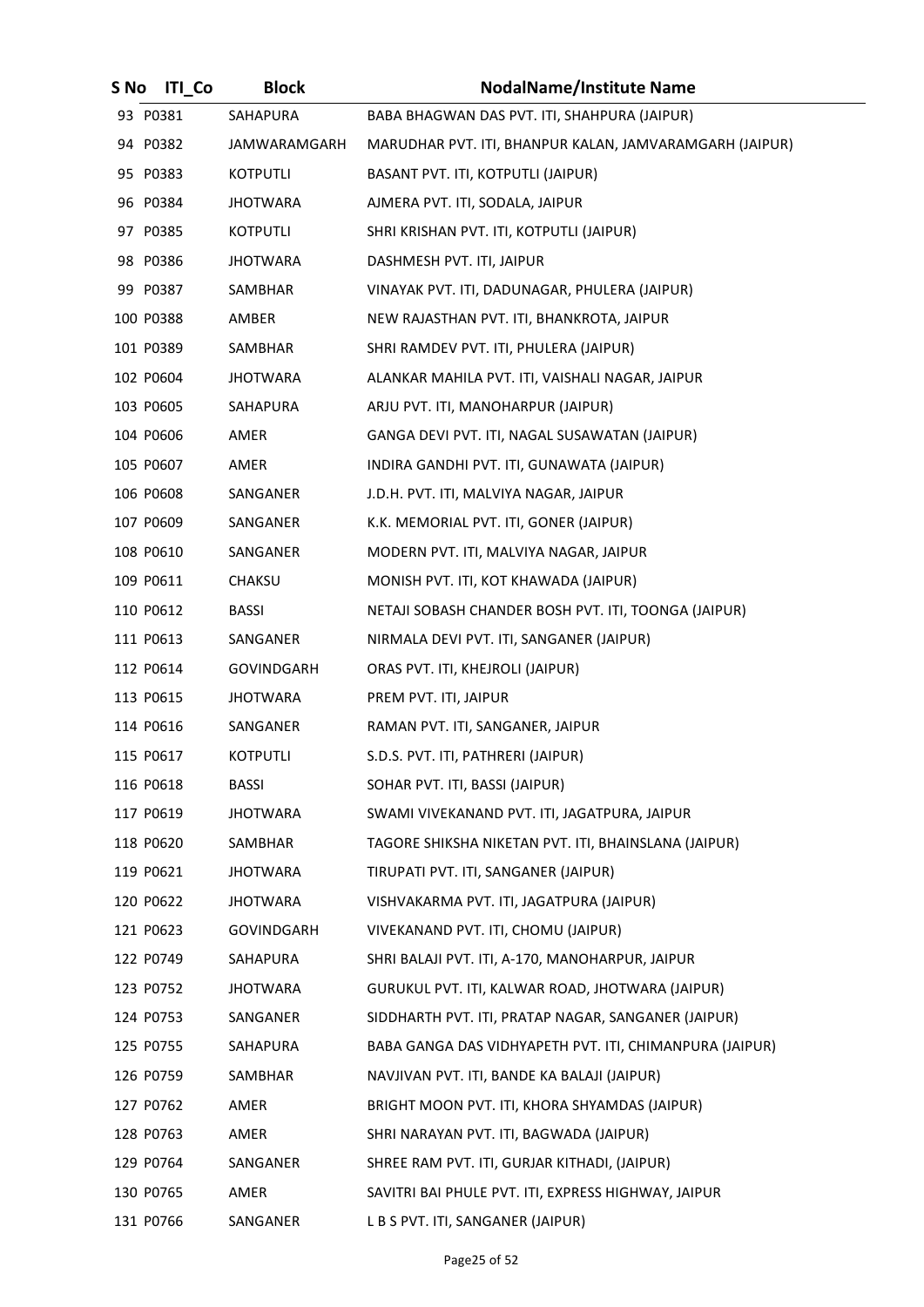| S No | ITI_Co | Block | NodalName/Institute Name |
|---|---|---|---|
| 93 | P0381 | SAHAPURA | BABA BHAGWAN DAS PVT. ITI, SHAHPURA (JAIPUR) |
| 94 | P0382 | JAMWARAMGARH | MARUDHAR PVT. ITI, BHANPUR KALAN, JAMVARAMGARH (JAIPUR) |
| 95 | P0383 | KOTPUTLI | BASANT PVT. ITI, KOTPUTLI (JAIPUR) |
| 96 | P0384 | JHOTWARA | AJMERA PVT. ITI, SODALA, JAIPUR |
| 97 | P0385 | KOTPUTLI | SHRI KRISHAN PVT. ITI, KOTPUTLI (JAIPUR) |
| 98 | P0386 | JHOTWARA | DASHMESH PVT. ITI, JAIPUR |
| 99 | P0387 | SAMBHAR | VINAYAK PVT. ITI, DADUNAGAR, PHULERA (JAIPUR) |
| 100 | P0388 | AMBER | NEW RAJASTHAN PVT. ITI, BHANKROTA, JAIPUR |
| 101 | P0389 | SAMBHAR | SHRI RAMDEV PVT. ITI, PHULERA (JAIPUR) |
| 102 | P0604 | JHOTWARA | ALANKAR MAHILA PVT. ITI, VAISHALI NAGAR, JAIPUR |
| 103 | P0605 | SAHAPURA | ARJU PVT. ITI, MANOHARPUR (JAIPUR) |
| 104 | P0606 | AMER | GANGA DEVI PVT. ITI, NAGAL SUSAWATAN (JAIPUR) |
| 105 | P0607 | AMER | INDIRA GANDHI PVT. ITI, GUNAWATA (JAIPUR) |
| 106 | P0608 | SANGANER | J.D.H. PVT. ITI, MALVIYA NAGAR, JAIPUR |
| 107 | P0609 | SANGANER | K.K. MEMORIAL PVT. ITI, GONER (JAIPUR) |
| 108 | P0610 | SANGANER | MODERN PVT. ITI, MALVIYA NAGAR, JAIPUR |
| 109 | P0611 | CHAKSU | MONISH PVT. ITI, KOT KHAWADA (JAIPUR) |
| 110 | P0612 | BASSI | NETAJI SOBASH CHANDER BOSH PVT. ITI, TOONGA (JAIPUR) |
| 111 | P0613 | SANGANER | NIRMALA DEVI PVT. ITI, SANGANER (JAIPUR) |
| 112 | P0614 | GOVINDGARH | ORAS PVT. ITI, KHEJROLI (JAIPUR) |
| 113 | P0615 | JHOTWARA | PREM PVT. ITI, JAIPUR |
| 114 | P0616 | SANGANER | RAMAN PVT. ITI, SANGANER, JAIPUR |
| 115 | P0617 | KOTPUTLI | S.D.S. PVT. ITI, PATHRERI (JAIPUR) |
| 116 | P0618 | BASSI | SOHAR PVT. ITI, BASSI (JAIPUR) |
| 117 | P0619 | JHOTWARA | SWAMI VIVEKANAND PVT. ITI, JAGATPURA, JAIPUR |
| 118 | P0620 | SAMBHAR | TAGORE SHIKSHA NIKETAN PVT. ITI, BHAINSLANA (JAIPUR) |
| 119 | P0621 | JHOTWARA | TIRUPATI PVT. ITI, SANGANER (JAIPUR) |
| 120 | P0622 | JHOTWARA | VISHVAKARMA PVT. ITI, JAGATPURA (JAIPUR) |
| 121 | P0623 | GOVINDGARH | VIVEKANAND PVT. ITI, CHOMU (JAIPUR) |
| 122 | P0749 | SAHAPURA | SHRI BALAJI PVT. ITI, A-170, MANOHARPUR, JAIPUR |
| 123 | P0752 | JHOTWARA | GURUKUL PVT. ITI, KALWAR ROAD, JHOTWARA (JAIPUR) |
| 124 | P0753 | SANGANER | SIDDHARTH PVT. ITI, PRATAP NAGAR, SANGANER (JAIPUR) |
| 125 | P0755 | SAHAPURA | BABA GANGA DAS VIDHYAPETH PVT. ITI, CHIMANPURA (JAIPUR) |
| 126 | P0759 | SAMBHAR | NAVJIVAN PVT. ITI, BANDE KA BALAJI (JAIPUR) |
| 127 | P0762 | AMER | BRIGHT MOON PVT. ITI, KHORA SHYAMDAS (JAIPUR) |
| 128 | P0763 | AMER | SHRI NARAYAN PVT. ITI, BAGWADA (JAIPUR) |
| 129 | P0764 | SANGANER | SHREE RAM PVT. ITI, GURJAR KITHADI, (JAIPUR) |
| 130 | P0765 | AMER | SAVITRI BAI PHULE PVT. ITI, EXPRESS HIGHWAY, JAIPUR |
| 131 | P0766 | SANGANER | L B S PVT. ITI, SANGANER (JAIPUR) |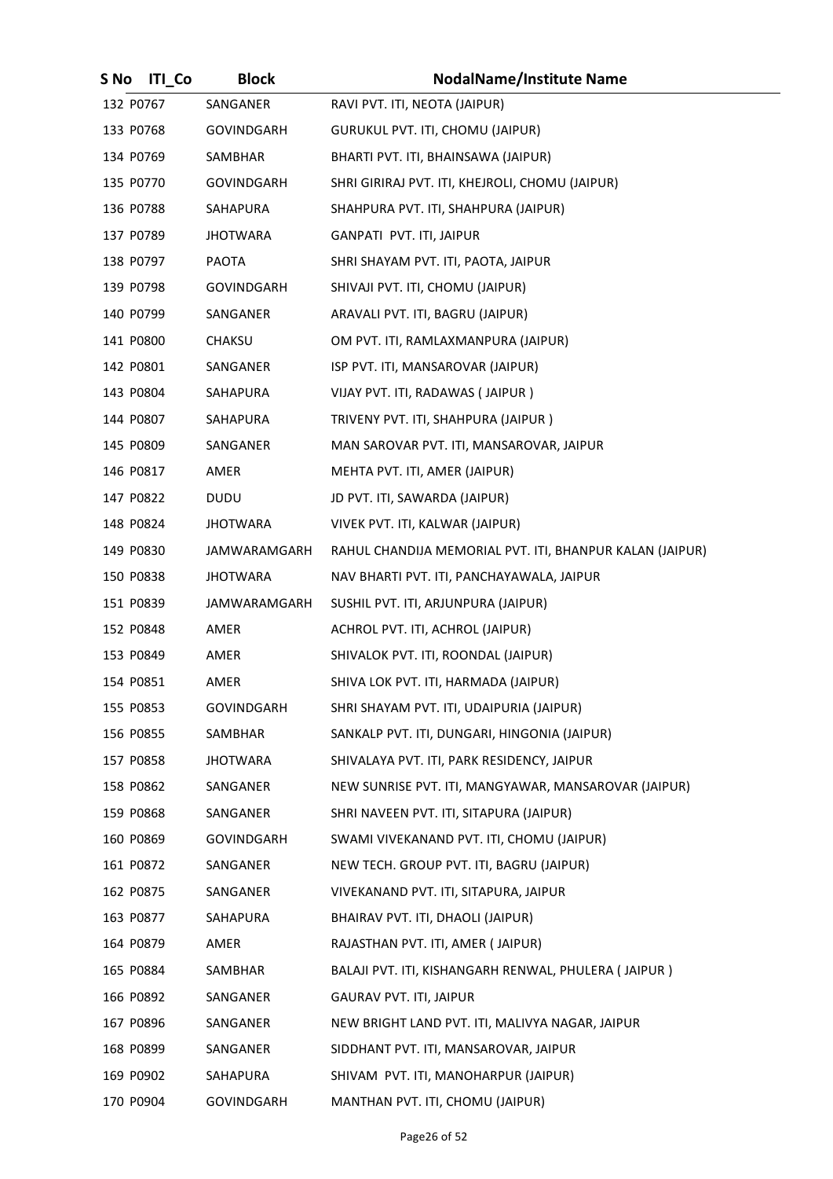| S No | ITI_Co | Block | NodalName/Institute Name |
|---|---|---|---|
| 132 | P0767 | SANGANER | RAVI PVT. ITI, NEOTA (JAIPUR) |
| 133 | P0768 | GOVINDGARH | GURUKUL PVT. ITI, CHOMU (JAIPUR) |
| 134 | P0769 | SAMBHAR | BHARTI PVT. ITI, BHAINSAWA (JAIPUR) |
| 135 | P0770 | GOVINDGARH | SHRI GIRIRAJ PVT. ITI, KHEJROLI, CHOMU (JAIPUR) |
| 136 | P0788 | SAHAPURA | SHAHPURA PVT. ITI, SHAHPURA (JAIPUR) |
| 137 | P0789 | JHOTWARA | GANPATI PVT. ITI, JAIPUR |
| 138 | P0797 | PAOTA | SHRI SHAYAM PVT. ITI, PAOTA, JAIPUR |
| 139 | P0798 | GOVINDGARH | SHIVAJI PVT. ITI, CHOMU (JAIPUR) |
| 140 | P0799 | SANGANER | ARAVALI PVT. ITI, BAGRU (JAIPUR) |
| 141 | P0800 | CHAKSU | OM PVT. ITI, RAMLAXMANPURA (JAIPUR) |
| 142 | P0801 | SANGANER | ISP PVT. ITI, MANSAROVAR (JAIPUR) |
| 143 | P0804 | SAHAPURA | VIJAY PVT. ITI, RADAWAS ( JAIPUR ) |
| 144 | P0807 | SAHAPURA | TRIVENY PVT. ITI, SHAHPURA (JAIPUR ) |
| 145 | P0809 | SANGANER | MAN SAROVAR PVT. ITI, MANSAROVAR, JAIPUR |
| 146 | P0817 | AMER | MEHTA PVT. ITI, AMER (JAIPUR) |
| 147 | P0822 | DUDU | JD PVT. ITI, SAWARDA (JAIPUR) |
| 148 | P0824 | JHOTWARA | VIVEK PVT. ITI, KALWAR (JAIPUR) |
| 149 | P0830 | JAMWARAMGARH | RAHUL CHANDIJA MEMORIAL PVT. ITI, BHANPUR KALAN (JAIPUR) |
| 150 | P0838 | JHOTWARA | NAV BHARTI PVT. ITI, PANCHAYAWALA, JAIPUR |
| 151 | P0839 | JAMWARAMGARH | SUSHIL PVT. ITI, ARJUNPURA (JAIPUR) |
| 152 | P0848 | AMER | ACHROL PVT. ITI, ACHROL (JAIPUR) |
| 153 | P0849 | AMER | SHIVALOK PVT. ITI, ROONDAL (JAIPUR) |
| 154 | P0851 | AMER | SHIVA LOK PVT. ITI, HARMADA (JAIPUR) |
| 155 | P0853 | GOVINDGARH | SHRI SHAYAM PVT. ITI, UDAIPURIA (JAIPUR) |
| 156 | P0855 | SAMBHAR | SANKALP PVT. ITI, DUNGARI, HINGONIA (JAIPUR) |
| 157 | P0858 | JHOTWARA | SHIVALAYA PVT. ITI, PARK RESIDENCY, JAIPUR |
| 158 | P0862 | SANGANER | NEW SUNRISE PVT. ITI, MANGYAWAR, MANSAROVAR (JAIPUR) |
| 159 | P0868 | SANGANER | SHRI NAVEEN PVT. ITI, SITAPURA (JAIPUR) |
| 160 | P0869 | GOVINDGARH | SWAMI VIVEKANAND PVT. ITI, CHOMU (JAIPUR) |
| 161 | P0872 | SANGANER | NEW TECH. GROUP PVT. ITI, BAGRU (JAIPUR) |
| 162 | P0875 | SANGANER | VIVEKANAND PVT. ITI, SITAPURA, JAIPUR |
| 163 | P0877 | SAHAPURA | BHAIRAV PVT. ITI, DHAOLI (JAIPUR) |
| 164 | P0879 | AMER | RAJASTHAN PVT. ITI, AMER ( JAIPUR) |
| 165 | P0884 | SAMBHAR | BALAJI PVT. ITI, KISHANGARH RENWAL, PHULERA ( JAIPUR ) |
| 166 | P0892 | SANGANER | GAURAV PVT. ITI, JAIPUR |
| 167 | P0896 | SANGANER | NEW BRIGHT LAND PVT. ITI, MALIVYA NAGAR, JAIPUR |
| 168 | P0899 | SANGANER | SIDDHANT PVT. ITI, MANSAROVAR, JAIPUR |
| 169 | P0902 | SAHAPURA | SHIVAM PVT. ITI, MANOHARPUR (JAIPUR) |
| 170 | P0904 | GOVINDGARH | MANTHAN PVT. ITI, CHOMU (JAIPUR) |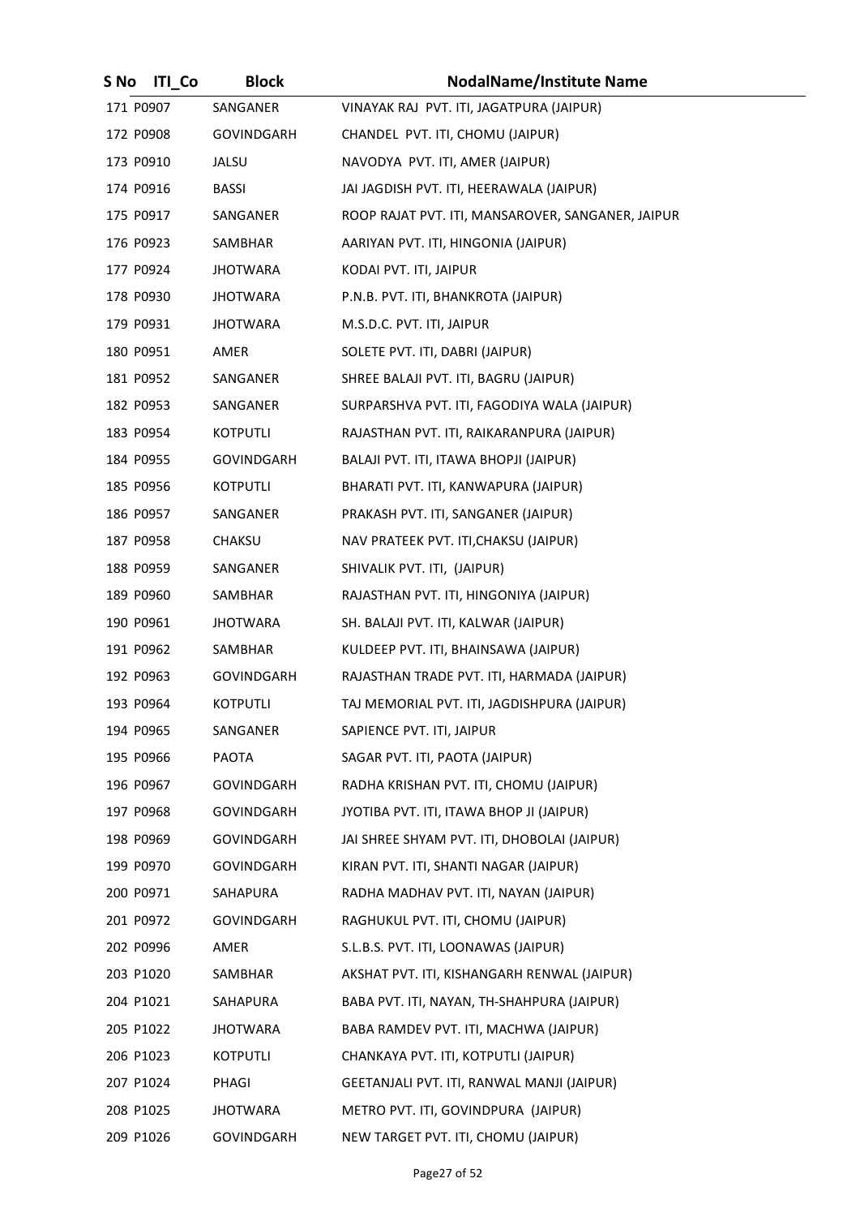| S No | ITI_Co | Block | NodalName/Institute Name |
|---|---|---|---|
| 171 | P0907 | SANGANER | VINAYAK RAJ PVT. ITI, JAGATPURA (JAIPUR) |
| 172 | P0908 | GOVINDGARH | CHANDEL PVT. ITI, CHOMU (JAIPUR) |
| 173 | P0910 | JALSU | NAVODYA PVT. ITI, AMER (JAIPUR) |
| 174 | P0916 | BASSI | JAI JAGDISH PVT. ITI, HEERAWALA (JAIPUR) |
| 175 | P0917 | SANGANER | ROOP RAJAT PVT. ITI, MANSAROVER, SANGANER, JAIPUR |
| 176 | P0923 | SAMBHAR | AARIYAN PVT. ITI, HINGONIA (JAIPUR) |
| 177 | P0924 | JHOTWARA | KODAI PVT. ITI, JAIPUR |
| 178 | P0930 | JHOTWARA | P.N.B. PVT. ITI, BHANKROTA (JAIPUR) |
| 179 | P0931 | JHOTWARA | M.S.D.C. PVT. ITI, JAIPUR |
| 180 | P0951 | AMER | SOLETE PVT. ITI, DABRI (JAIPUR) |
| 181 | P0952 | SANGANER | SHREE BALAJI PVT. ITI, BAGRU (JAIPUR) |
| 182 | P0953 | SANGANER | SURPARSHVA PVT. ITI, FAGODIYA WALA (JAIPUR) |
| 183 | P0954 | KOTPUTLI | RAJASTHAN PVT. ITI, RAIKARANPURA (JAIPUR) |
| 184 | P0955 | GOVINDGARH | BALAJI PVT. ITI, ITAWA BHOPJI (JAIPUR) |
| 185 | P0956 | KOTPUTLI | BHARATI PVT. ITI, KANWAPURA (JAIPUR) |
| 186 | P0957 | SANGANER | PRAKASH PVT. ITI, SANGANER (JAIPUR) |
| 187 | P0958 | CHAKSU | NAV PRATEEK PVT. ITI,CHAKSU (JAIPUR) |
| 188 | P0959 | SANGANER | SHIVALIK PVT. ITI, (JAIPUR) |
| 189 | P0960 | SAMBHAR | RAJASTHAN PVT. ITI, HINGONIYA (JAIPUR) |
| 190 | P0961 | JHOTWARA | SH. BALAJI PVT. ITI, KALWAR (JAIPUR) |
| 191 | P0962 | SAMBHAR | KULDEEP PVT. ITI, BHAINSAWA (JAIPUR) |
| 192 | P0963 | GOVINDGARH | RAJASTHAN TRADE PVT. ITI, HARMADA (JAIPUR) |
| 193 | P0964 | KOTPUTLI | TAJ MEMORIAL PVT. ITI, JAGDISHPURA (JAIPUR) |
| 194 | P0965 | SANGANER | SAPIENCE PVT. ITI, JAIPUR |
| 195 | P0966 | PAOTA | SAGAR PVT. ITI, PAOTA (JAIPUR) |
| 196 | P0967 | GOVINDGARH | RADHA KRISHAN PVT. ITI, CHOMU (JAIPUR) |
| 197 | P0968 | GOVINDGARH | JYOTIBA PVT. ITI, ITAWA BHOP JI (JAIPUR) |
| 198 | P0969 | GOVINDGARH | JAI SHREE SHYAM PVT. ITI, DHOBOLAI (JAIPUR) |
| 199 | P0970 | GOVINDGARH | KIRAN PVT. ITI, SHANTI NAGAR (JAIPUR) |
| 200 | P0971 | SAHAPURA | RADHA MADHAV PVT. ITI, NAYAN (JAIPUR) |
| 201 | P0972 | GOVINDGARH | RAGHUKUL PVT. ITI, CHOMU (JAIPUR) |
| 202 | P0996 | AMER | S.L.B.S. PVT. ITI, LOONAWAS (JAIPUR) |
| 203 | P1020 | SAMBHAR | AKSHAT PVT. ITI, KISHANGARH RENWAL (JAIPUR) |
| 204 | P1021 | SAHAPURA | BABA PVT. ITI, NAYAN, TH-SHAHPURA (JAIPUR) |
| 205 | P1022 | JHOTWARA | BABA RAMDEV PVT. ITI, MACHWA (JAIPUR) |
| 206 | P1023 | KOTPUTLI | CHANKAYA PVT. ITI, KOTPUTLI (JAIPUR) |
| 207 | P1024 | PHAGI | GEETANJALI PVT. ITI, RANWAL MANJI (JAIPUR) |
| 208 | P1025 | JHOTWARA | METRO PVT. ITI, GOVINDPURA (JAIPUR) |
| 209 | P1026 | GOVINDGARH | NEW TARGET PVT. ITI, CHOMU (JAIPUR) |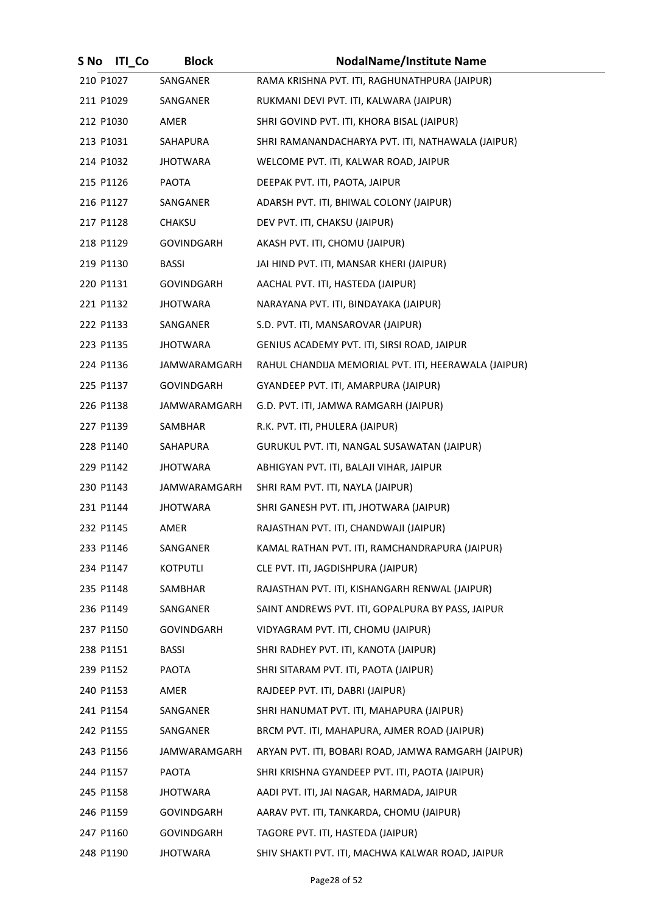| S No | ITI_Co | Block | NodalName/Institute Name |
|---|---|---|---|
| 210 | P1027 | SANGANER | RAMA KRISHNA PVT. ITI, RAGHUNATHPURA (JAIPUR) |
| 211 | P1029 | SANGANER | RUKMANI DEVI PVT. ITI, KALWARA (JAIPUR) |
| 212 | P1030 | AMER | SHRI GOVIND PVT. ITI, KHORA BISAL (JAIPUR) |
| 213 | P1031 | SAHAPURA | SHRI RAMANANDACHARYA PVT. ITI, NATHAWALA (JAIPUR) |
| 214 | P1032 | JHOTWARA | WELCOME PVT. ITI, KALWAR ROAD, JAIPUR |
| 215 | P1126 | PAOTA | DEEPAK PVT. ITI, PAOTA, JAIPUR |
| 216 | P1127 | SANGANER | ADARSH PVT. ITI, BHIWAL COLONY (JAIPUR) |
| 217 | P1128 | CHAKSU | DEV PVT. ITI, CHAKSU (JAIPUR) |
| 218 | P1129 | GOVINDGARH | AKASH PVT. ITI, CHOMU (JAIPUR) |
| 219 | P1130 | BASSI | JAI HIND PVT. ITI, MANSAR KHERI (JAIPUR) |
| 220 | P1131 | GOVINDGARH | AACHAL PVT. ITI, HASTEDA (JAIPUR) |
| 221 | P1132 | JHOTWARA | NARAYANA PVT. ITI, BINDAYAKA (JAIPUR) |
| 222 | P1133 | SANGANER | S.D. PVT. ITI, MANSAROVAR (JAIPUR) |
| 223 | P1135 | JHOTWARA | GENIUS ACADEMY PVT. ITI, SIRSI ROAD, JAIPUR |
| 224 | P1136 | JAMWARAMGARH | RAHUL CHANDIJA MEMORIAL PVT. ITI, HEERAWALA (JAIPUR) |
| 225 | P1137 | GOVINDGARH | GYANDEEP PVT. ITI, AMARPURA (JAIPUR) |
| 226 | P1138 | JAMWARAMGARH | G.D. PVT. ITI, JAMWA RAMGARH (JAIPUR) |
| 227 | P1139 | SAMBHAR | R.K. PVT. ITI, PHULERA (JAIPUR) |
| 228 | P1140 | SAHAPURA | GURUKUL PVT. ITI, NANGAL SUSAWATAN (JAIPUR) |
| 229 | P1142 | JHOTWARA | ABHIGYAN PVT. ITI, BALAJI VIHAR, JAIPUR |
| 230 | P1143 | JAMWARAMGARH | SHRI RAM PVT. ITI, NAYLA (JAIPUR) |
| 231 | P1144 | JHOTWARA | SHRI GANESH PVT. ITI, JHOTWARA (JAIPUR) |
| 232 | P1145 | AMER | RAJASTHAN PVT. ITI, CHANDWAJI (JAIPUR) |
| 233 | P1146 | SANGANER | KAMAL RATHAN PVT. ITI, RAMCHANDRAPURA (JAIPUR) |
| 234 | P1147 | KOTPUTLI | CLE PVT. ITI, JAGDISHPURA (JAIPUR) |
| 235 | P1148 | SAMBHAR | RAJASTHAN PVT. ITI, KISHANGARH RENWAL (JAIPUR) |
| 236 | P1149 | SANGANER | SAINT ANDREWS PVT. ITI, GOPALPURA BY PASS, JAIPUR |
| 237 | P1150 | GOVINDGARH | VIDYAGRAM PVT. ITI, CHOMU (JAIPUR) |
| 238 | P1151 | BASSI | SHRI RADHEY PVT. ITI, KANOTA (JAIPUR) |
| 239 | P1152 | PAOTA | SHRI SITARAM PVT. ITI, PAOTA (JAIPUR) |
| 240 | P1153 | AMER | RAJDEEP PVT. ITI, DABRI (JAIPUR) |
| 241 | P1154 | SANGANER | SHRI HANUMAT PVT. ITI, MAHAPURA (JAIPUR) |
| 242 | P1155 | SANGANER | BRCM PVT. ITI, MAHAPURA, AJMER ROAD (JAIPUR) |
| 243 | P1156 | JAMWARAMGARH | ARYAN PVT. ITI, BOBARI ROAD, JAMWA RAMGARH (JAIPUR) |
| 244 | P1157 | PAOTA | SHRI KRISHNA GYANDEEP PVT. ITI, PAOTA (JAIPUR) |
| 245 | P1158 | JHOTWARA | AADI PVT. ITI, JAI NAGAR, HARMADA, JAIPUR |
| 246 | P1159 | GOVINDGARH | AARAV PVT. ITI, TANKARDA, CHOMU (JAIPUR) |
| 247 | P1160 | GOVINDGARH | TAGORE PVT. ITI, HASTEDA (JAIPUR) |
| 248 | P1190 | JHOTWARA | SHIV SHAKTI PVT. ITI, MACHWA KALWAR ROAD, JAIPUR |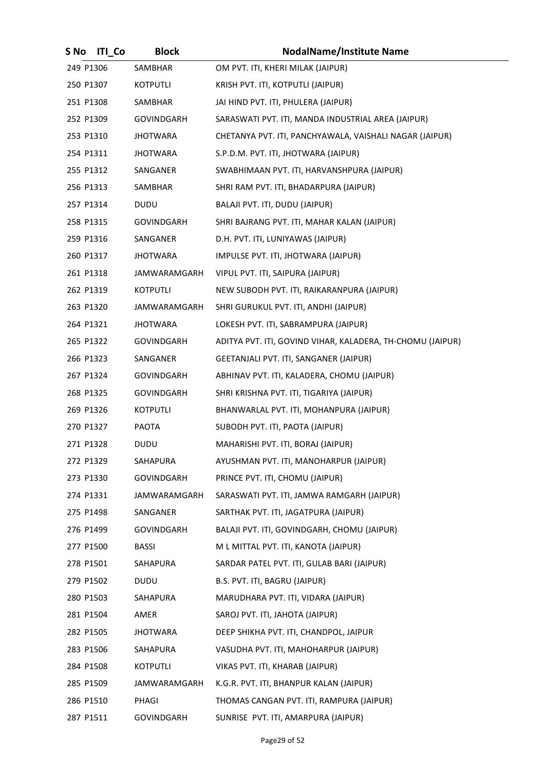| S No | ITI_Co | Block | NodalName/Institute Name |
|---|---|---|---|
| 249 | P1306 | SAMBHAR | OM PVT. ITI, KHERI MILAK (JAIPUR) |
| 250 | P1307 | KOTPUTLI | KRISH PVT. ITI, KOTPUTLI (JAIPUR) |
| 251 | P1308 | SAMBHAR | JAI HIND PVT. ITI, PHULERA (JAIPUR) |
| 252 | P1309 | GOVINDGARH | SARASWATI PVT. ITI, MANDA INDUSTRIAL AREA (JAIPUR) |
| 253 | P1310 | JHOTWARA | CHETANYA PVT. ITI, PANCHYAWALA, VAISHALI NAGAR (JAIPUR) |
| 254 | P1311 | JHOTWARA | S.P.D.M. PVT. ITI, JHOTWARA (JAIPUR) |
| 255 | P1312 | SANGANER | SWABHIMAAN PVT. ITI, HARVANSHPURA (JAIPUR) |
| 256 | P1313 | SAMBHAR | SHRI RAM PVT. ITI, BHADARPURA (JAIPUR) |
| 257 | P1314 | DUDU | BALAJI PVT. ITI, DUDU (JAIPUR) |
| 258 | P1315 | GOVINDGARH | SHRI BAJRANG PVT. ITI, MAHAR KALAN (JAIPUR) |
| 259 | P1316 | SANGANER | D.H. PVT. ITI, LUNIYAWAS (JAIPUR) |
| 260 | P1317 | JHOTWARA | IMPULSE PVT. ITI, JHOTWARA (JAIPUR) |
| 261 | P1318 | JAMWARAMGARH | VIPUL PVT. ITI, SAIPURA (JAIPUR) |
| 262 | P1319 | KOTPUTLI | NEW SUBODH PVT. ITI, RAIKARANPURA (JAIPUR) |
| 263 | P1320 | JAMWARAMGARH | SHRI GURUKUL PVT. ITI, ANDHI (JAIPUR) |
| 264 | P1321 | JHOTWARA | LOKESH PVT. ITI, SABRAMPURA (JAIPUR) |
| 265 | P1322 | GOVINDGARH | ADITYA PVT. ITI, GOVIND VIHAR, KALADERA, TH-CHOMU (JAIPUR) |
| 266 | P1323 | SANGANER | GEETANJALI PVT. ITI, SANGANER (JAIPUR) |
| 267 | P1324 | GOVINDGARH | ABHINAV PVT. ITI, KALADERA, CHOMU (JAIPUR) |
| 268 | P1325 | GOVINDGARH | SHRI KRISHNA PVT. ITI, TIGARIYA (JAIPUR) |
| 269 | P1326 | KOTPUTLI | BHANWARLAL PVT. ITI, MOHANPURA (JAIPUR) |
| 270 | P1327 | PAOTA | SUBODH PVT. ITI, PAOTA (JAIPUR) |
| 271 | P1328 | DUDU | MAHARISHI PVT. ITI, BORAJ (JAIPUR) |
| 272 | P1329 | SAHAPURA | AYUSHMAN PVT. ITI, MANOHARPUR (JAIPUR) |
| 273 | P1330 | GOVINDGARH | PRINCE PVT. ITI, CHOMU (JAIPUR) |
| 274 | P1331 | JAMWARAMGARH | SARASWATI PVT. ITI, JAMWA RAMGARH (JAIPUR) |
| 275 | P1498 | SANGANER | SARTHAK PVT. ITI, JAGATPURA (JAIPUR) |
| 276 | P1499 | GOVINDGARH | BALAJI PVT. ITI, GOVINDGARH, CHOMU (JAIPUR) |
| 277 | P1500 | BASSI | M L MITTAL PVT. ITI, KANOTA (JAIPUR) |
| 278 | P1501 | SAHAPURA | SARDAR PATEL PVT. ITI, GULAB BARI (JAIPUR) |
| 279 | P1502 | DUDU | B.S. PVT. ITI, BAGRU (JAIPUR) |
| 280 | P1503 | SAHAPURA | MARUDHARA PVT. ITI, VIDARA (JAIPUR) |
| 281 | P1504 | AMER | SAROJ PVT. ITI, JAHOTA (JAIPUR) |
| 282 | P1505 | JHOTWARA | DEEP SHIKHA PVT. ITI, CHANDPOL, JAIPUR |
| 283 | P1506 | SAHAPURA | VASUDHA PVT. ITI, MAHOHARPUR (JAIPUR) |
| 284 | P1508 | KOTPUTLI | VIKAS PVT. ITI, KHARAB (JAIPUR) |
| 285 | P1509 | JAMWARAMGARH | K.G.R. PVT. ITI, BHANPUR KALAN (JAIPUR) |
| 286 | P1510 | PHAGI | THOMAS CANGAN PVT. ITI, RAMPURA (JAIPUR) |
| 287 | P1511 | GOVINDGARH | SUNRISE PVT. ITI, AMARPURA (JAIPUR) |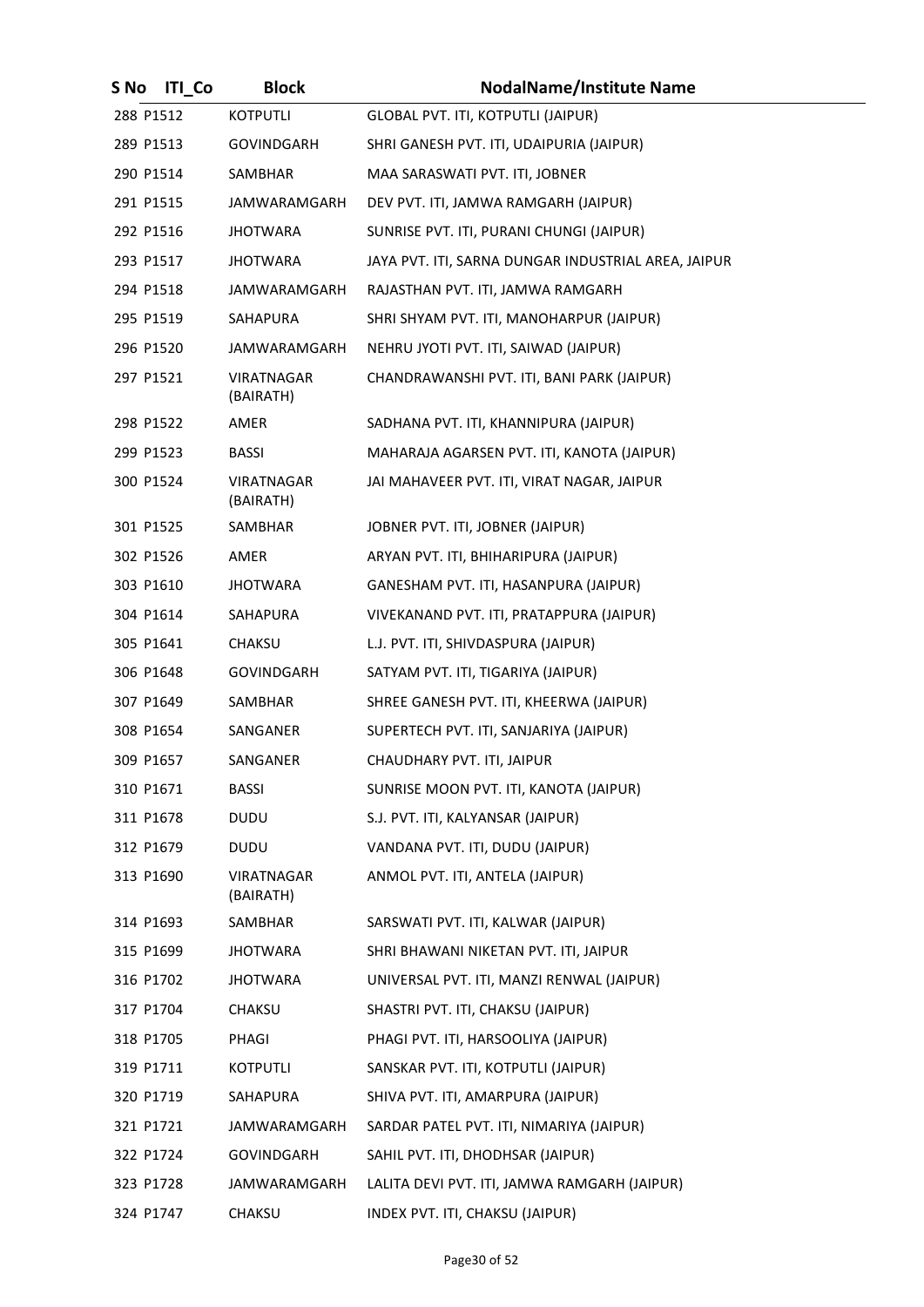| S No | ITI_Co | Block | NodalName/Institute Name |
|---|---|---|---|
| 288 | P1512 | KOTPUTLI | GLOBAL PVT. ITI, KOTPUTLI (JAIPUR) |
| 289 | P1513 | GOVINDGARH | SHRI GANESH PVT. ITI, UDAIPURIA (JAIPUR) |
| 290 | P1514 | SAMBHAR | MAA SARASWATI PVT. ITI, JOBNER |
| 291 | P1515 | JAMWARAMGARH | DEV PVT. ITI, JAMWA RAMGARH (JAIPUR) |
| 292 | P1516 | JHOTWARA | SUNRISE PVT. ITI, PURANI CHUNGI (JAIPUR) |
| 293 | P1517 | JHOTWARA | JAYA PVT. ITI, SARNA DUNGAR INDUSTRIAL AREA, JAIPUR |
| 294 | P1518 | JAMWARAMGARH | RAJASTHAN PVT. ITI, JAMWA RAMGARH |
| 295 | P1519 | SAHAPURA | SHRI SHYAM PVT. ITI, MANOHARPUR (JAIPUR) |
| 296 | P1520 | JAMWARAMGARH | NEHRU JYOTI PVT. ITI, SAIWAD (JAIPUR) |
| 297 | P1521 | VIRATNAGAR (BAIRATH) | CHANDRAWANSHI PVT. ITI, BANI PARK (JAIPUR) |
| 298 | P1522 | AMER | SADHANA PVT. ITI, KHANNIPURA (JAIPUR) |
| 299 | P1523 | BASSI | MAHARAJA AGARSEN PVT. ITI, KANOTA (JAIPUR) |
| 300 | P1524 | VIRATNAGAR (BAIRATH) | JAI MAHAVEER PVT. ITI, VIRAT NAGAR, JAIPUR |
| 301 | P1525 | SAMBHAR | JOBNER PVT. ITI, JOBNER (JAIPUR) |
| 302 | P1526 | AMER | ARYAN PVT. ITI, BHIHARIPURA (JAIPUR) |
| 303 | P1610 | JHOTWARA | GANESHAM PVT. ITI, HASANPURA (JAIPUR) |
| 304 | P1614 | SAHAPURA | VIVEKANAND PVT. ITI, PRATAPPURA (JAIPUR) |
| 305 | P1641 | CHAKSU | L.J. PVT. ITI, SHIVDASPURA (JAIPUR) |
| 306 | P1648 | GOVINDGARH | SATYAM PVT. ITI, TIGARIYA (JAIPUR) |
| 307 | P1649 | SAMBHAR | SHREE GANESH PVT. ITI, KHEERWA (JAIPUR) |
| 308 | P1654 | SANGANER | SUPERTECH PVT. ITI, SANJARIYA (JAIPUR) |
| 309 | P1657 | SANGANER | CHAUDHARY PVT. ITI, JAIPUR |
| 310 | P1671 | BASSI | SUNRISE MOON PVT. ITI, KANOTA (JAIPUR) |
| 311 | P1678 | DUDU | S.J. PVT. ITI, KALYANSAR (JAIPUR) |
| 312 | P1679 | DUDU | VANDANA PVT. ITI, DUDU (JAIPUR) |
| 313 | P1690 | VIRATNAGAR (BAIRATH) | ANMOL PVT. ITI, ANTELA (JAIPUR) |
| 314 | P1693 | SAMBHAR | SARSWATI PVT. ITI, KALWAR (JAIPUR) |
| 315 | P1699 | JHOTWARA | SHRI BHAWANI NIKETAN PVT. ITI, JAIPUR |
| 316 | P1702 | JHOTWARA | UNIVERSAL PVT. ITI, MANZI RENWAL (JAIPUR) |
| 317 | P1704 | CHAKSU | SHASTRI PVT. ITI, CHAKSU (JAIPUR) |
| 318 | P1705 | PHAGI | PHAGI PVT. ITI, HARSOOLIYA (JAIPUR) |
| 319 | P1711 | KOTPUTLI | SANSKAR PVT. ITI, KOTPUTLI (JAIPUR) |
| 320 | P1719 | SAHAPURA | SHIVA PVT. ITI, AMARPURA (JAIPUR) |
| 321 | P1721 | JAMWARAMGARH | SARDAR PATEL PVT. ITI, NIMARIYA (JAIPUR) |
| 322 | P1724 | GOVINDGARH | SAHIL PVT. ITI, DHODHSAR (JAIPUR) |
| 323 | P1728 | JAMWARAMGARH | LALITA DEVI PVT. ITI, JAMWA RAMGARH (JAIPUR) |
| 324 | P1747 | CHAKSU | INDEX PVT. ITI, CHAKSU (JAIPUR) |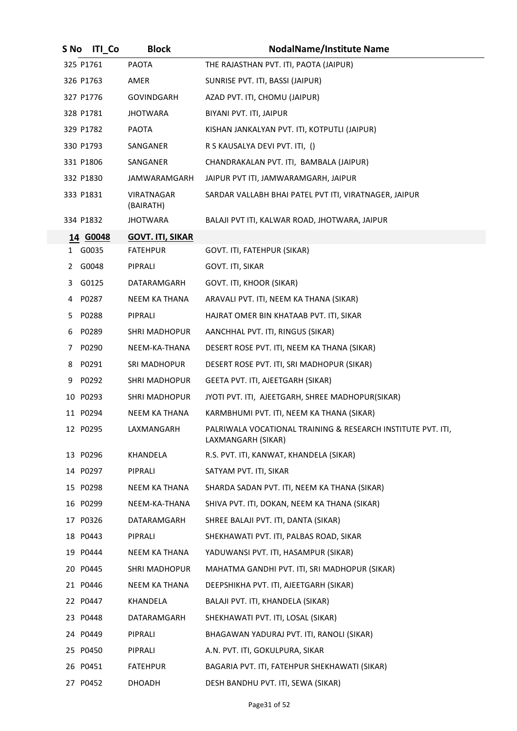| S No | ITI_Co | Block | NodalName/Institute Name |
|---|---|---|---|
| 325 | P1761 | PAOTA | THE RAJASTHAN PVT. ITI, PAOTA (JAIPUR) |
| 326 | P1763 | AMER | SUNRISE PVT. ITI, BASSI (JAIPUR) |
| 327 | P1776 | GOVINDGARH | AZAD PVT. ITI, CHOMU (JAIPUR) |
| 328 | P1781 | JHOTWARA | BIYANI PVT. ITI, JAIPUR |
| 329 | P1782 | PAOTA | KISHAN JANKALYAN PVT. ITI, KOTPUTLI (JAIPUR) |
| 330 | P1793 | SANGANER | R S KAUSALYA DEVI PVT. ITI, () |
| 331 | P1806 | SANGANER | CHANDRAKALAN PVT. ITI, BAMBALA (JAIPUR) |
| 332 | P1830 | JAMWARAMGARH | JAIPUR PVT ITI, JAMWARAMGARH, JAIPUR |
| 333 | P1831 | VIRATNAGAR (BAIRATH) | SARDAR VALLABH BHAI PATEL PVT ITI, VIRATNAGER, JAIPUR |
| 334 | P1832 | JHOTWARA | BALAJI PVT ITI, KALWAR ROAD, JHOTWARA, JAIPUR |
| **14** | **G0048** | **GOVT. ITI, SIKAR** | |
| 1 | G0035 | FATEHPUR | GOVT. ITI, FATEHPUR (SIKAR) |
| 2 | G0048 | PIPRALI | GOVT. ITI, SIKAR |
| 3 | G0125 | DATARAMGARH | GOVT. ITI, KHOOR (SIKAR) |
| 4 | P0287 | NEEM KA THANA | ARAVALI PVT. ITI, NEEM KA THANA (SIKAR) |
| 5 | P0288 | PIPRALI | HAJRAT OMER BIN KHATAAB PVT. ITI, SIKAR |
| 6 | P0289 | SHRI MADHOPUR | AANCHHAL PVT. ITI, RINGUS (SIKAR) |
| 7 | P0290 | NEEM-KA-THANA | DESERT ROSE PVT. ITI, NEEM KA THANA (SIKAR) |
| 8 | P0291 | SRI MADHOPUR | DESERT ROSE PVT. ITI, SRI MADHOPUR (SIKAR) |
| 9 | P0292 | SHRI MADHOPUR | GEETA PVT. ITI, AJEETGARH (SIKAR) |
| 10 | P0293 | SHRI MADHOPUR | JYOTI PVT. ITI, AJEETGARH, SHREE MADHOPUR(SIKAR) |
| 11 | P0294 | NEEM KA THANA | KARMBHUMI PVT. ITI, NEEM KA THANA (SIKAR) |
| 12 | P0295 | LAXMANGARH | PALRIWALA VOCATIONAL TRAINING & RESEARCH INSTITUTE PVT. ITI, LAXMANGARH (SIKAR) |
| 13 | P0296 | KHANDELA | R.S. PVT. ITI, KANWAT, KHANDELA (SIKAR) |
| 14 | P0297 | PIPRALI | SATYAM PVT. ITI, SIKAR |
| 15 | P0298 | NEEM KA THANA | SHARDA SADAN PVT. ITI, NEEM KA THANA (SIKAR) |
| 16 | P0299 | NEEM-KA-THANA | SHIVA PVT. ITI, DOKAN, NEEM KA THANA (SIKAR) |
| 17 | P0326 | DATARAMGARH | SHREE BALAJI PVT. ITI, DANTA (SIKAR) |
| 18 | P0443 | PIPRALI | SHEKHAWATI PVT. ITI, PALBAS ROAD, SIKAR |
| 19 | P0444 | NEEM KA THANA | YADUWANSI PVT. ITI, HASAMPUR (SIKAR) |
| 20 | P0445 | SHRI MADHOPUR | MAHATMA GANDHI PVT. ITI, SRI MADHOPUR (SIKAR) |
| 21 | P0446 | NEEM KA THANA | DEEPSHIKHA PVT. ITI, AJEETGARH (SIKAR) |
| 22 | P0447 | KHANDELA | BALAJI PVT. ITI, KHANDELA (SIKAR) |
| 23 | P0448 | DATARAMGARH | SHEKHAWATI PVT. ITI, LOSAL (SIKAR) |
| 24 | P0449 | PIPRALI | BHAGAWAN YADURAJ PVT. ITI, RANOLI (SIKAR) |
| 25 | P0450 | PIPRALI | A.N. PVT. ITI, GOKULPURA, SIKAR |
| 26 | P0451 | FATEHPUR | BAGARIA PVT. ITI, FATEHPUR SHEKHAWATI (SIKAR) |
| 27 | P0452 | DHOADH | DESH BANDHU PVT. ITI, SEWA (SIKAR) |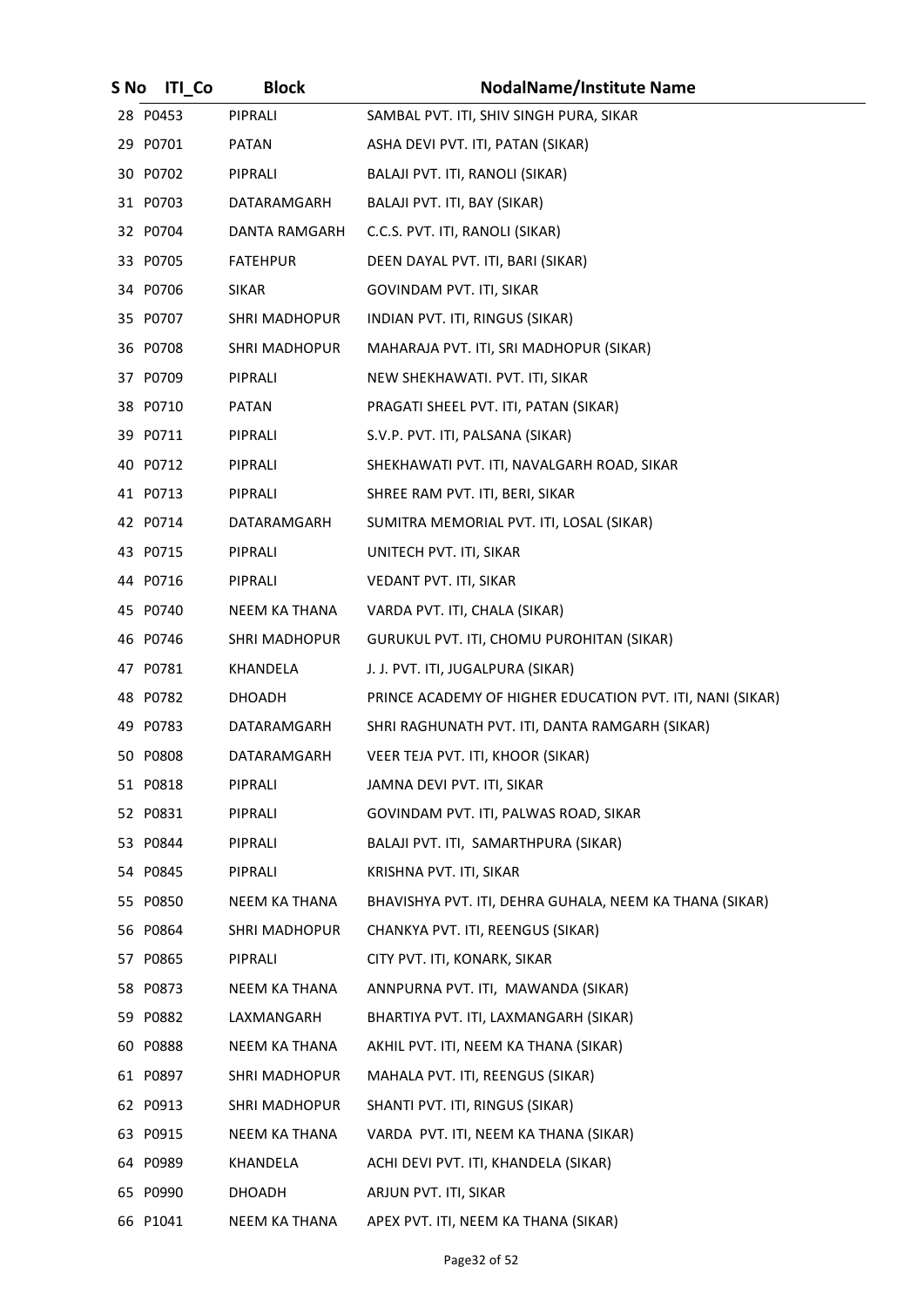| S No | ITI_Co | Block | NodalName/Institute Name |
|---|---|---|---|
| 28 | P0453 | PIPRALI | SAMBAL PVT. ITI, SHIV SINGH PURA, SIKAR |
| 29 | P0701 | PATAN | ASHA DEVI PVT. ITI, PATAN (SIKAR) |
| 30 | P0702 | PIPRALI | BALAJI PVT. ITI, RANOLI (SIKAR) |
| 31 | P0703 | DATARAMGARH | BALAJI PVT. ITI, BAY (SIKAR) |
| 32 | P0704 | DANTA RAMGARH | C.C.S. PVT. ITI, RANOLI (SIKAR) |
| 33 | P0705 | FATEHPUR | DEEN DAYAL PVT. ITI, BARI (SIKAR) |
| 34 | P0706 | SIKAR | GOVINDAM PVT. ITI, SIKAR |
| 35 | P0707 | SHRI MADHOPUR | INDIAN PVT. ITI, RINGUS (SIKAR) |
| 36 | P0708 | SHRI MADHOPUR | MAHARAJA PVT. ITI, SRI MADHOPUR (SIKAR) |
| 37 | P0709 | PIPRALI | NEW SHEKHAWATI. PVT. ITI, SIKAR |
| 38 | P0710 | PATAN | PRAGATI SHEEL PVT. ITI, PATAN (SIKAR) |
| 39 | P0711 | PIPRALI | S.V.P. PVT. ITI, PALSANA (SIKAR) |
| 40 | P0712 | PIPRALI | SHEKHAWATI PVT. ITI, NAVALGARH ROAD, SIKAR |
| 41 | P0713 | PIPRALI | SHREE RAM PVT. ITI, BERI, SIKAR |
| 42 | P0714 | DATARAMGARH | SUMITRA MEMORIAL PVT. ITI, LOSAL (SIKAR) |
| 43 | P0715 | PIPRALI | UNITECH PVT. ITI, SIKAR |
| 44 | P0716 | PIPRALI | VEDANT PVT. ITI, SIKAR |
| 45 | P0740 | NEEM KA THANA | VARDA PVT. ITI, CHALA (SIKAR) |
| 46 | P0746 | SHRI MADHOPUR | GURUKUL PVT. ITI, CHOMU PUROHITAN (SIKAR) |
| 47 | P0781 | KHANDELA | J. J. PVT. ITI, JUGALPURA (SIKAR) |
| 48 | P0782 | DHOADH | PRINCE ACADEMY OF HIGHER EDUCATION PVT. ITI, NANI (SIKAR) |
| 49 | P0783 | DATARAMGARH | SHRI RAGHUNATH PVT. ITI, DANTA RAMGARH (SIKAR) |
| 50 | P0808 | DATARAMGARH | VEER TEJA PVT. ITI, KHOOR (SIKAR) |
| 51 | P0818 | PIPRALI | JAMNA DEVI PVT. ITI, SIKAR |
| 52 | P0831 | PIPRALI | GOVINDAM PVT. ITI, PALWAS ROAD, SIKAR |
| 53 | P0844 | PIPRALI | BALAJI PVT. ITI, SAMARTHPURA (SIKAR) |
| 54 | P0845 | PIPRALI | KRISHNA PVT. ITI, SIKAR |
| 55 | P0850 | NEEM KA THANA | BHAVISHYA PVT. ITI, DEHRA GUHALA, NEEM KA THANA (SIKAR) |
| 56 | P0864 | SHRI MADHOPUR | CHANKYA PVT. ITI, REENGUS (SIKAR) |
| 57 | P0865 | PIPRALI | CITY PVT. ITI, KONARK, SIKAR |
| 58 | P0873 | NEEM KA THANA | ANNPURNA PVT. ITI, MAWANDA (SIKAR) |
| 59 | P0882 | LAXMANGARH | BHARTIYA PVT. ITI, LAXMANGARH (SIKAR) |
| 60 | P0888 | NEEM KA THANA | AKHIL PVT. ITI, NEEM KA THANA (SIKAR) |
| 61 | P0897 | SHRI MADHOPUR | MAHALA PVT. ITI, REENGUS (SIKAR) |
| 62 | P0913 | SHRI MADHOPUR | SHANTI PVT. ITI, RINGUS (SIKAR) |
| 63 | P0915 | NEEM KA THANA | VARDA PVT. ITI, NEEM KA THANA (SIKAR) |
| 64 | P0989 | KHANDELA | ACHI DEVI PVT. ITI, KHANDELA (SIKAR) |
| 65 | P0990 | DHOADH | ARJUN PVT. ITI, SIKAR |
| 66 | P1041 | NEEM KA THANA | APEX PVT. ITI, NEEM KA THANA (SIKAR) |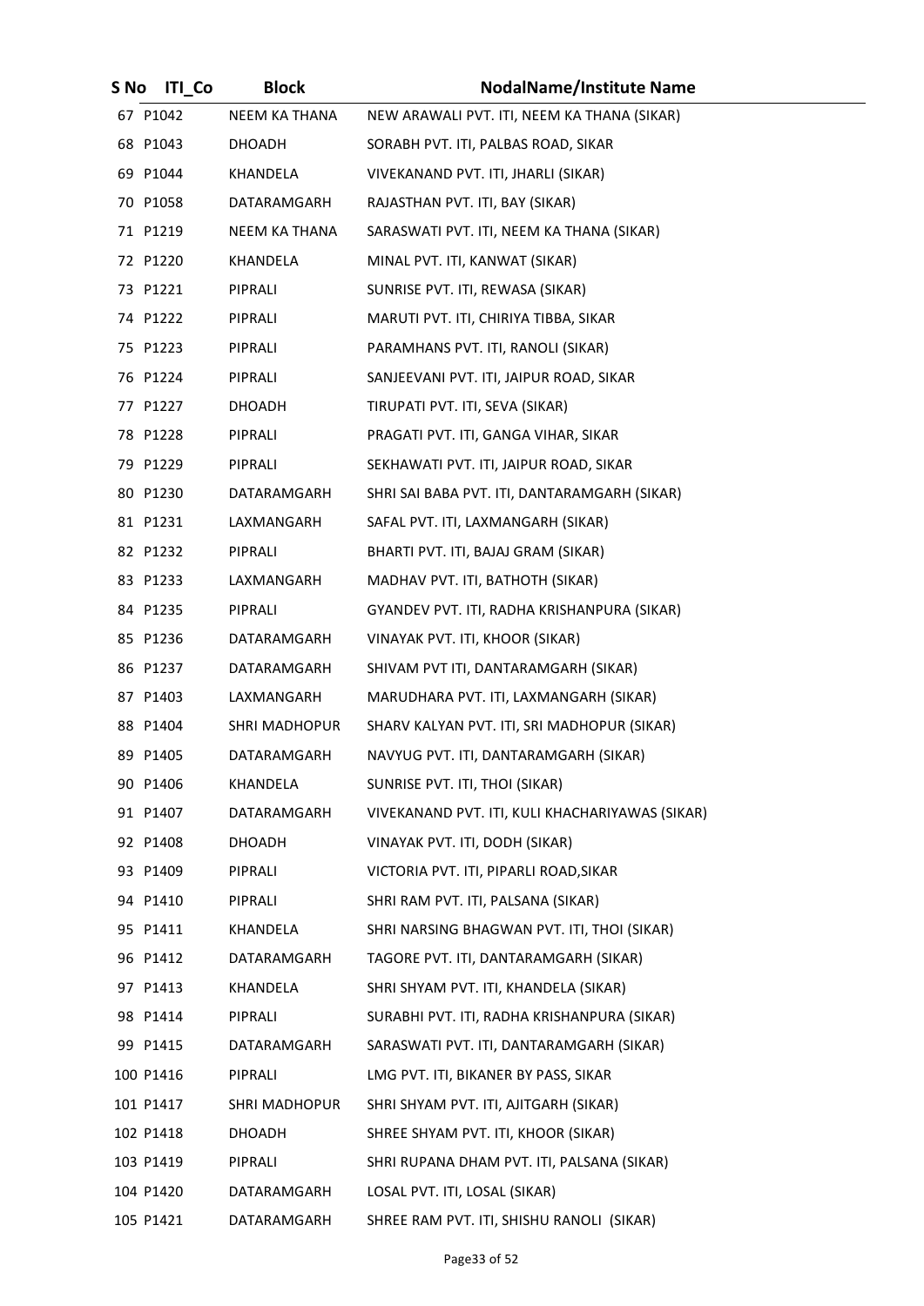| S No | ITI_Co | Block | NodalName/Institute Name |
|---|---|---|---|
| 67 | P1042 | NEEM KA THANA | NEW ARAWALI PVT. ITI, NEEM KA THANA (SIKAR) |
| 68 | P1043 | DHOADH | SORABH PVT. ITI, PALBAS ROAD, SIKAR |
| 69 | P1044 | KHANDELA | VIVEKANAND PVT. ITI, JHARLI (SIKAR) |
| 70 | P1058 | DATARAMGARH | RAJASTHAN PVT. ITI, BAY (SIKAR) |
| 71 | P1219 | NEEM KA THANA | SARASWATI PVT. ITI, NEEM KA THANA (SIKAR) |
| 72 | P1220 | KHANDELA | MINAL PVT. ITI, KANWAT (SIKAR) |
| 73 | P1221 | PIPRALI | SUNRISE PVT. ITI, REWASA (SIKAR) |
| 74 | P1222 | PIPRALI | MARUTI PVT. ITI, CHIRIYA TIBBA, SIKAR |
| 75 | P1223 | PIPRALI | PARAMHANS PVT. ITI, RANOLI (SIKAR) |
| 76 | P1224 | PIPRALI | SANJEEVANI PVT. ITI, JAIPUR ROAD, SIKAR |
| 77 | P1227 | DHOADH | TIRUPATI PVT. ITI, SEVA (SIKAR) |
| 78 | P1228 | PIPRALI | PRAGATI PVT. ITI, GANGA VIHAR, SIKAR |
| 79 | P1229 | PIPRALI | SEKHAWATI PVT. ITI, JAIPUR ROAD, SIKAR |
| 80 | P1230 | DATARAMGARH | SHRI SAI BABA PVT. ITI, DANTARAMGARH (SIKAR) |
| 81 | P1231 | LAXMANGARH | SAFAL PVT. ITI, LAXMANGARH (SIKAR) |
| 82 | P1232 | PIPRALI | BHARTI PVT. ITI, BAJAJ GRAM (SIKAR) |
| 83 | P1233 | LAXMANGARH | MADHAV PVT. ITI, BATHOTH (SIKAR) |
| 84 | P1235 | PIPRALI | GYANDEV PVT. ITI, RADHA KRISHANPURA (SIKAR) |
| 85 | P1236 | DATARAMGARH | VINAYAK PVT. ITI, KHOOR (SIKAR) |
| 86 | P1237 | DATARAMGARH | SHIVAM PVT ITI, DANTARAMGARH (SIKAR) |
| 87 | P1403 | LAXMANGARH | MARUDHARA PVT. ITI, LAXMANGARH (SIKAR) |
| 88 | P1404 | SHRI MADHOPUR | SHARV KALYAN PVT. ITI, SRI MADHOPUR (SIKAR) |
| 89 | P1405 | DATARAMGARH | NAVYUG PVT. ITI, DANTARAMGARH (SIKAR) |
| 90 | P1406 | KHANDELA | SUNRISE PVT. ITI, THOI (SIKAR) |
| 91 | P1407 | DATARAMGARH | VIVEKANAND PVT. ITI, KULI KHACHARIYAWAS (SIKAR) |
| 92 | P1408 | DHOADH | VINAYAK PVT. ITI, DODH (SIKAR) |
| 93 | P1409 | PIPRALI | VICTORIA PVT. ITI, PIPARLI ROAD,SIKAR |
| 94 | P1410 | PIPRALI | SHRI RAM PVT. ITI, PALSANA (SIKAR) |
| 95 | P1411 | KHANDELA | SHRI NARSING BHAGWAN PVT. ITI, THOI (SIKAR) |
| 96 | P1412 | DATARAMGARH | TAGORE PVT. ITI, DANTARAMGARH (SIKAR) |
| 97 | P1413 | KHANDELA | SHRI SHYAM PVT. ITI, KHANDELA (SIKAR) |
| 98 | P1414 | PIPRALI | SURABHI PVT. ITI, RADHA KRISHANPURA (SIKAR) |
| 99 | P1415 | DATARAMGARH | SARASWATI PVT. ITI, DANTARAMGARH (SIKAR) |
| 100 | P1416 | PIPRALI | LMG PVT. ITI, BIKANER BY PASS, SIKAR |
| 101 | P1417 | SHRI MADHOPUR | SHRI SHYAM PVT. ITI, AJITGARH (SIKAR) |
| 102 | P1418 | DHOADH | SHREE SHYAM PVT. ITI, KHOOR (SIKAR) |
| 103 | P1419 | PIPRALI | SHRI RUPANA DHAM PVT. ITI, PALSANA (SIKAR) |
| 104 | P1420 | DATARAMGARH | LOSAL PVT. ITI, LOSAL (SIKAR) |
| 105 | P1421 | DATARAMGARH | SHREE RAM PVT. ITI, SHISHU RANOLI (SIKAR) |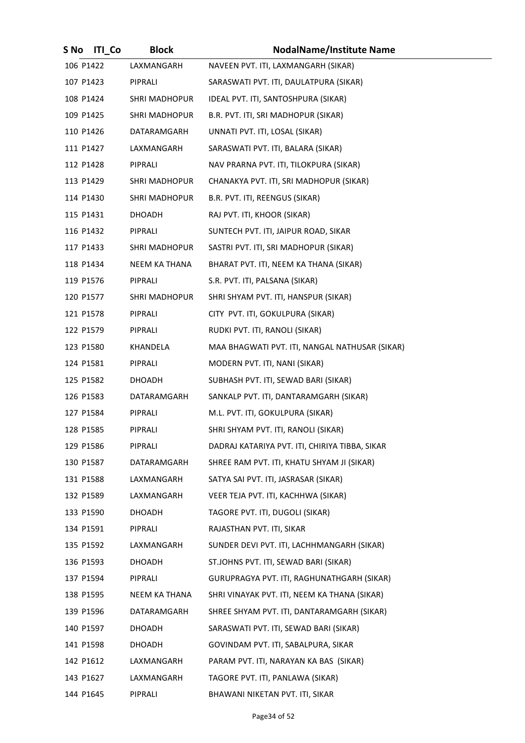| S No | ITI_Co | Block | NodalName/Institute Name |
|---|---|---|---|
| 106 | P1422 | LAXMANGARH | NAVEEN PVT. ITI, LAXMANGARH (SIKAR) |
| 107 | P1423 | PIPRALI | SARASWATI PVT. ITI, DAULATPURA (SIKAR) |
| 108 | P1424 | SHRI MADHOPUR | IDEAL PVT. ITI, SANTOSHPURA (SIKAR) |
| 109 | P1425 | SHRI MADHOPUR | B.R. PVT. ITI, SRI MADHOPUR (SIKAR) |
| 110 | P1426 | DATARAMGARH | UNNATI PVT. ITI, LOSAL (SIKAR) |
| 111 | P1427 | LAXMANGARH | SARASWATI PVT. ITI, BALARA (SIKAR) |
| 112 | P1428 | PIPRALI | NAV PRARNA PVT. ITI, TILOKPURA (SIKAR) |
| 113 | P1429 | SHRI MADHOPUR | CHANAKYA PVT. ITI, SRI MADHOPUR (SIKAR) |
| 114 | P1430 | SHRI MADHOPUR | B.R. PVT. ITI, REENGUS (SIKAR) |
| 115 | P1431 | DHOADH | RAJ PVT. ITI, KHOOR (SIKAR) |
| 116 | P1432 | PIPRALI | SUNTECH PVT. ITI, JAIPUR ROAD, SIKAR |
| 117 | P1433 | SHRI MADHOPUR | SASTRI PVT. ITI, SRI MADHOPUR (SIKAR) |
| 118 | P1434 | NEEM KA THANA | BHARAT PVT. ITI, NEEM KA THANA (SIKAR) |
| 119 | P1576 | PIPRALI | S.R. PVT. ITI, PALSANA (SIKAR) |
| 120 | P1577 | SHRI MADHOPUR | SHRI SHYAM PVT. ITI, HANSPUR (SIKAR) |
| 121 | P1578 | PIPRALI | CITY PVT. ITI, GOKULPURA (SIKAR) |
| 122 | P1579 | PIPRALI | RUDKI PVT. ITI, RANOLI (SIKAR) |
| 123 | P1580 | KHANDELA | MAA BHAGWATI PVT. ITI, NANGAL NATHUSAR (SIKAR) |
| 124 | P1581 | PIPRALI | MODERN PVT. ITI, NANI (SIKAR) |
| 125 | P1582 | DHOADH | SUBHASH PVT. ITI, SEWAD BARI (SIKAR) |
| 126 | P1583 | DATARAMGARH | SANKALP PVT. ITI, DANTARAMGARH (SIKAR) |
| 127 | P1584 | PIPRALI | M.L. PVT. ITI, GOKULPURA (SIKAR) |
| 128 | P1585 | PIPRALI | SHRI SHYAM PVT. ITI, RANOLI (SIKAR) |
| 129 | P1586 | PIPRALI | DADRAJ KATARIYA PVT. ITI, CHIRIYA TIBBA, SIKAR |
| 130 | P1587 | DATARAMGARH | SHREE RAM PVT. ITI, KHATU SHYAM JI (SIKAR) |
| 131 | P1588 | LAXMANGARH | SATYA SAI PVT. ITI, JASRASAR (SIKAR) |
| 132 | P1589 | LAXMANGARH | VEER TEJA PVT. ITI, KACHHWA (SIKAR) |
| 133 | P1590 | DHOADH | TAGORE PVT. ITI, DUGOLI (SIKAR) |
| 134 | P1591 | PIPRALI | RAJASTHAN PVT. ITI, SIKAR |
| 135 | P1592 | LAXMANGARH | SUNDER DEVI PVT. ITI, LACHHMANGARH (SIKAR) |
| 136 | P1593 | DHOADH | ST.JOHNS PVT. ITI, SEWAD BARI (SIKAR) |
| 137 | P1594 | PIPRALI | GURUPRAGYA PVT. ITI, RAGHUNATHGARH (SIKAR) |
| 138 | P1595 | NEEM KA THANA | SHRI VINAYAK PVT. ITI, NEEM KA THANA (SIKAR) |
| 139 | P1596 | DATARAMGARH | SHREE SHYAM PVT. ITI, DANTARAMGARH (SIKAR) |
| 140 | P1597 | DHOADH | SARASWATI PVT. ITI, SEWAD BARI (SIKAR) |
| 141 | P1598 | DHOADH | GOVINDAM PVT. ITI, SABALPURA, SIKAR |
| 142 | P1612 | LAXMANGARH | PARAM PVT. ITI, NARAYAN KA BAS (SIKAR) |
| 143 | P1627 | LAXMANGARH | TAGORE PVT. ITI, PANLAWA (SIKAR) |
| 144 | P1645 | PIPRALI | BHAWANI NIKETAN PVT. ITI, SIKAR |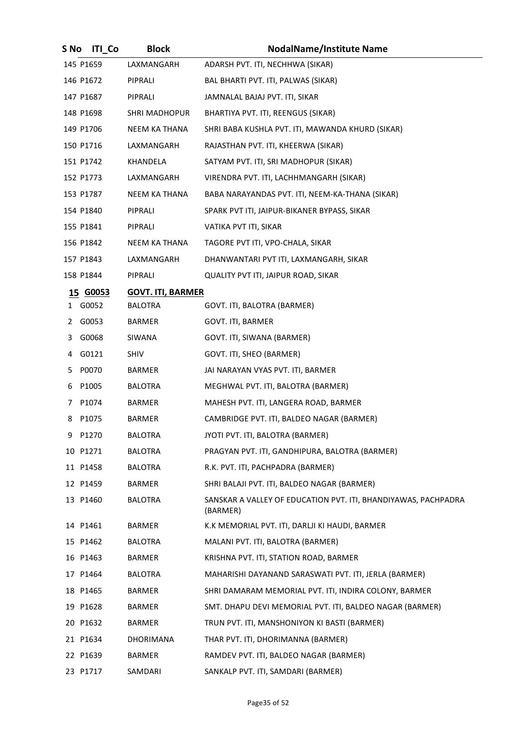| S No | ITI_Co | Block | NodalName/Institute Name |
|---|---|---|---|
| 145 | P1659 | LAXMANGARH | ADARSH PVT. ITI, NECHHWA (SIKAR) |
| 146 | P1672 | PIPRALI | BAL BHARTI PVT. ITI, PALWAS (SIKAR) |
| 147 | P1687 | PIPRALI | JAMNALAL BAJAJ PVT. ITI, SIKAR |
| 148 | P1698 | SHRI MADHOPUR | BHARTIYA PVT. ITI, REENGUS (SIKAR) |
| 149 | P1706 | NEEM KA THANA | SHRI BABA KUSHLA PVT. ITI, MAWANDA KHURD (SIKAR) |
| 150 | P1716 | LAXMANGARH | RAJASTHAN PVT. ITI, KHEERWA (SIKAR) |
| 151 | P1742 | KHANDELA | SATYAM PVT. ITI, SRI MADHOPUR (SIKAR) |
| 152 | P1773 | LAXMANGARH | VIRENDRA PVT. ITI, LACHHMANGARH (SIKAR) |
| 153 | P1787 | NEEM KA THANA | BABA NARAYANDAS PVT. ITI, NEEM-KA-THANA (SIKAR) |
| 154 | P1840 | PIPRALI | SPARK PVT ITI, JAIPUR-BIKANER BYPASS, SIKAR |
| 155 | P1841 | PIPRALI | VATIKA PVT ITI, SIKAR |
| 156 | P1842 | NEEM KA THANA | TAGORE PVT ITI, VPO-CHALA, SIKAR |
| 157 | P1843 | LAXMANGARH | DHANWANTARI PVT ITI, LAXMANGARH, SIKAR |
| 158 | P1844 | PIPRALI | QUALITY PVT ITI, JAIPUR ROAD, SIKAR |
| **15** | **G0053** | **GOVT. ITI, BARMER** | |
| 1 | G0052 | BALOTRA | GOVT. ITI, BALOTRA (BARMER) |
| 2 | G0053 | BARMER | GOVT. ITI, BARMER |
| 3 | G0068 | SIWANA | GOVT. ITI, SIWANA (BARMER) |
| 4 | G0121 | SHIV | GOVT. ITI, SHEO (BARMER) |
| 5 | P0070 | BARMER | JAI NARAYAN VYAS PVT. ITI, BARMER |
| 6 | P1005 | BALOTRA | MEGHWAL PVT. ITI, BALOTRA (BARMER) |
| 7 | P1074 | BARMER | MAHESH PVT. ITI, LANGERA ROAD, BARMER |
| 8 | P1075 | BARMER | CAMBRIDGE PVT. ITI, BALDEO NAGAR (BARMER) |
| 9 | P1270 | BALOTRA | JYOTI PVT. ITI, BALOTRA (BARMER) |
| 10 | P1271 | BALOTRA | PRAGYAN PVT. ITI, GANDHIPURA, BALOTRA (BARMER) |
| 11 | P1458 | BALOTRA | R.K. PVT. ITI, PACHPADRA (BARMER) |
| 12 | P1459 | BARMER | SHRI BALAJI PVT. ITI, BALDEO NAGAR (BARMER) |
| 13 | P1460 | BALOTRA | SANSKAR A VALLEY OF EDUCATION PVT. ITI, BHANDIYAWAS, PACHPADRA (BARMER) |
| 14 | P1461 | BARMER | K.K MEMORIAL PVT. ITI, DARLJI KI HAUDI, BARMER |
| 15 | P1462 | BALOTRA | MALANI PVT. ITI, BALOTRA (BARMER) |
| 16 | P1463 | BARMER | KRISHNA PVT. ITI, STATION ROAD, BARMER |
| 17 | P1464 | BALOTRA | MAHARISHI DAYANAND SARASWATI PVT. ITI, JERLA (BARMER) |
| 18 | P1465 | BARMER | SHRI DAMARAM MEMORIAL PVT. ITI, INDIRA COLONY, BARMER |
| 19 | P1628 | BARMER | SMT. DHAPU DEVI MEMORIAL PVT. ITI, BALDEO NAGAR (BARMER) |
| 20 | P1632 | BARMER | TRUN PVT. ITI, MANSHONIYON KI BASTI (BARMER) |
| 21 | P1634 | DHORIMANA | THAR PVT. ITI, DHORIMANNA (BARMER) |
| 22 | P1639 | BARMER | RAMDEV PVT. ITI, BALDEO NAGAR (BARMER) |
| 23 | P1717 | SAMDARI | SANKALP PVT. ITI, SAMDARI (BARMER) |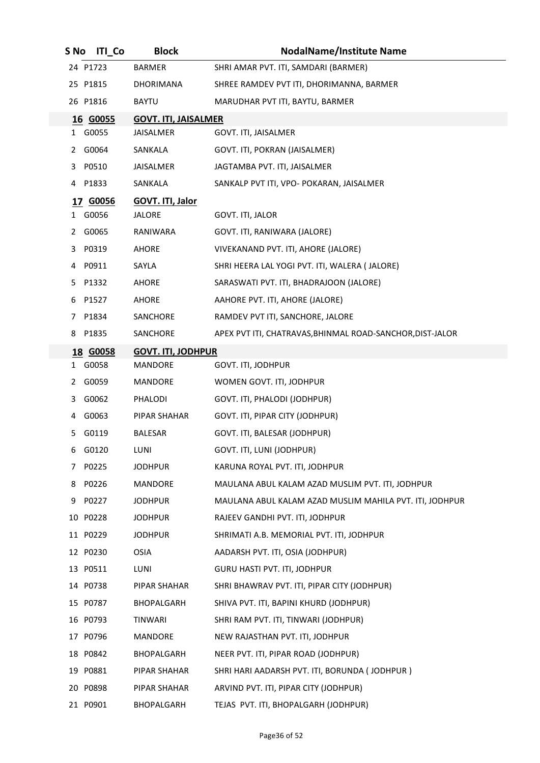| S No | ITI_Co | Block | NodalName/Institute Name |
|---|---|---|---|
| 24 | P1723 | BARMER | SHRI AMAR PVT. ITI, SAMDARI (BARMER) |
| 25 | P1815 | DHORIMANA | SHREE RAMDEV PVT ITI, DHORIMANNA, BARMER |
| 26 | P1816 | BAYTU | MARUDHAR PVT ITI, BAYTU, BARMER |
| **16** | **G0055** | **GOVT. ITI, JAISALMER** | |
| 1 | G0055 | JAISALMER | GOVT. ITI, JAISALMER |
| 2 | G0064 | SANKALA | GOVT. ITI, POKRAN (JAISALMER) |
| 3 | P0510 | JAISALMER | JAGTAMBA PVT. ITI, JAISALMER |
| 4 | P1833 | SANKALA | SANKALP PVT ITI, VPO- POKARAN, JAISALMER |
| **17** | **G0056** | **GOVT. ITI, Jalor** | |
| 1 | G0056 | JALORE | GOVT. ITI, JALOR |
| 2 | G0065 | RANIWARA | GOVT. ITI, RANIWARA (JALORE) |
| 3 | P0319 | AHORE | VIVEKANAND PVT. ITI, AHORE (JALORE) |
| 4 | P0911 | SAYLA | SHRI HEERA LAL YOGI PVT. ITI, WALERA ( JALORE) |
| 5 | P1332 | AHORE | SARASWATI PVT. ITI, BHADRAJOON (JALORE) |
| 6 | P1527 | AHORE | AAHORE PVT. ITI, AHORE (JALORE) |
| 7 | P1834 | SANCHORE | RAMDEV PVT ITI, SANCHORE, JALORE |
| 8 | P1835 | SANCHORE | APEX PVT ITI, CHATRAVAS,BHINMAL ROAD-SANCHOR,DIST-JALOR |
| **18** | **G0058** | **GOVT. ITI, JODHPUR** | |
| 1 | G0058 | MANDORE | GOVT. ITI, JODHPUR |
| 2 | G0059 | MANDORE | WOMEN GOVT. ITI, JODHPUR |
| 3 | G0062 | PHALODI | GOVT. ITI, PHALODI (JODHPUR) |
| 4 | G0063 | PIPAR SHAHAR | GOVT. ITI, PIPAR CITY (JODHPUR) |
| 5 | G0119 | BALESAR | GOVT. ITI, BALESAR (JODHPUR) |
| 6 | G0120 | LUNI | GOVT. ITI, LUNI (JODHPUR) |
| 7 | P0225 | JODHPUR | KARUNA ROYAL PVT. ITI, JODHPUR |
| 8 | P0226 | MANDORE | MAULANA ABUL KALAM AZAD MUSLIM PVT. ITI, JODHPUR |
| 9 | P0227 | JODHPUR | MAULANA ABUL KALAM AZAD MUSLIM MAHILA PVT. ITI, JODHPUR |
| 10 | P0228 | JODHPUR | RAJEEV GANDHI PVT. ITI, JODHPUR |
| 11 | P0229 | JODHPUR | SHRIMATI A.B. MEMORIAL PVT. ITI, JODHPUR |
| 12 | P0230 | OSIA | AADARSH PVT. ITI, OSIA (JODHPUR) |
| 13 | P0511 | LUNI | GURU HASTI PVT. ITI, JODHPUR |
| 14 | P0738 | PIPAR SHAHAR | SHRI BHAWRAV PVT. ITI, PIPAR CITY (JODHPUR) |
| 15 | P0787 | BHOPALGARH | SHIVA PVT. ITI, BAPINI KHURD (JODHPUR) |
| 16 | P0793 | TINWARI | SHRI RAM PVT. ITI, TINWARI (JODHPUR) |
| 17 | P0796 | MANDORE | NEW RAJASTHAN PVT. ITI, JODHPUR |
| 18 | P0842 | BHOPALGARH | NEER PVT. ITI, PIPAR ROAD (JODHPUR) |
| 19 | P0881 | PIPAR SHAHAR | SHRI HARI AADARSH PVT. ITI, BORUNDA ( JODHPUR ) |
| 20 | P0898 | PIPAR SHAHAR | ARVIND PVT. ITI, PIPAR CITY (JODHPUR) |
| 21 | P0901 | BHOPALGARH | TEJAS PVT. ITI, BHOPALGARH (JODHPUR) |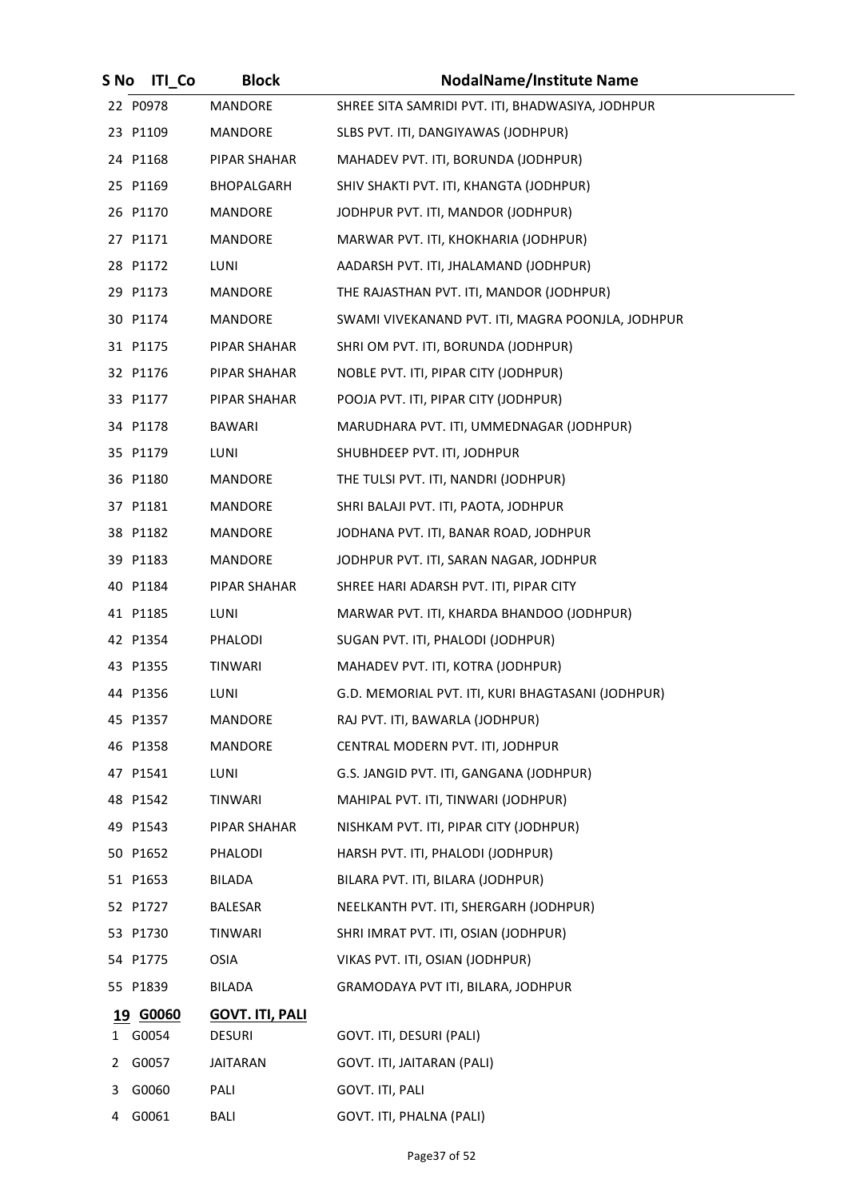| S No | ITI_Co | Block | NodalName/Institute Name |
|---|---|---|---|
| 22 | P0978 | MANDORE | SHREE SITA SAMRIDI PVT. ITI, BHADWASIYA, JODHPUR |
| 23 | P1109 | MANDORE | SLBS PVT. ITI, DANGIYAWAS (JODHPUR) |
| 24 | P1168 | PIPAR SHAHAR | MAHADEV PVT. ITI, BORUNDA (JODHPUR) |
| 25 | P1169 | BHOPALGARH | SHIV SHAKTI PVT. ITI, KHANGTA (JODHPUR) |
| 26 | P1170 | MANDORE | JODHPUR PVT. ITI, MANDOR (JODHPUR) |
| 27 | P1171 | MANDORE | MARWAR PVT. ITI, KHOKHARIA (JODHPUR) |
| 28 | P1172 | LUNI | AADARSH PVT. ITI, JHALAMAND (JODHPUR) |
| 29 | P1173 | MANDORE | THE RAJASTHAN PVT. ITI, MANDOR (JODHPUR) |
| 30 | P1174 | MANDORE | SWAMI VIVEKANAND PVT. ITI, MAGRA POONJLA, JODHPUR |
| 31 | P1175 | PIPAR SHAHAR | SHRI OM PVT. ITI, BORUNDA (JODHPUR) |
| 32 | P1176 | PIPAR SHAHAR | NOBLE PVT. ITI, PIPAR CITY (JODHPUR) |
| 33 | P1177 | PIPAR SHAHAR | POOJA PVT. ITI, PIPAR CITY (JODHPUR) |
| 34 | P1178 | BAWARI | MARUDHARA PVT. ITI, UMMEDNAGAR (JODHPUR) |
| 35 | P1179 | LUNI | SHUBHDEEP PVT. ITI, JODHPUR |
| 36 | P1180 | MANDORE | THE TULSI PVT. ITI, NANDRI (JODHPUR) |
| 37 | P1181 | MANDORE | SHRI BALAJI PVT. ITI, PAOTA, JODHPUR |
| 38 | P1182 | MANDORE | JODHANA PVT. ITI, BANAR ROAD, JODHPUR |
| 39 | P1183 | MANDORE | JODHPUR PVT. ITI, SARAN NAGAR, JODHPUR |
| 40 | P1184 | PIPAR SHAHAR | SHREE HARI ADARSH PVT. ITI, PIPAR CITY |
| 41 | P1185 | LUNI | MARWAR PVT. ITI, KHARDA BHANDOO (JODHPUR) |
| 42 | P1354 | PHALODI | SUGAN PVT. ITI, PHALODI (JODHPUR) |
| 43 | P1355 | TINWARI | MAHADEV PVT. ITI, KOTRA (JODHPUR) |
| 44 | P1356 | LUNI | G.D. MEMORIAL PVT. ITI, KURI BHAGTASANI (JODHPUR) |
| 45 | P1357 | MANDORE | RAJ PVT. ITI, BAWARLA (JODHPUR) |
| 46 | P1358 | MANDORE | CENTRAL MODERN PVT. ITI, JODHPUR |
| 47 | P1541 | LUNI | G.S. JANGID PVT. ITI, GANGANA (JODHPUR) |
| 48 | P1542 | TINWARI | MAHIPAL PVT. ITI, TINWARI (JODHPUR) |
| 49 | P1543 | PIPAR SHAHAR | NISHKAM PVT. ITI, PIPAR CITY (JODHPUR) |
| 50 | P1652 | PHALODI | HARSH PVT. ITI, PHALODI (JODHPUR) |
| 51 | P1653 | BILADA | BILARA PVT. ITI, BILARA (JODHPUR) |
| 52 | P1727 | BALESAR | NEELKANTH PVT. ITI, SHERGARH (JODHPUR) |
| 53 | P1730 | TINWARI | SHRI IMRAT PVT. ITI, OSIAN (JODHPUR) |
| 54 | P1775 | OSIA | VIKAS PVT. ITI, OSIAN (JODHPUR) |
| 55 | P1839 | BILADA | GRAMODAYA PVT ITI, BILARA, JODHPUR |
| **19** | **G0060** | **GOVT. ITI, PALI** | |
| 1 | G0054 | DESURI | GOVT. ITI, DESURI (PALI) |
| 2 | G0057 | JAITARAN | GOVT. ITI, JAITARAN (PALI) |
| 3 | G0060 | PALI | GOVT. ITI, PALI |
| 4 | G0061 | BALI | GOVT. ITI, PHALNA (PALI) |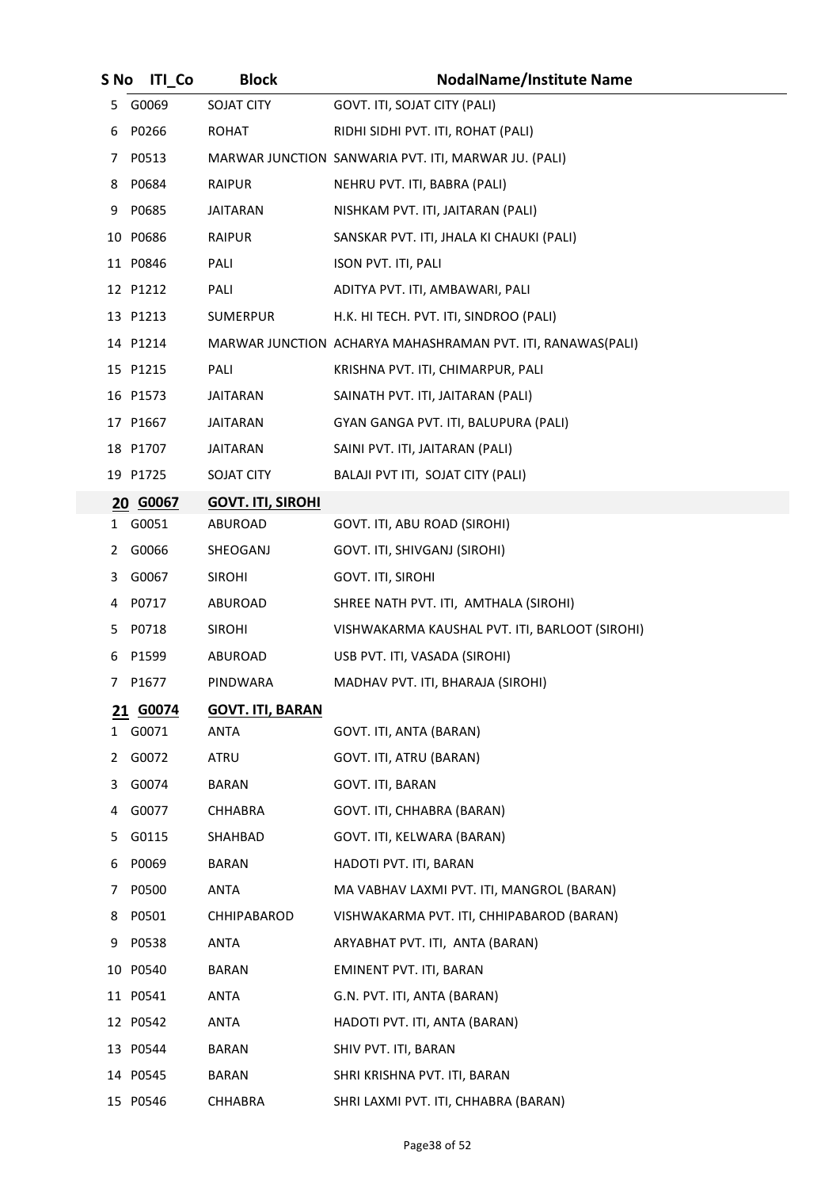| S No | ITI_Co | Block | NodalName/Institute Name |
|---|---|---|---|
| 5 | G0069 | SOJAT CITY | GOVT. ITI, SOJAT CITY (PALI) |
| 6 | P0266 | ROHAT | RIDHI SIDHI PVT. ITI, ROHAT (PALI) |
| 7 | P0513 | MARWAR JUNCTION | SANWARIA PVT. ITI, MARWAR JU. (PALI) |
| 8 | P0684 | RAIPUR | NEHRU PVT. ITI, BABRA (PALI) |
| 9 | P0685 | JAITARAN | NISHKAM PVT. ITI, JAITARAN (PALI) |
| 10 | P0686 | RAIPUR | SANSKAR PVT. ITI, JHALA KI CHAUKI (PALI) |
| 11 | P0846 | PALI | ISON PVT. ITI, PALI |
| 12 | P1212 | PALI | ADITYA PVT. ITI, AMBAWARI, PALI |
| 13 | P1213 | SUMERPUR | H.K. HI TECH. PVT. ITI, SINDROO (PALI) |
| 14 | P1214 | MARWAR JUNCTION | ACHARYA MAHASHRAMAN PVT. ITI, RANAWAS(PALI) |
| 15 | P1215 | PALI | KRISHNA PVT. ITI, CHIMARPUR, PALI |
| 16 | P1573 | JAITARAN | SAINATH PVT. ITI, JAITARAN (PALI) |
| 17 | P1667 | JAITARAN | GYAN GANGA PVT. ITI, BALUPURA (PALI) |
| 18 | P1707 | JAITARAN | SAINI PVT. ITI, JAITARAN (PALI) |
| 19 | P1725 | SOJAT CITY | BALAJI PVT ITI, SOJAT CITY (PALI) |
| **20** | **G0067** | **GOVT. ITI, SIROHI** | |
| 1 | G0051 | ABUROAD | GOVT. ITI, ABU ROAD (SIROHI) |
| 2 | G0066 | SHEOGANJ | GOVT. ITI, SHIVGANJ (SIROHI) |
| 3 | G0067 | SIROHI | GOVT. ITI, SIROHI |
| 4 | P0717 | ABUROAD | SHREE NATH PVT. ITI, AMTHALA (SIROHI) |
| 5 | P0718 | SIROHI | VISHWAKARMA KAUSHAL PVT. ITI, BARLOOT (SIROHI) |
| 6 | P1599 | ABUROAD | USB PVT. ITI, VASADA (SIROHI) |
| 7 | P1677 | PINDWARA | MADHAV PVT. ITI, BHARAJA (SIROHI) |
| **21** | **G0074** | **GOVT. ITI, BARAN** | |
| 1 | G0071 | ANTA | GOVT. ITI, ANTA (BARAN) |
| 2 | G0072 | ATRU | GOVT. ITI, ATRU (BARAN) |
| 3 | G0074 | BARAN | GOVT. ITI, BARAN |
| 4 | G0077 | CHHABRA | GOVT. ITI, CHHABRA (BARAN) |
| 5 | G0115 | SHAHBAD | GOVT. ITI, KELWARA (BARAN) |
| 6 | P0069 | BARAN | HADOTI PVT. ITI, BARAN |
| 7 | P0500 | ANTA | MA VABHAV LAXMI PVT. ITI, MANGROL (BARAN) |
| 8 | P0501 | CHHIPABAROD | VISHWAKARMA PVT. ITI, CHHIPABAROD (BARAN) |
| 9 | P0538 | ANTA | ARYABHAT PVT. ITI, ANTA (BARAN) |
| 10 | P0540 | BARAN | EMINENT PVT. ITI, BARAN |
| 11 | P0541 | ANTA | G.N. PVT. ITI, ANTA (BARAN) |
| 12 | P0542 | ANTA | HADOTI PVT. ITI, ANTA (BARAN) |
| 13 | P0544 | BARAN | SHIV PVT. ITI, BARAN |
| 14 | P0545 | BARAN | SHRI KRISHNA PVT. ITI, BARAN |
| 15 | P0546 | CHHABRA | SHRI LAXMI PVT. ITI, CHHABRA (BARAN) |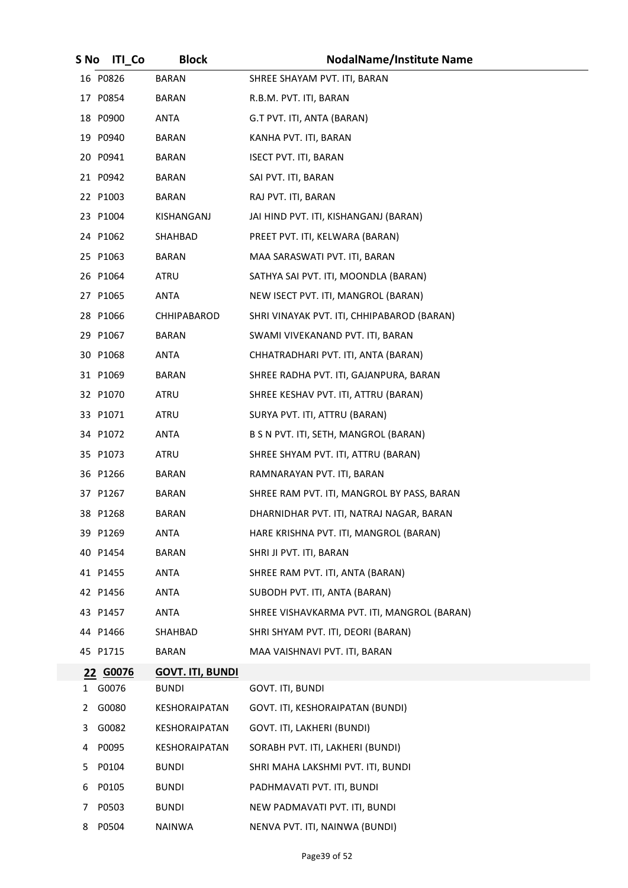| S No | ITI_Co | Block | NodalName/Institute Name |
|---|---|---|---|
| 16 | P0826 | BARAN | SHREE SHAYAM PVT. ITI, BARAN |
| 17 | P0854 | BARAN | R.B.M. PVT. ITI, BARAN |
| 18 | P0900 | ANTA | G.T PVT. ITI, ANTA (BARAN) |
| 19 | P0940 | BARAN | KANHA PVT. ITI, BARAN |
| 20 | P0941 | BARAN | ISECT PVT. ITI, BARAN |
| 21 | P0942 | BARAN | SAI PVT. ITI, BARAN |
| 22 | P1003 | BARAN | RAJ PVT. ITI, BARAN |
| 23 | P1004 | KISHANGANJ | JAI HIND PVT. ITI, KISHANGANJ (BARAN) |
| 24 | P1062 | SHAHBAD | PREET PVT. ITI, KELWARA (BARAN) |
| 25 | P1063 | BARAN | MAA SARASWATI PVT. ITI, BARAN |
| 26 | P1064 | ATRU | SATHYA SAI PVT. ITI, MOONDLA (BARAN) |
| 27 | P1065 | ANTA | NEW ISECT PVT. ITI, MANGROL (BARAN) |
| 28 | P1066 | CHHIPABAROD | SHRI VINAYAK PVT. ITI, CHHIPABAROD (BARAN) |
| 29 | P1067 | BARAN | SWAMI VIVEKANAND PVT. ITI, BARAN |
| 30 | P1068 | ANTA | CHHATRADHARI PVT. ITI, ANTA (BARAN) |
| 31 | P1069 | BARAN | SHREE RADHA PVT. ITI, GAJANPURA, BARAN |
| 32 | P1070 | ATRU | SHREE KESHAV PVT. ITI, ATTRU (BARAN) |
| 33 | P1071 | ATRU | SURYA PVT. ITI, ATTRU (BARAN) |
| 34 | P1072 | ANTA | B S N PVT. ITI, SETH, MANGROL (BARAN) |
| 35 | P1073 | ATRU | SHREE SHYAM PVT. ITI, ATTRU (BARAN) |
| 36 | P1266 | BARAN | RAMNARAYAN PVT. ITI, BARAN |
| 37 | P1267 | BARAN | SHREE RAM PVT. ITI, MANGROL BY PASS, BARAN |
| 38 | P1268 | BARAN | DHARNIDHAR PVT. ITI, NATRAJ NAGAR, BARAN |
| 39 | P1269 | ANTA | HARE KRISHNA PVT. ITI, MANGROL (BARAN) |
| 40 | P1454 | BARAN | SHRI JI PVT. ITI, BARAN |
| 41 | P1455 | ANTA | SHREE RAM PVT. ITI, ANTA (BARAN) |
| 42 | P1456 | ANTA | SUBODH PVT. ITI, ANTA (BARAN) |
| 43 | P1457 | ANTA | SHREE VISHAVKARMA PVT. ITI, MANGROL (BARAN) |
| 44 | P1466 | SHAHBAD | SHRI SHYAM PVT. ITI, DEORI (BARAN) |
| 45 | P1715 | BARAN | MAA VAISHNAVI PVT. ITI, BARAN |
| **22** | **G0076** | **GOVT. ITI, BUNDI** | |
| 1 | G0076 | BUNDI | GOVT. ITI, BUNDI |
| 2 | G0080 | KESHORAIPATAN | GOVT. ITI, KESHORAIPATAN (BUNDI) |
| 3 | G0082 | KESHORAIPATAN | GOVT. ITI, LAKHERI (BUNDI) |
| 4 | P0095 | KESHORAIPATAN | SORABH PVT. ITI, LAKHERI (BUNDI) |
| 5 | P0104 | BUNDI | SHRI MAHA LAKSHMI PVT. ITI, BUNDI |
| 6 | P0105 | BUNDI | PADHMAVATI PVT. ITI, BUNDI |
| 7 | P0503 | BUNDI | NEW PADMAVATI PVT. ITI, BUNDI |
| 8 | P0504 | NAINWA | NENVA PVT. ITI, NAINWA (BUNDI) |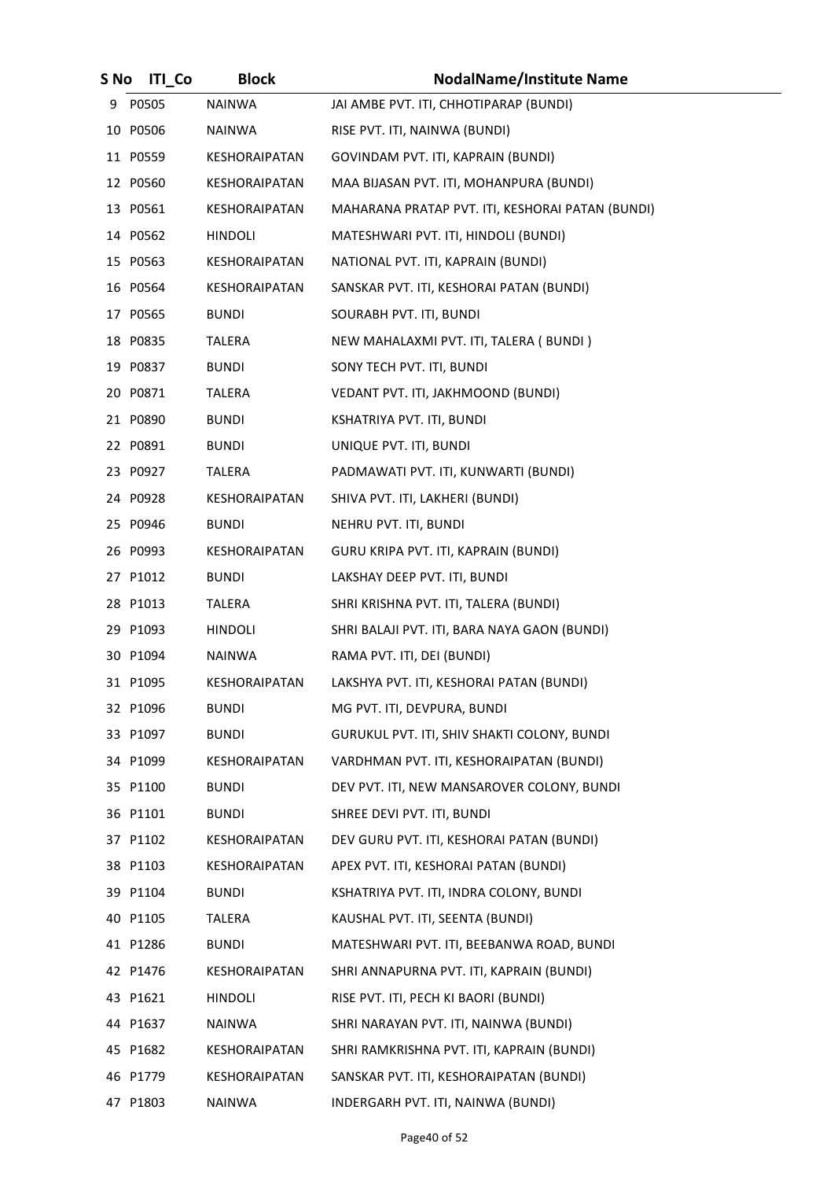| S No | ITI_Co | Block | NodalName/Institute Name |
| --- | --- | --- | --- |
| 9 | P0505 | NAINWA | JAI AMBE PVT. ITI, CHHOTIPARAP (BUNDI) |
| 10 | P0506 | NAINWA | RISE PVT. ITI, NAINWA (BUNDI) |
| 11 | P0559 | KESHORAIPATAN | GOVINDAM PVT. ITI, KAPRAIN (BUNDI) |
| 12 | P0560 | KESHORAIPATAN | MAA BIJASAN PVT. ITI, MOHANPURA (BUNDI) |
| 13 | P0561 | KESHORAIPATAN | MAHARANA PRATAP PVT. ITI, KESHORAI PATAN (BUNDI) |
| 14 | P0562 | HINDOLI | MATESHWARI PVT. ITI, HINDOLI (BUNDI) |
| 15 | P0563 | KESHORAIPATAN | NATIONAL PVT. ITI, KAPRAIN (BUNDI) |
| 16 | P0564 | KESHORAIPATAN | SANSKAR PVT. ITI, KESHORAI PATAN (BUNDI) |
| 17 | P0565 | BUNDI | SOURABH PVT. ITI, BUNDI |
| 18 | P0835 | TALERA | NEW MAHALAXMI PVT. ITI, TALERA ( BUNDI ) |
| 19 | P0837 | BUNDI | SONY TECH PVT. ITI, BUNDI |
| 20 | P0871 | TALERA | VEDANT PVT. ITI, JAKHMOOND (BUNDI) |
| 21 | P0890 | BUNDI | KSHATRIYA PVT. ITI, BUNDI |
| 22 | P0891 | BUNDI | UNIQUE PVT. ITI, BUNDI |
| 23 | P0927 | TALERA | PADMAWATI PVT. ITI, KUNWARTI (BUNDI) |
| 24 | P0928 | KESHORAIPATAN | SHIVA PVT. ITI, LAKHERI (BUNDI) |
| 25 | P0946 | BUNDI | NEHRU PVT. ITI, BUNDI |
| 26 | P0993 | KESHORAIPATAN | GURU KRIPA PVT. ITI, KAPRAIN (BUNDI) |
| 27 | P1012 | BUNDI | LAKSHAY DEEP PVT. ITI, BUNDI |
| 28 | P1013 | TALERA | SHRI KRISHNA PVT. ITI, TALERA (BUNDI) |
| 29 | P1093 | HINDOLI | SHRI BALAJI PVT. ITI, BARA NAYA GAON (BUNDI) |
| 30 | P1094 | NAINWA | RAMA PVT. ITI, DEI (BUNDI) |
| 31 | P1095 | KESHORAIPATAN | LAKSHYA PVT. ITI, KESHORAI PATAN (BUNDI) |
| 32 | P1096 | BUNDI | MG PVT. ITI, DEVPURA, BUNDI |
| 33 | P1097 | BUNDI | GURUKUL PVT. ITI, SHIV SHAKTI COLONY, BUNDI |
| 34 | P1099 | KESHORAIPATAN | VARDHMAN PVT. ITI, KESHORAIPATAN (BUNDI) |
| 35 | P1100 | BUNDI | DEV PVT. ITI, NEW MANSAROVER COLONY, BUNDI |
| 36 | P1101 | BUNDI | SHREE DEVI PVT. ITI, BUNDI |
| 37 | P1102 | KESHORAIPATAN | DEV GURU PVT. ITI, KESHORAI PATAN (BUNDI) |
| 38 | P1103 | KESHORAIPATAN | APEX PVT. ITI, KESHORAI PATAN (BUNDI) |
| 39 | P1104 | BUNDI | KSHATRIYA PVT. ITI, INDRA COLONY, BUNDI |
| 40 | P1105 | TALERA | KAUSHAL PVT. ITI, SEENTA (BUNDI) |
| 41 | P1286 | BUNDI | MATESHWARI PVT. ITI, BEEBANWA ROAD, BUNDI |
| 42 | P1476 | KESHORAIPATAN | SHRI ANNAPURNA PVT. ITI, KAPRAIN (BUNDI) |
| 43 | P1621 | HINDOLI | RISE PVT. ITI, PECH KI BAORI (BUNDI) |
| 44 | P1637 | NAINWA | SHRI NARAYAN PVT. ITI, NAINWA (BUNDI) |
| 45 | P1682 | KESHORAIPATAN | SHRI RAMKRISHNA PVT. ITI, KAPRAIN (BUNDI) |
| 46 | P1779 | KESHORAIPATAN | SANSKAR PVT. ITI, KESHORAIPATAN (BUNDI) |
| 47 | P1803 | NAINWA | INDERGARH PVT. ITI, NAINWA (BUNDI) |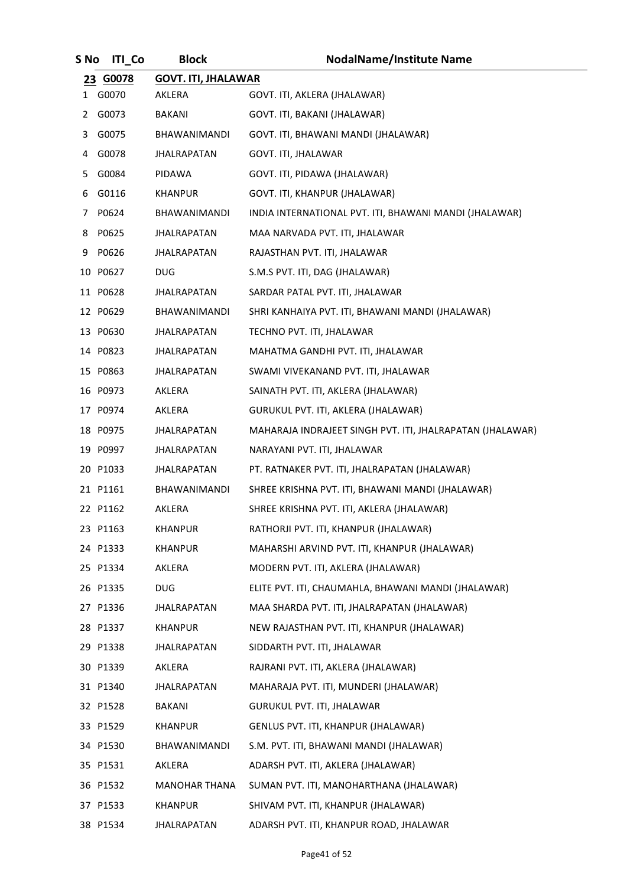| S No | ITI_Co | Block | NodalName/Institute Name |
|---|---|---|---|
| **23** | **G0078** | **GOVT. ITI, JHALAWAR** | |
| 1 | G0070 | AKLERA | GOVT. ITI, AKLERA (JHALAWAR) |
| 2 | G0073 | BAKANI | GOVT. ITI, BAKANI (JHALAWAR) |
| 3 | G0075 | BHAWANIMANDI | GOVT. ITI, BHAWANI MANDI (JHALAWAR) |
| 4 | G0078 | JHALRAPATAN | GOVT. ITI, JHALAWAR |
| 5 | G0084 | PIDAWA | GOVT. ITI, PIDAWA (JHALAWAR) |
| 6 | G0116 | KHANPUR | GOVT. ITI, KHANPUR (JHALAWAR) |
| 7 | P0624 | BHAWANIMANDI | INDIA INTERNATIONAL PVT. ITI, BHAWANI MANDI (JHALAWAR) |
| 8 | P0625 | JHALRAPATAN | MAA NARVADA PVT. ITI, JHALAWAR |
| 9 | P0626 | JHALRAPATAN | RAJASTHAN PVT. ITI, JHALAWAR |
| 10 | P0627 | DUG | S.M.S PVT. ITI, DAG (JHALAWAR) |
| 11 | P0628 | JHALRAPATAN | SARDAR PATAL PVT. ITI, JHALAWAR |
| 12 | P0629 | BHAWANIMANDI | SHRI KANHAIYA PVT. ITI, BHAWANI MANDI (JHALAWAR) |
| 13 | P0630 | JHALRAPATAN | TECHNO PVT. ITI, JHALAWAR |
| 14 | P0823 | JHALRAPATAN | MAHATMA GANDHI PVT. ITI, JHALAWAR |
| 15 | P0863 | JHALRAPATAN | SWAMI VIVEKANAND PVT. ITI, JHALAWAR |
| 16 | P0973 | AKLERA | SAINATH PVT. ITI, AKLERA (JHALAWAR) |
| 17 | P0974 | AKLERA | GURUKUL PVT. ITI, AKLERA (JHALAWAR) |
| 18 | P0975 | JHALRAPATAN | MAHARAJA INDRAJEET SINGH PVT. ITI, JHALRAPATAN (JHALAWAR) |
| 19 | P0997 | JHALRAPATAN | NARAYANI PVT. ITI, JHALAWAR |
| 20 | P1033 | JHALRAPATAN | PT. RATNAKER PVT. ITI, JHALRAPATAN (JHALAWAR) |
| 21 | P1161 | BHAWANIMANDI | SHREE KRISHNA PVT. ITI, BHAWANI MANDI (JHALAWAR) |
| 22 | P1162 | AKLERA | SHREE KRISHNA PVT. ITI, AKLERA (JHALAWAR) |
| 23 | P1163 | KHANPUR | RATHORJI PVT. ITI, KHANPUR (JHALAWAR) |
| 24 | P1333 | KHANPUR | MAHARSHI ARVIND PVT. ITI, KHANPUR (JHALAWAR) |
| 25 | P1334 | AKLERA | MODERN PVT. ITI, AKLERA (JHALAWAR) |
| 26 | P1335 | DUG | ELITE PVT. ITI, CHAUMAHLA, BHAWANI MANDI (JHALAWAR) |
| 27 | P1336 | JHALRAPATAN | MAA SHARDA PVT. ITI, JHALRAPATAN (JHALAWAR) |
| 28 | P1337 | KHANPUR | NEW RAJASTHAN PVT. ITI, KHANPUR (JHALAWAR) |
| 29 | P1338 | JHALRAPATAN | SIDDARTH PVT. ITI, JHALAWAR |
| 30 | P1339 | AKLERA | RAJRANI PVT. ITI, AKLERA (JHALAWAR) |
| 31 | P1340 | JHALRAPATAN | MAHARAJA PVT. ITI, MUNDERI (JHALAWAR) |
| 32 | P1528 | BAKANI | GURUKUL PVT. ITI, JHALAWAR |
| 33 | P1529 | KHANPUR | GENLUS PVT. ITI, KHANPUR (JHALAWAR) |
| 34 | P1530 | BHAWANIMANDI | S.M. PVT. ITI, BHAWANI MANDI (JHALAWAR) |
| 35 | P1531 | AKLERA | ADARSH PVT. ITI, AKLERA (JHALAWAR) |
| 36 | P1532 | MANOHAR THANA | SUMAN PVT. ITI, MANOHARTHANA (JHALAWAR) |
| 37 | P1533 | KHANPUR | SHIVAM PVT. ITI, KHANPUR (JHALAWAR) |
| 38 | P1534 | JHALRAPATAN | ADARSH PVT. ITI, KHANPUR ROAD, JHALAWAR |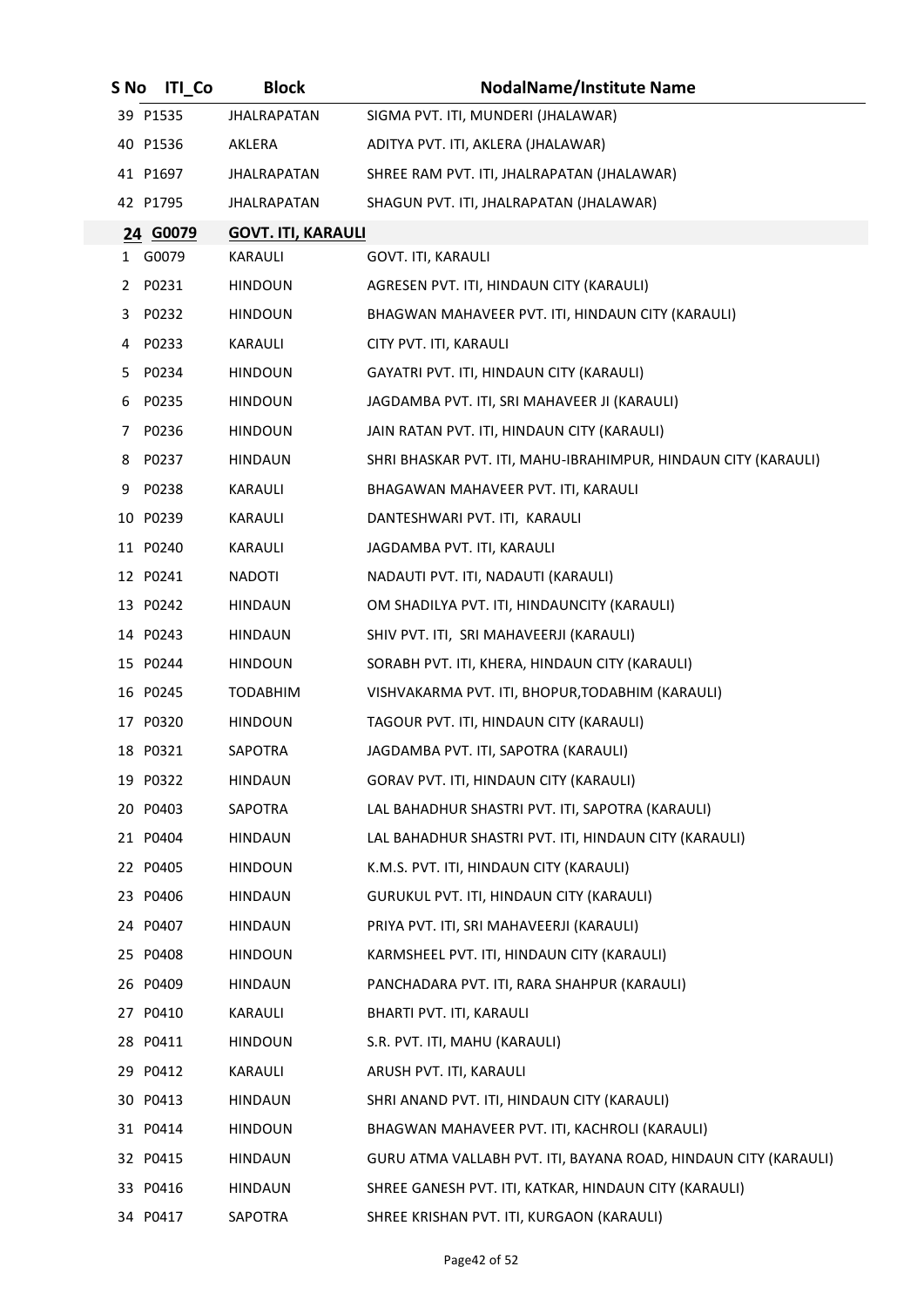| S No | ITI_Co | Block | NodalName/Institute Name |
|---|---|---|---|
| 39 | P1535 | JHALRAPATAN | SIGMA PVT. ITI, MUNDERI (JHALAWAR) |
| 40 | P1536 | AKLERA | ADITYA PVT. ITI, AKLERA (JHALAWAR) |
| 41 | P1697 | JHALRAPATAN | SHREE RAM PVT. ITI, JHALRAPATAN (JHALAWAR) |
| 42 | P1795 | JHALRAPATAN | SHAGUN PVT. ITI, JHALRAPATAN (JHALAWAR) |
| **24** | **G0079** | **GOVT. ITI, KARAULI** | |
| 1 | G0079 | KARAULI | GOVT. ITI, KARAULI |
| 2 | P0231 | HINDOUN | AGRESEN PVT. ITI, HINDAUN CITY (KARAULI) |
| 3 | P0232 | HINDOUN | BHAGWAN MAHAVEER PVT. ITI, HINDAUN CITY (KARAULI) |
| 4 | P0233 | KARAULI | CITY PVT. ITI, KARAULI |
| 5 | P0234 | HINDOUN | GAYATRI PVT. ITI, HINDAUN CITY (KARAULI) |
| 6 | P0235 | HINDOUN | JAGDAMBA PVT. ITI, SRI MAHAVEER JI (KARAULI) |
| 7 | P0236 | HINDOUN | JAIN RATAN PVT. ITI, HINDAUN CITY (KARAULI) |
| 8 | P0237 | HINDAUN | SHRI BHASKAR PVT. ITI, MAHU-IBRAHIMPUR, HINDAUN CITY (KARAULI) |
| 9 | P0238 | KARAULI | BHAGAWAN MAHAVEER PVT. ITI, KARAULI |
| 10 | P0239 | KARAULI | DANTESHWARI PVT. ITI, KARAULI |
| 11 | P0240 | KARAULI | JAGDAMBA PVT. ITI, KARAULI |
| 12 | P0241 | NADOTI | NADAUTI PVT. ITI, NADAUTI (KARAULI) |
| 13 | P0242 | HINDAUN | OM SHADILYA PVT. ITI, HINDAUNCITY (KARAULI) |
| 14 | P0243 | HINDAUN | SHIV PVT. ITI, SRI MAHAVEERJI (KARAULI) |
| 15 | P0244 | HINDOUN | SORABH PVT. ITI, KHERA, HINDAUN CITY (KARAULI) |
| 16 | P0245 | TODABHIM | VISHVAKARMA PVT. ITI, BHOPUR,TODABHIM (KARAULI) |
| 17 | P0320 | HINDOUN | TAGOUR PVT. ITI, HINDAUN CITY (KARAULI) |
| 18 | P0321 | SAPOTRA | JAGDAMBA PVT. ITI, SAPOTRA (KARAULI) |
| 19 | P0322 | HINDAUN | GORAV PVT. ITI, HINDAUN CITY (KARAULI) |
| 20 | P0403 | SAPOTRA | LAL BAHADHUR SHASTRI PVT. ITI, SAPOTRA (KARAULI) |
| 21 | P0404 | HINDAUN | LAL BAHADHUR SHASTRI PVT. ITI, HINDAUN CITY (KARAULI) |
| 22 | P0405 | HINDOUN | K.M.S. PVT. ITI, HINDAUN CITY (KARAULI) |
| 23 | P0406 | HINDAUN | GURUKUL PVT. ITI, HINDAUN CITY (KARAULI) |
| 24 | P0407 | HINDAUN | PRIYA PVT. ITI, SRI MAHAVEERJI (KARAULI) |
| 25 | P0408 | HINDOUN | KARMSHEEL PVT. ITI, HINDAUN CITY (KARAULI) |
| 26 | P0409 | HINDAUN | PANCHADARA PVT. ITI, RARA SHAHPUR (KARAULI) |
| 27 | P0410 | KARAULI | BHARTI PVT. ITI, KARAULI |
| 28 | P0411 | HINDOUN | S.R. PVT. ITI, MAHU (KARAULI) |
| 29 | P0412 | KARAULI | ARUSH PVT. ITI, KARAULI |
| 30 | P0413 | HINDAUN | SHRI ANAND PVT. ITI, HINDAUN CITY (KARAULI) |
| 31 | P0414 | HINDOUN | BHAGWAN MAHAVEER PVT. ITI, KACHROLI (KARAULI) |
| 32 | P0415 | HINDAUN | GURU ATMA VALLABH PVT. ITI, BAYANA ROAD, HINDAUN CITY (KARAULI) |
| 33 | P0416 | HINDAUN | SHREE GANESH PVT. ITI, KATKAR, HINDAUN CITY (KARAULI) |
| 34 | P0417 | SAPOTRA | SHREE KRISHAN PVT. ITI, KURGAON (KARAULI) |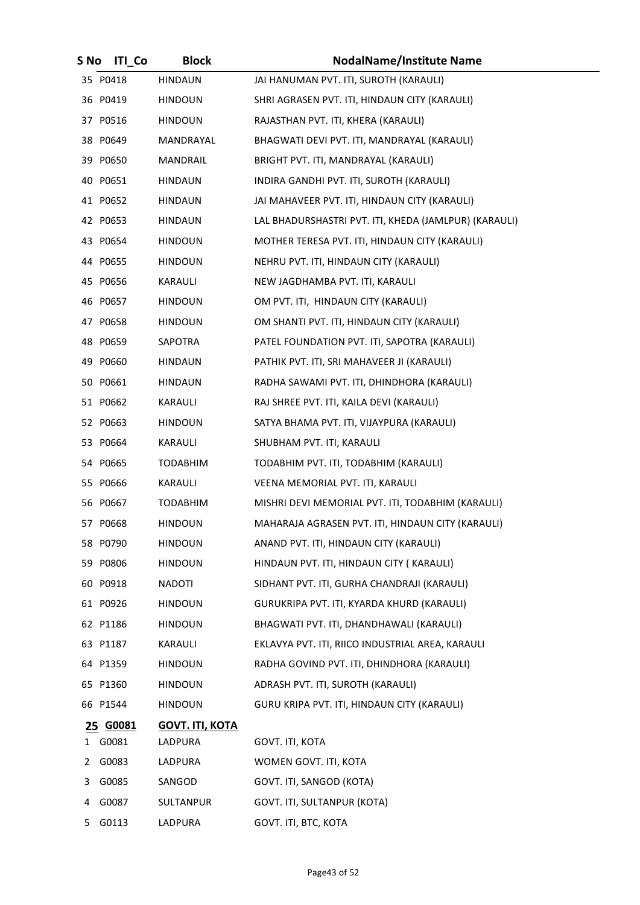| S No | ITI_Co | Block | NodalName/Institute Name |
|---|---|---|---|
| 35 | P0418 | HINDAUN | JAI HANUMAN PVT. ITI, SUROTH (KARAULI) |
| 36 | P0419 | HINDOUN | SHRI AGRASEN PVT. ITI, HINDAUN CITY (KARAULI) |
| 37 | P0516 | HINDOUN | RAJASTHAN PVT. ITI, KHERA (KARAULI) |
| 38 | P0649 | MANDRAYAL | BHAGWATI DEVI PVT. ITI, MANDRAYAL (KARAULI) |
| 39 | P0650 | MANDRAIL | BRIGHT PVT. ITI, MANDRAYAL (KARAULI) |
| 40 | P0651 | HINDAUN | INDIRA GANDHI PVT. ITI, SUROTH (KARAULI) |
| 41 | P0652 | HINDAUN | JAI MAHAVEER PVT. ITI, HINDAUN CITY (KARAULI) |
| 42 | P0653 | HINDAUN | LAL BHADURSHASTRI PVT. ITI, KHEDA (JAMLPUR) (KARAULI) |
| 43 | P0654 | HINDOUN | MOTHER TERESA PVT. ITI, HINDAUN CITY (KARAULI) |
| 44 | P0655 | HINDOUN | NEHRU PVT. ITI, HINDAUN CITY (KARAULI) |
| 45 | P0656 | KARAULI | NEW JAGDHAMBA PVT. ITI, KARAULI |
| 46 | P0657 | HINDOUN | OM PVT. ITI, HINDAUN CITY (KARAULI) |
| 47 | P0658 | HINDOUN | OM SHANTI PVT. ITI, HINDAUN CITY (KARAULI) |
| 48 | P0659 | SAPOTRA | PATEL FOUNDATION PVT. ITI, SAPOTRA (KARAULI) |
| 49 | P0660 | HINDAUN | PATHIK PVT. ITI, SRI MAHAVEER JI (KARAULI) |
| 50 | P0661 | HINDAUN | RADHA SAWAMI PVT. ITI, DHINDHORA (KARAULI) |
| 51 | P0662 | KARAULI | RAJ SHREE PVT. ITI, KAILA DEVI (KARAULI) |
| 52 | P0663 | HINDOUN | SATYA BHAMA PVT. ITI, VIJAYPURA (KARAULI) |
| 53 | P0664 | KARAULI | SHUBHAM PVT. ITI, KARAULI |
| 54 | P0665 | TODABHIM | TODABHIM PVT. ITI, TODABHIM (KARAULI) |
| 55 | P0666 | KARAULI | VEENA MEMORIAL PVT. ITI, KARAULI |
| 56 | P0667 | TODABHIM | MISHRI DEVI MEMORIAL PVT. ITI, TODABHIM (KARAULI) |
| 57 | P0668 | HINDOUN | MAHARAJA AGRASEN PVT. ITI, HINDAUN CITY (KARAULI) |
| 58 | P0790 | HINDOUN | ANAND PVT. ITI, HINDAUN CITY (KARAULI) |
| 59 | P0806 | HINDOUN | HINDAUN PVT. ITI, HINDAUN CITY ( KARAULI) |
| 60 | P0918 | NADOTI | SIDHANT PVT. ITI, GURHA CHANDRAJI (KARAULI) |
| 61 | P0926 | HINDOUN | GURUKRIPA PVT. ITI, KYARDA KHURD (KARAULI) |
| 62 | P1186 | HINDOUN | BHAGWATI PVT. ITI, DHANDHAWALI (KARAULI) |
| 63 | P1187 | KARAULI | EKLAVYA PVT. ITI, RIICO INDUSTRIAL AREA, KARAULI |
| 64 | P1359 | HINDOUN | RADHA GOVIND PVT. ITI, DHINDHORA (KARAULI) |
| 65 | P1360 | HINDOUN | ADRASH PVT. ITI, SUROTH (KARAULI) |
| 66 | P1544 | HINDOUN | GURU KRIPA PVT. ITI, HINDAUN CITY (KARAULI) |
| **25** | **G0081** | **GOVT. ITI, KOTA** | |
| 1 | G0081 | LADPURA | GOVT. ITI, KOTA |
| 2 | G0083 | LADPURA | WOMEN GOVT. ITI, KOTA |
| 3 | G0085 | SANGOD | GOVT. ITI, SANGOD (KOTA) |
| 4 | G0087 | SULTANPUR | GOVT. ITI, SULTANPUR (KOTA) |
| 5 | G0113 | LADPURA | GOVT. ITI, BTC, KOTA |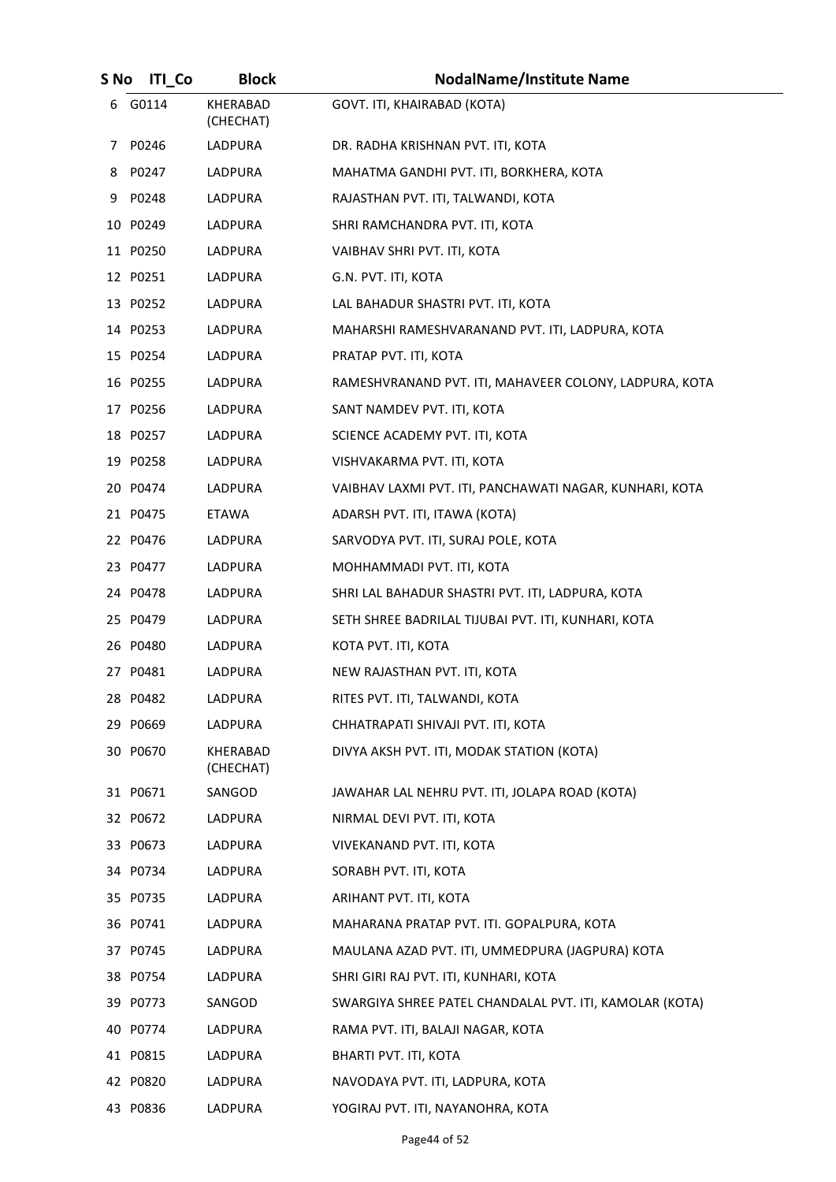| S No | ITI_Co | Block | NodalName/Institute Name |
|---|---|---|---|
| 6 | G0114 | KHERABAD (CHECHAT) | GOVT. ITI, KHAIRABAD (KOTA) |
| 7 | P0246 | LADPURA | DR. RADHA KRISHNAN PVT. ITI, KOTA |
| 8 | P0247 | LADPURA | MAHATMA GANDHI PVT. ITI, BORKHERA, KOTA |
| 9 | P0248 | LADPURA | RAJASTHAN PVT. ITI, TALWANDI, KOTA |
| 10 | P0249 | LADPURA | SHRI RAMCHANDRA PVT. ITI, KOTA |
| 11 | P0250 | LADPURA | VAIBHAV SHRI PVT. ITI, KOTA |
| 12 | P0251 | LADPURA | G.N. PVT. ITI, KOTA |
| 13 | P0252 | LADPURA | LAL BAHADUR SHASTRI PVT. ITI, KOTA |
| 14 | P0253 | LADPURA | MAHARSHI RAMESHVARANAND PVT. ITI, LADPURA, KOTA |
| 15 | P0254 | LADPURA | PRATAP PVT. ITI, KOTA |
| 16 | P0255 | LADPURA | RAMESHVRANAND PVT. ITI, MAHAVEER COLONY, LADPURA, KOTA |
| 17 | P0256 | LADPURA | SANT NAMDEV PVT. ITI, KOTA |
| 18 | P0257 | LADPURA | SCIENCE ACADEMY PVT. ITI, KOTA |
| 19 | P0258 | LADPURA | VISHVAKARMA PVT. ITI, KOTA |
| 20 | P0474 | LADPURA | VAIBHAV LAXMI PVT. ITI, PANCHAWATI NAGAR, KUNHARI, KOTA |
| 21 | P0475 | ETAWA | ADARSH PVT. ITI, ITAWA (KOTA) |
| 22 | P0476 | LADPURA | SARVODYA PVT. ITI, SURAJ POLE, KOTA |
| 23 | P0477 | LADPURA | MOHHAMMADI PVT. ITI, KOTA |
| 24 | P0478 | LADPURA | SHRI LAL BAHADUR SHASTRI PVT. ITI, LADPURA, KOTA |
| 25 | P0479 | LADPURA | SETH SHREE BADRILAL TIJUBAI PVT. ITI, KUNHARI, KOTA |
| 26 | P0480 | LADPURA | KOTA PVT. ITI, KOTA |
| 27 | P0481 | LADPURA | NEW RAJASTHAN PVT. ITI, KOTA |
| 28 | P0482 | LADPURA | RITES PVT. ITI, TALWANDI, KOTA |
| 29 | P0669 | LADPURA | CHHATRAPATI SHIVAJI PVT. ITI, KOTA |
| 30 | P0670 | KHERABAD (CHECHAT) | DIVYA AKSH PVT. ITI, MODAK STATION (KOTA) |
| 31 | P0671 | SANGOD | JAWAHAR LAL NEHRU PVT. ITI, JOLAPA ROAD (KOTA) |
| 32 | P0672 | LADPURA | NIRMAL DEVI PVT. ITI, KOTA |
| 33 | P0673 | LADPURA | VIVEKANAND PVT. ITI, KOTA |
| 34 | P0734 | LADPURA | SORABH PVT. ITI, KOTA |
| 35 | P0735 | LADPURA | ARIHANT PVT. ITI, KOTA |
| 36 | P0741 | LADPURA | MAHARANA PRATAP PVT. ITI. GOPALPURA, KOTA |
| 37 | P0745 | LADPURA | MAULANA AZAD PVT. ITI, UMMEDPURA (JAGPURA) KOTA |
| 38 | P0754 | LADPURA | SHRI GIRI RAJ PVT. ITI, KUNHARI, KOTA |
| 39 | P0773 | SANGOD | SWARGIYA SHREE PATEL CHANDALAL PVT. ITI, KAMOLAR (KOTA) |
| 40 | P0774 | LADPURA | RAMA PVT. ITI, BALAJI NAGAR, KOTA |
| 41 | P0815 | LADPURA | BHARTI PVT. ITI, KOTA |
| 42 | P0820 | LADPURA | NAVODAYA PVT. ITI, LADPURA, KOTA |
| 43 | P0836 | LADPURA | YOGIRAJ PVT. ITI, NAYANOHRA, KOTA |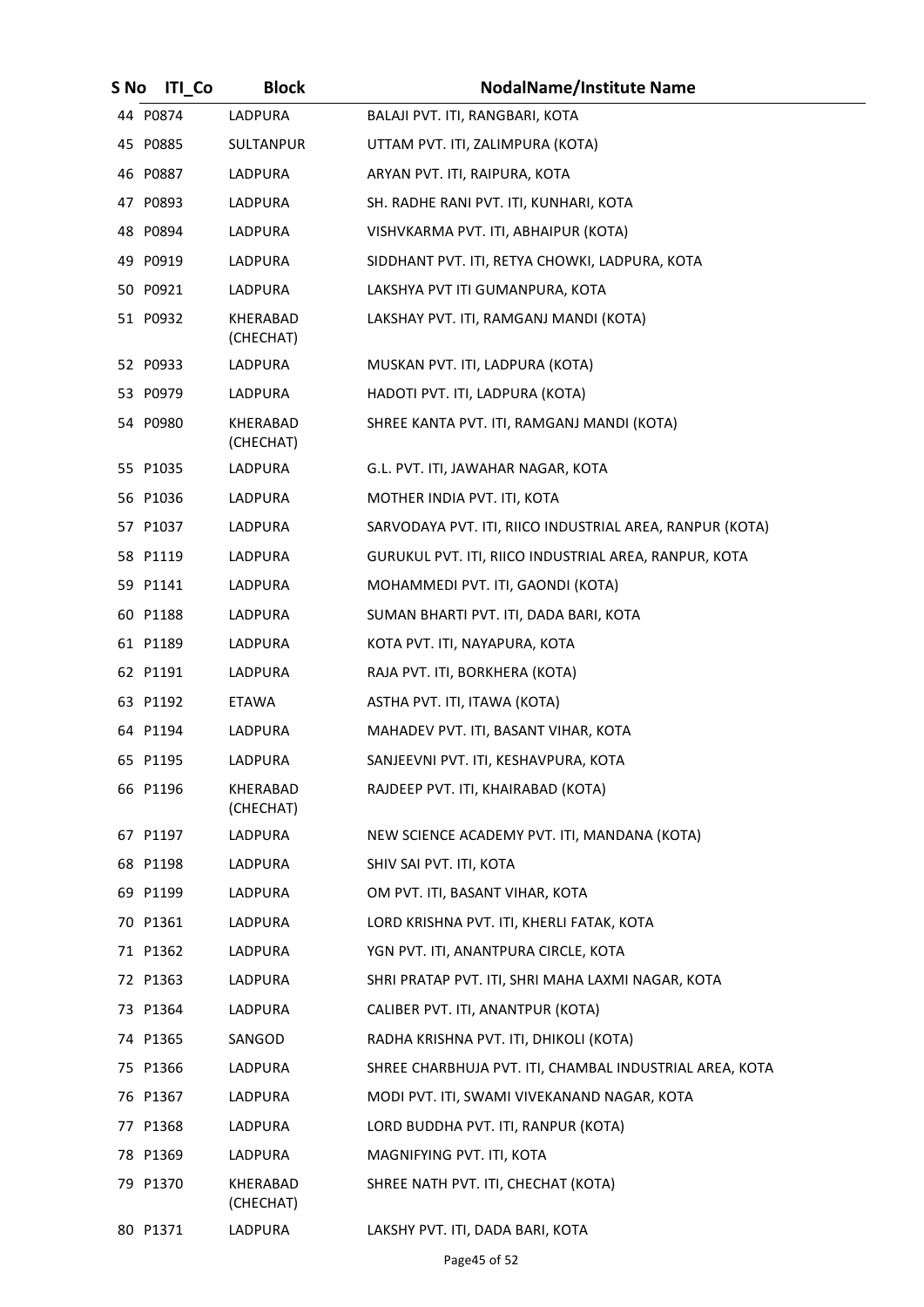| S No | ITI_Co | Block | NodalName/Institute Name |
|---|---|---|---|
| 44 | P0874 | LADPURA | BALAJI PVT. ITI, RANGBARI, KOTA |
| 45 | P0885 | SULTANPUR | UTTAM PVT. ITI, ZALIMPURA (KOTA) |
| 46 | P0887 | LADPURA | ARYAN PVT. ITI, RAIPURA, KOTA |
| 47 | P0893 | LADPURA | SH. RADHE RANI PVT. ITI, KUNHARI, KOTA |
| 48 | P0894 | LADPURA | VISHVKARMA PVT. ITI, ABHAIPUR (KOTA) |
| 49 | P0919 | LADPURA | SIDDHANT PVT. ITI, RETYA CHOWKI, LADPURA, KOTA |
| 50 | P0921 | LADPURA | LAKSHYA PVT ITI GUMANPURA, KOTA |
| 51 | P0932 | KHERABAD (CHECHAT) | LAKSHAY PVT. ITI, RAMGANJ MANDI (KOTA) |
| 52 | P0933 | LADPURA | MUSKAN PVT. ITI, LADPURA (KOTA) |
| 53 | P0979 | LADPURA | HADOTI PVT. ITI, LADPURA (KOTA) |
| 54 | P0980 | KHERABAD (CHECHAT) | SHREE KANTA PVT. ITI, RAMGANJ MANDI (KOTA) |
| 55 | P1035 | LADPURA | G.L. PVT. ITI, JAWAHAR NAGAR, KOTA |
| 56 | P1036 | LADPURA | MOTHER INDIA PVT. ITI, KOTA |
| 57 | P1037 | LADPURA | SARVODAYA PVT. ITI, RIICO INDUSTRIAL AREA, RANPUR (KOTA) |
| 58 | P1119 | LADPURA | GURUKUL PVT. ITI, RIICO INDUSTRIAL AREA, RANPUR, KOTA |
| 59 | P1141 | LADPURA | MOHAMMEDI PVT. ITI, GAONDI (KOTA) |
| 60 | P1188 | LADPURA | SUMAN BHARTI PVT. ITI, DADA BARI, KOTA |
| 61 | P1189 | LADPURA | KOTA PVT. ITI, NAYAPURA, KOTA |
| 62 | P1191 | LADPURA | RAJA PVT. ITI, BORKHERA (KOTA) |
| 63 | P1192 | ETAWA | ASTHA PVT. ITI, ITAWA (KOTA) |
| 64 | P1194 | LADPURA | MAHADEV PVT. ITI, BASANT VIHAR, KOTA |
| 65 | P1195 | LADPURA | SANJEEVNI PVT. ITI, KESHAVPURA, KOTA |
| 66 | P1196 | KHERABAD (CHECHAT) | RAJDEEP PVT. ITI, KHAIRABAD (KOTA) |
| 67 | P1197 | LADPURA | NEW SCIENCE ACADEMY PVT. ITI, MANDANA (KOTA) |
| 68 | P1198 | LADPURA | SHIV SAI PVT. ITI, KOTA |
| 69 | P1199 | LADPURA | OM PVT. ITI, BASANT VIHAR, KOTA |
| 70 | P1361 | LADPURA | LORD KRISHNA PVT. ITI, KHERLI FATAK, KOTA |
| 71 | P1362 | LADPURA | YGN PVT. ITI, ANANTPURA CIRCLE, KOTA |
| 72 | P1363 | LADPURA | SHRI PRATAP PVT. ITI, SHRI MAHA LAXMI NAGAR, KOTA |
| 73 | P1364 | LADPURA | CALIBER PVT. ITI, ANANTPUR (KOTA) |
| 74 | P1365 | SANGOD | RADHA KRISHNA PVT. ITI, DHIKOLI (KOTA) |
| 75 | P1366 | LADPURA | SHREE CHARBHUJA PVT. ITI, CHAMBAL INDUSTRIAL AREA, KOTA |
| 76 | P1367 | LADPURA | MODI PVT. ITI, SWAMI VIVEKANAND NAGAR, KOTA |
| 77 | P1368 | LADPURA | LORD BUDDHA PVT. ITI, RANPUR (KOTA) |
| 78 | P1369 | LADPURA | MAGNIFYING PVT. ITI, KOTA |
| 79 | P1370 | KHERABAD (CHECHAT) | SHREE NATH PVT. ITI, CHECHAT (KOTA) |
| 80 | P1371 | LADPURA | LAKSHY PVT. ITI, DADA BARI, KOTA |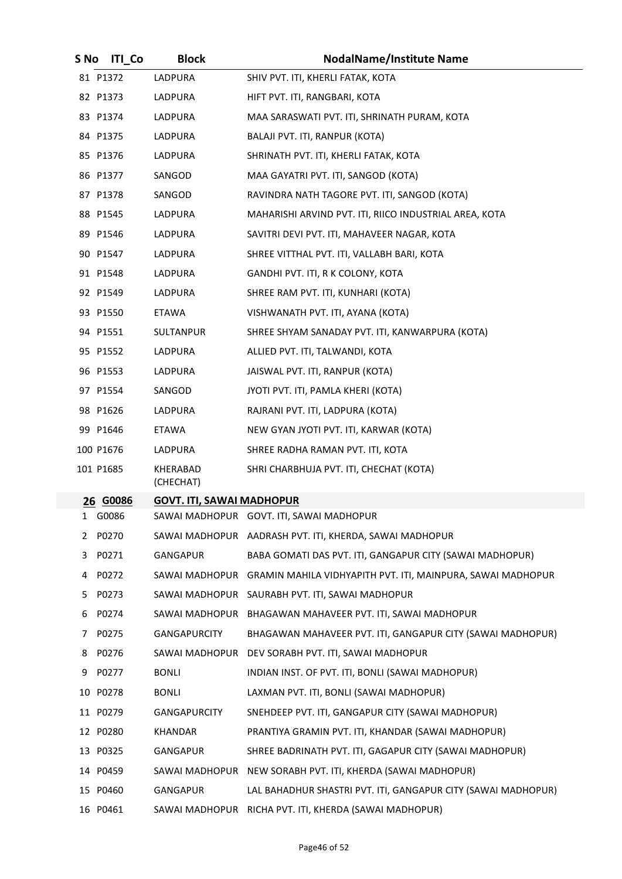| S No | ITI_Co | Block | NodalName/Institute Name |
|---|---|---|---|
| 81 | P1372 | LADPURA | SHIV PVT. ITI, KHERLI FATAK, KOTA |
| 82 | P1373 | LADPURA | HIFT PVT. ITI, RANGBARI, KOTA |
| 83 | P1374 | LADPURA | MAA SARASWATI PVT. ITI, SHRINATH PURAM, KOTA |
| 84 | P1375 | LADPURA | BALAJI PVT. ITI, RANPUR (KOTA) |
| 85 | P1376 | LADPURA | SHRINATH PVT. ITI, KHERLI FATAK, KOTA |
| 86 | P1377 | SANGOD | MAA GAYATRI PVT. ITI, SANGOD (KOTA) |
| 87 | P1378 | SANGOD | RAVINDRA NATH TAGORE PVT. ITI, SANGOD (KOTA) |
| 88 | P1545 | LADPURA | MAHARISHI ARVIND PVT. ITI, RIICO INDUSTRIAL AREA, KOTA |
| 89 | P1546 | LADPURA | SAVITRI DEVI PVT. ITI, MAHAVEER NAGAR, KOTA |
| 90 | P1547 | LADPURA | SHREE VITTHAL PVT. ITI, VALLABH BARI, KOTA |
| 91 | P1548 | LADPURA | GANDHI PVT. ITI, R K COLONY, KOTA |
| 92 | P1549 | LADPURA | SHREE RAM PVT. ITI, KUNHARI (KOTA) |
| 93 | P1550 | ETAWA | VISHWANATH PVT. ITI, AYANA (KOTA) |
| 94 | P1551 | SULTANPUR | SHREE SHYAM SANADAY PVT. ITI, KANWARPURA (KOTA) |
| 95 | P1552 | LADPURA | ALLIED PVT. ITI, TALWANDI, KOTA |
| 96 | P1553 | LADPURA | JAISWAL PVT. ITI, RANPUR (KOTA) |
| 97 | P1554 | SANGOD | JYOTI PVT. ITI, PAMLA KHERI (KOTA) |
| 98 | P1626 | LADPURA | RAJRANI PVT. ITI, LADPURA (KOTA) |
| 99 | P1646 | ETAWA | NEW GYAN JYOTI PVT. ITI, KARWAR (KOTA) |
| 100 | P1676 | LADPURA | SHREE RADHA RAMAN PVT. ITI, KOTA |
| 101 | P1685 | KHERABAD (CHECHAT) | SHRI CHARBHUJA PVT. ITI, CHECHAT (KOTA) |
| **26** | **G0086** | **GOVT. ITI, SAWAI MADHOPUR** | |
| 1 | G0086 | SAWAI MADHOPUR | GOVT. ITI, SAWAI MADHOPUR |
| 2 | P0270 | SAWAI MADHOPUR | AADRASH PVT. ITI, KHERDA, SAWAI MADHOPUR |
| 3 | P0271 | GANGAPUR | BABA GOMATI DAS PVT. ITI, GANGAPUR CITY (SAWAI MADHOPUR) |
| 4 | P0272 | SAWAI MADHOPUR | GRAMIN MAHILA VIDHYAPITH PVT. ITI, MAINPURA, SAWAI MADHOPUR |
| 5 | P0273 | SAWAI MADHOPUR | SAURABH PVT. ITI, SAWAI MADHOPUR |
| 6 | P0274 | SAWAI MADHOPUR | BHAGAWAN MAHAVEER PVT. ITI, SAWAI MADHOPUR |
| 7 | P0275 | GANGAPURCITY | BHAGAWAN MAHAVEER PVT. ITI, GANGAPUR CITY (SAWAI MADHOPUR) |
| 8 | P0276 | SAWAI MADHOPUR | DEV SORABH PVT. ITI, SAWAI MADHOPUR |
| 9 | P0277 | BONLI | INDIAN INST. OF PVT. ITI, BONLI (SAWAI MADHOPUR) |
| 10 | P0278 | BONLI | LAXMAN PVT. ITI, BONLI (SAWAI MADHOPUR) |
| 11 | P0279 | GANGAPURCITY | SNEHDEEP PVT. ITI, GANGAPUR CITY (SAWAI MADHOPUR) |
| 12 | P0280 | KHANDAR | PRANTIYA GRAMIN PVT. ITI, KHANDAR (SAWAI MADHOPUR) |
| 13 | P0325 | GANGAPUR | SHREE BADRINATH PVT. ITI, GAGAPUR CITY (SAWAI MADHOPUR) |
| 14 | P0459 | SAWAI MADHOPUR | NEW SORABH PVT. ITI, KHERDA (SAWAI MADHOPUR) |
| 15 | P0460 | GANGAPUR | LAL BAHADHUR SHASTRI PVT. ITI, GANGAPUR CITY (SAWAI MADHOPUR) |
| 16 | P0461 | SAWAI MADHOPUR | RICHA PVT. ITI, KHERDA (SAWAI MADHOPUR) |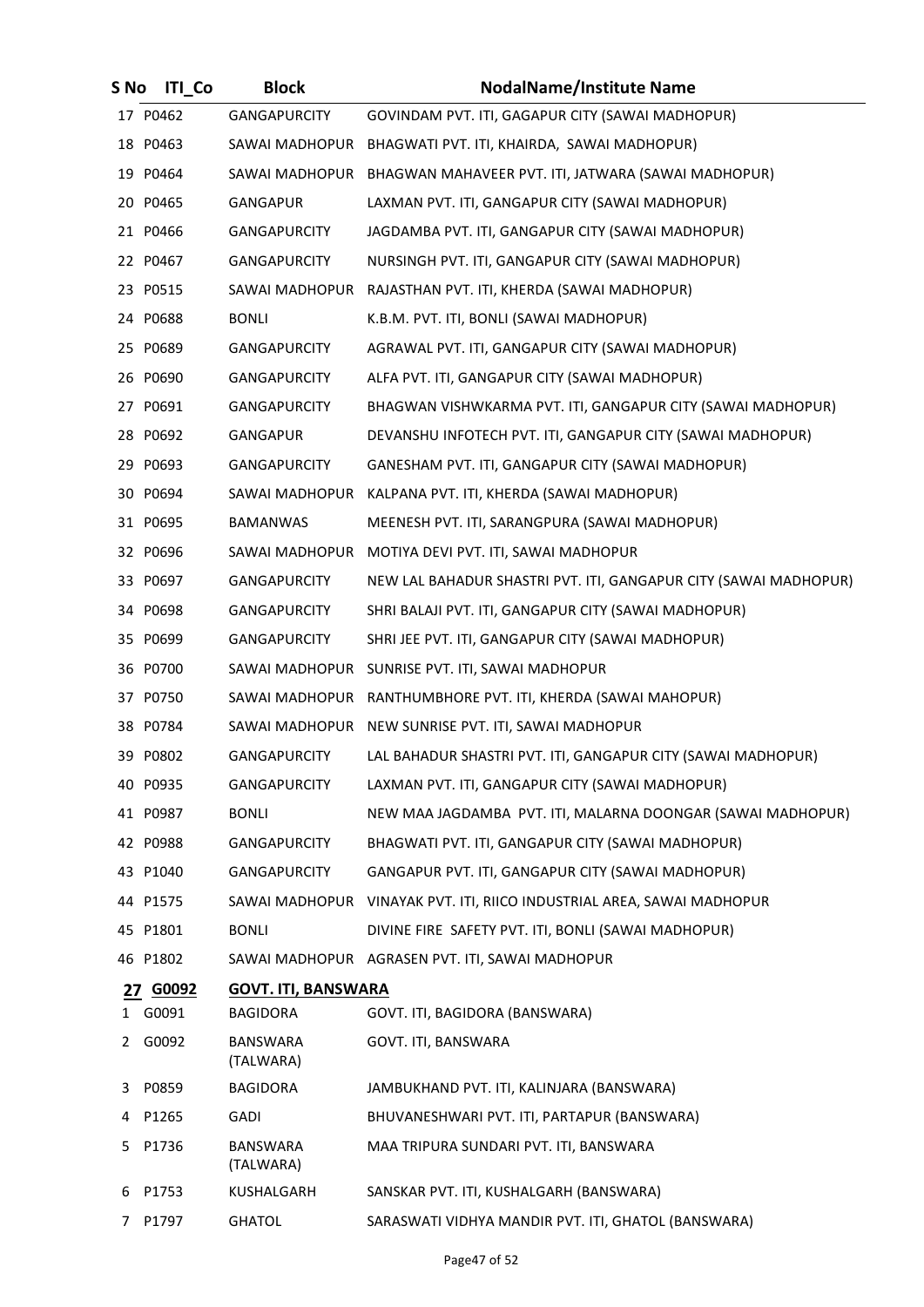| S No | ITI_Co | Block | NodalName/Institute Name |
|---|---|---|---|
| 17 | P0462 | GANGAPURCITY | GOVINDAM PVT. ITI, GAGAPUR CITY (SAWAI MADHOPUR) |
| 18 | P0463 | SAWAI MADHOPUR | BHAGWATI PVT. ITI, KHAIRDA, SAWAI MADHOPUR) |
| 19 | P0464 | SAWAI MADHOPUR | BHAGWAN MAHAVEER PVT. ITI, JATWARA (SAWAI MADHOPUR) |
| 20 | P0465 | GANGAPUR | LAXMAN PVT. ITI, GANGAPUR CITY (SAWAI MADHOPUR) |
| 21 | P0466 | GANGAPURCITY | JAGDAMBA PVT. ITI, GANGAPUR CITY (SAWAI MADHOPUR) |
| 22 | P0467 | GANGAPURCITY | NURSINGH PVT. ITI, GANGAPUR CITY (SAWAI MADHOPUR) |
| 23 | P0515 | SAWAI MADHOPUR | RAJASTHAN PVT. ITI, KHERDA (SAWAI MADHOPUR) |
| 24 | P0688 | BONLI | K.B.M. PVT. ITI, BONLI (SAWAI MADHOPUR) |
| 25 | P0689 | GANGAPURCITY | AGRAWAL PVT. ITI, GANGAPUR CITY (SAWAI MADHOPUR) |
| 26 | P0690 | GANGAPURCITY | ALFA PVT. ITI, GANGAPUR CITY (SAWAI MADHOPUR) |
| 27 | P0691 | GANGAPURCITY | BHAGWAN VISHWKARMA PVT. ITI, GANGAPUR CITY (SAWAI MADHOPUR) |
| 28 | P0692 | GANGAPUR | DEVANSHU INFOTECH PVT. ITI, GANGAPUR CITY (SAWAI MADHOPUR) |
| 29 | P0693 | GANGAPURCITY | GANESHAM PVT. ITI, GANGAPUR CITY (SAWAI MADHOPUR) |
| 30 | P0694 | SAWAI MADHOPUR | KALPANA PVT. ITI, KHERDA (SAWAI MADHOPUR) |
| 31 | P0695 | BAMANWAS | MEENESH PVT. ITI, SARANGPURA (SAWAI MADHOPUR) |
| 32 | P0696 | SAWAI MADHOPUR | MOTIYA DEVI PVT. ITI, SAWAI MADHOPUR |
| 33 | P0697 | GANGAPURCITY | NEW LAL BAHADUR SHASTRI PVT. ITI, GANGAPUR CITY (SAWAI MADHOPUR) |
| 34 | P0698 | GANGAPURCITY | SHRI BALAJI PVT. ITI, GANGAPUR CITY (SAWAI MADHOPUR) |
| 35 | P0699 | GANGAPURCITY | SHRI JEE PVT. ITI, GANGAPUR CITY (SAWAI MADHOPUR) |
| 36 | P0700 | SAWAI MADHOPUR | SUNRISE PVT. ITI, SAWAI MADHOPUR |
| 37 | P0750 | SAWAI MADHOPUR | RANTHUMBHORE PVT. ITI, KHERDA (SAWAI MAHOPUR) |
| 38 | P0784 | SAWAI MADHOPUR | NEW SUNRISE PVT. ITI, SAWAI MADHOPUR |
| 39 | P0802 | GANGAPURCITY | LAL BAHADUR SHASTRI PVT. ITI, GANGAPUR CITY (SAWAI MADHOPUR) |
| 40 | P0935 | GANGAPURCITY | LAXMAN PVT. ITI, GANGAPUR CITY (SAWAI MADHOPUR) |
| 41 | P0987 | BONLI | NEW MAA JAGDAMBA PVT. ITI, MALARNA DOONGAR (SAWAI MADHOPUR) |
| 42 | P0988 | GANGAPURCITY | BHAGWATI PVT. ITI, GANGAPUR CITY (SAWAI MADHOPUR) |
| 43 | P1040 | GANGAPURCITY | GANGAPUR PVT. ITI, GANGAPUR CITY (SAWAI MADHOPUR) |
| 44 | P1575 | SAWAI MADHOPUR | VINAYAK PVT. ITI, RIICO INDUSTRIAL AREA, SAWAI MADHOPUR |
| 45 | P1801 | BONLI | DIVINE FIRE SAFETY PVT. ITI, BONLI (SAWAI MADHOPUR) |
| 46 | P1802 | SAWAI MADHOPUR | AGRASEN PVT. ITI, SAWAI MADHOPUR |
| **27** | **G0092** | **GOVT. ITI, BANSWARA** | |
| 1 | G0091 | BAGIDORA | GOVT. ITI, BAGIDORA (BANSWARA) |
| 2 | G0092 | BANSWARA (TALWARA) | GOVT. ITI, BANSWARA |
| 3 | P0859 | BAGIDORA | JAMBUKHAND PVT. ITI, KALINJARA (BANSWARA) |
| 4 | P1265 | GADI | BHUVANESHWARI PVT. ITI, PARTAPUR (BANSWARA) |
| 5 | P1736 | BANSWARA (TALWARA) | MAA TRIPURA SUNDARI PVT. ITI, BANSWARA |
| 6 | P1753 | KUSHALGARH | SANSKAR PVT. ITI, KUSHALGARH (BANSWARA) |
| 7 | P1797 | GHATOL | SARASWATI VIDHYA MANDIR PVT. ITI, GHATOL (BANSWARA) |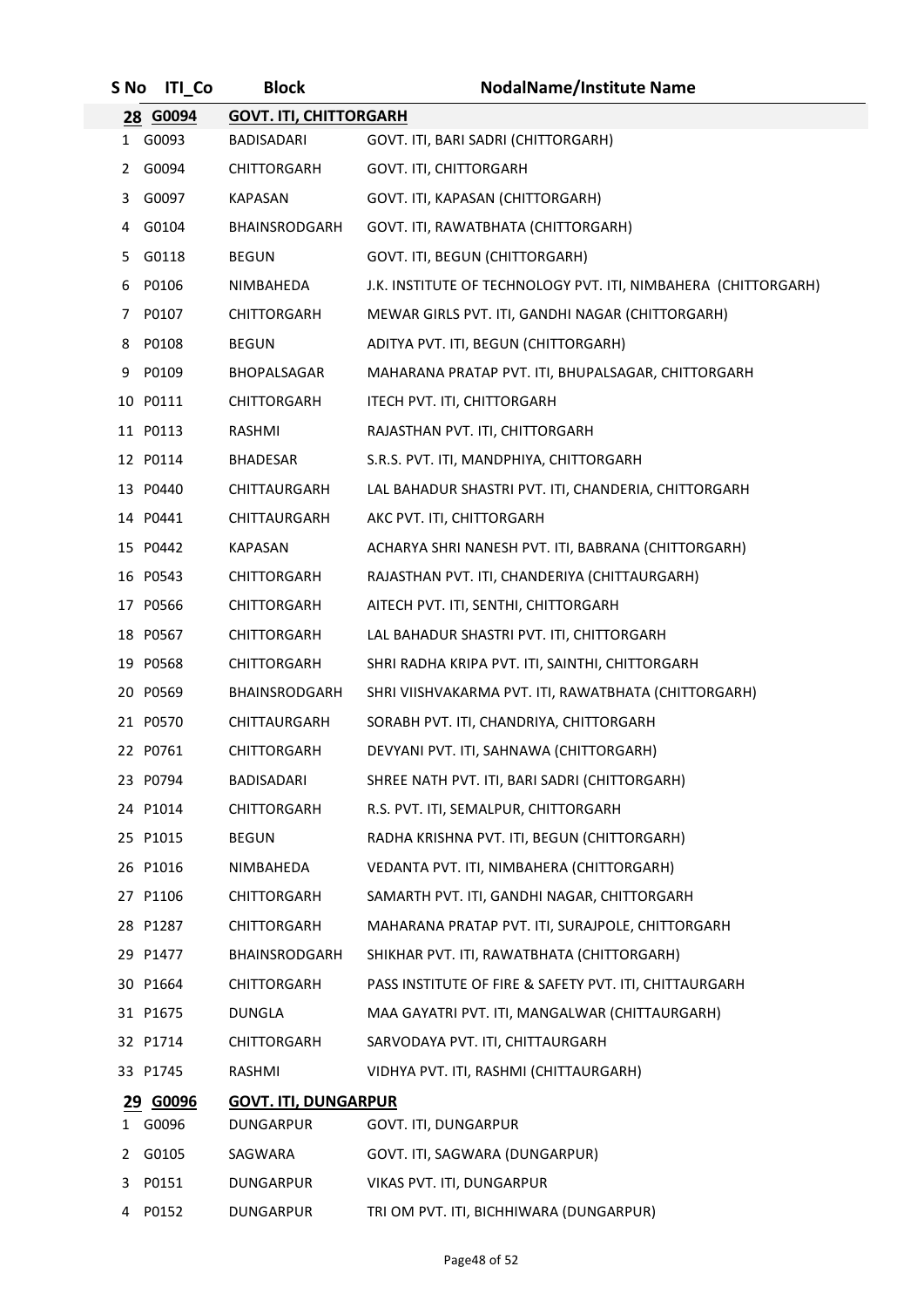| S No | ITI_Co | Block | NodalName/Institute Name |
|---|---|---|---|
| **28** | **G0094** | **GOVT. ITI, CHITTORGARH** | |
| 1 | G0093 | BADISADARI | GOVT. ITI, BARI SADRI (CHITTORGARH) |
| 2 | G0094 | CHITTORGARH | GOVT. ITI, CHITTORGARH |
| 3 | G0097 | KAPASAN | GOVT. ITI, KAPASAN (CHITTORGARH) |
| 4 | G0104 | BHAINSRODGARH | GOVT. ITI, RAWATBHATA (CHITTORGARH) |
| 5 | G0118 | BEGUN | GOVT. ITI, BEGUN (CHITTORGARH) |
| 6 | P0106 | NIMBAHEDA | J.K. INSTITUTE OF TECHNOLOGY PVT. ITI, NIMBAHERA (CHITTORGARH) |
| 7 | P0107 | CHITTORGARH | MEWAR GIRLS PVT. ITI, GANDHI NAGAR (CHITTORGARH) |
| 8 | P0108 | BEGUN | ADITYA PVT. ITI, BEGUN (CHITTORGARH) |
| 9 | P0109 | BHOPALSAGAR | MAHARANA PRATAP PVT. ITI, BHUPALSAGAR, CHITTORGARH |
| 10 | P0111 | CHITTORGARH | ITECH PVT. ITI, CHITTORGARH |
| 11 | P0113 | RASHMI | RAJASTHAN PVT. ITI, CHITTORGARH |
| 12 | P0114 | BHADESAR | S.R.S. PVT. ITI, MANDPHIYA, CHITTORGARH |
| 13 | P0440 | CHITTAURGARH | LAL BAHADUR SHASTRI PVT. ITI, CHANDERIA, CHITTORGARH |
| 14 | P0441 | CHITTAURGARH | AKC PVT. ITI, CHITTORGARH |
| 15 | P0442 | KAPASAN | ACHARYA SHRI NANESH PVT. ITI, BABRANA (CHITTORGARH) |
| 16 | P0543 | CHITTORGARH | RAJASTHAN PVT. ITI, CHANDERIYA (CHITTAURGARH) |
| 17 | P0566 | CHITTORGARH | AITECH PVT. ITI, SENTHI, CHITTORGARH |
| 18 | P0567 | CHITTORGARH | LAL BAHADUR SHASTRI PVT. ITI, CHITTORGARH |
| 19 | P0568 | CHITTORGARH | SHRI RADHA KRIPA PVT. ITI, SAINTHI, CHITTORGARH |
| 20 | P0569 | BHAINSRODGARH | SHRI VIISHVAKARMA PVT. ITI, RAWATBHATA (CHITTORGARH) |
| 21 | P0570 | CHITTAURGARH | SORABH PVT. ITI, CHANDRIYA, CHITTORGARH |
| 22 | P0761 | CHITTORGARH | DEVYANI PVT. ITI, SAHNAWA (CHITTORGARH) |
| 23 | P0794 | BADISADARI | SHREE NATH PVT. ITI, BARI SADRI (CHITTORGARH) |
| 24 | P1014 | CHITTORGARH | R.S. PVT. ITI, SEMALPUR, CHITTORGARH |
| 25 | P1015 | BEGUN | RADHA KRISHNA PVT. ITI, BEGUN (CHITTORGARH) |
| 26 | P1016 | NIMBAHEDA | VEDANTA PVT. ITI, NIMBAHERA (CHITTORGARH) |
| 27 | P1106 | CHITTORGARH | SAMARTH PVT. ITI, GANDHI NAGAR, CHITTORGARH |
| 28 | P1287 | CHITTORGARH | MAHARANA PRATAP PVT. ITI, SURAJPOLE, CHITTORGARH |
| 29 | P1477 | BHAINSRODGARH | SHIKHAR PVT. ITI, RAWATBHATA (CHITTORGARH) |
| 30 | P1664 | CHITTORGARH | PASS INSTITUTE OF FIRE & SAFETY PVT. ITI, CHITTAURGARH |
| 31 | P1675 | DUNGLA | MAA GAYATRI PVT. ITI, MANGALWAR (CHITTAURGARH) |
| 32 | P1714 | CHITTORGARH | SARVODAYA PVT. ITI, CHITTAURGARH |
| 33 | P1745 | RASHMI | VIDHYA PVT. ITI, RASHMI (CHITTAURGARH) |
| **29** | **G0096** | **GOVT. ITI, DUNGARPUR** | |
| 1 | G0096 | DUNGARPUR | GOVT. ITI, DUNGARPUR |
| 2 | G0105 | SAGWARA | GOVT. ITI, SAGWARA (DUNGARPUR) |
| 3 | P0151 | DUNGARPUR | VIKAS PVT. ITI, DUNGARPUR |
| 4 | P0152 | DUNGARPUR | TRI OM PVT. ITI, BICHHIWARA (DUNGARPUR) |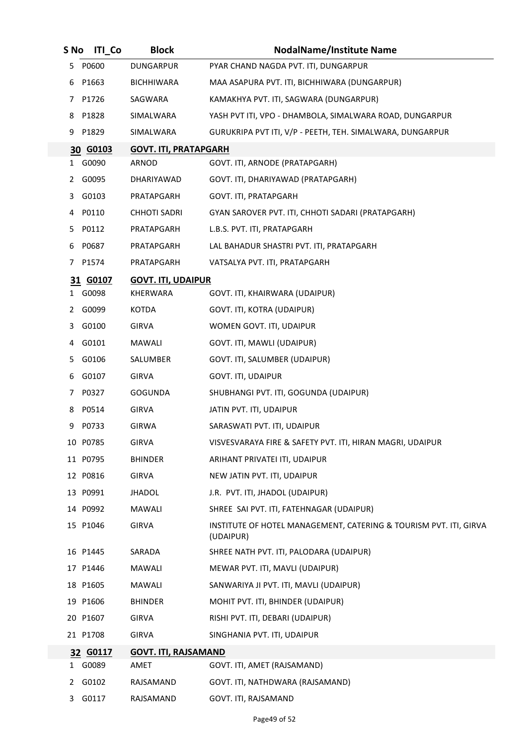| S No | ITI_Co | Block | NodalName/Institute Name |
|---|---|---|---|
| 5 | P0600 | DUNGARPUR | PYAR CHAND NAGDA PVT. ITI, DUNGARPUR |
| 6 | P1663 | BICHHIWARA | MAA ASAPURA PVT. ITI, BICHHIWARA (DUNGARPUR) |
| 7 | P1726 | SAGWARA | KAMAKHYA PVT. ITI, SAGWARA (DUNGARPUR) |
| 8 | P1828 | SIMALWARA | YASH PVT ITI, VPO - DHAMBOLA, SIMALWARA ROAD, DUNGARPUR |
| 9 | P1829 | SIMALWARA | GURUKRIPA PVT ITI, V/P - PEETH, TEH. SIMALWARA, DUNGARPUR |
| **30** | **G0103** | **GOVT. ITI, PRATAPGARH** | |
| 1 | G0090 | ARNOD | GOVT. ITI, ARNODE (PRATAPGARH) |
| 2 | G0095 | DHARIYAWAD | GOVT. ITI, DHARIYAWAD (PRATAPGARH) |
| 3 | G0103 | PRATAPGARH | GOVT. ITI, PRATAPGARH |
| 4 | P0110 | CHHOTI SADRI | GYAN SAROVER PVT. ITI, CHHOTI SADARI (PRATAPGARH) |
| 5 | P0112 | PRATAPGARH | L.B.S. PVT. ITI, PRATAPGARH |
| 6 | P0687 | PRATAPGARH | LAL BAHADUR SHASTRI PVT. ITI, PRATAPGARH |
| 7 | P1574 | PRATAPGARH | VATSALYA PVT. ITI, PRATAPGARH |
| **31** | **G0107** | **GOVT. ITI, UDAIPUR** | |
| 1 | G0098 | KHERWARA | GOVT. ITI, KHAIRWARA (UDAIPUR) |
| 2 | G0099 | KOTDA | GOVT. ITI, KOTRA (UDAIPUR) |
| 3 | G0100 | GIRVA | WOMEN GOVT. ITI, UDAIPUR |
| 4 | G0101 | MAWALI | GOVT. ITI, MAWLI (UDAIPUR) |
| 5 | G0106 | SALUMBER | GOVT. ITI, SALUMBER (UDAIPUR) |
| 6 | G0107 | GIRVA | GOVT. ITI, UDAIPUR |
| 7 | P0327 | GOGUNDA | SHUBHANGI PVT. ITI, GOGUNDA (UDAIPUR) |
| 8 | P0514 | GIRVA | JATIN PVT. ITI, UDAIPUR |
| 9 | P0733 | GIRWA | SARASWATI PVT. ITI, UDAIPUR |
| 10 | P0785 | GIRVA | VISVESVARAYA FIRE & SAFETY PVT. ITI, HIRAN MAGRI, UDAIPUR |
| 11 | P0795 | BHINDER | ARIHANT PRIVATEI ITI, UDAIPUR |
| 12 | P0816 | GIRVA | NEW JATIN PVT. ITI, UDAIPUR |
| 13 | P0991 | JHADOL | J.R. PVT. ITI, JHADOL (UDAIPUR) |
| 14 | P0992 | MAWALI | SHREE SAI PVT. ITI, FATEHNAGAR (UDAIPUR) |
| 15 | P1046 | GIRVA | INSTITUTE OF HOTEL MANAGEMENT, CATERING & TOURISM PVT. ITI, GIRVA (UDAIPUR) |
| 16 | P1445 | SARADA | SHREE NATH PVT. ITI, PALODARA (UDAIPUR) |
| 17 | P1446 | MAWALI | MEWAR PVT. ITI, MAVLI (UDAIPUR) |
| 18 | P1605 | MAWALI | SANWARIYA JI PVT. ITI, MAVLI (UDAIPUR) |
| 19 | P1606 | BHINDER | MOHIT PVT. ITI, BHINDER (UDAIPUR) |
| 20 | P1607 | GIRVA | RISHI PVT. ITI, DEBARI (UDAIPUR) |
| 21 | P1708 | GIRVA | SINGHANIA PVT. ITI, UDAIPUR |
| **32** | **G0117** | **GOVT. ITI, RAJSAMAND** | |
| 1 | G0089 | AMET | GOVT. ITI, AMET (RAJSAMAND) |
| 2 | G0102 | RAJSAMAND | GOVT. ITI, NATHDWARA (RAJSAMAND) |
| 3 | G0117 | RAJSAMAND | GOVT. ITI, RAJSAMAND |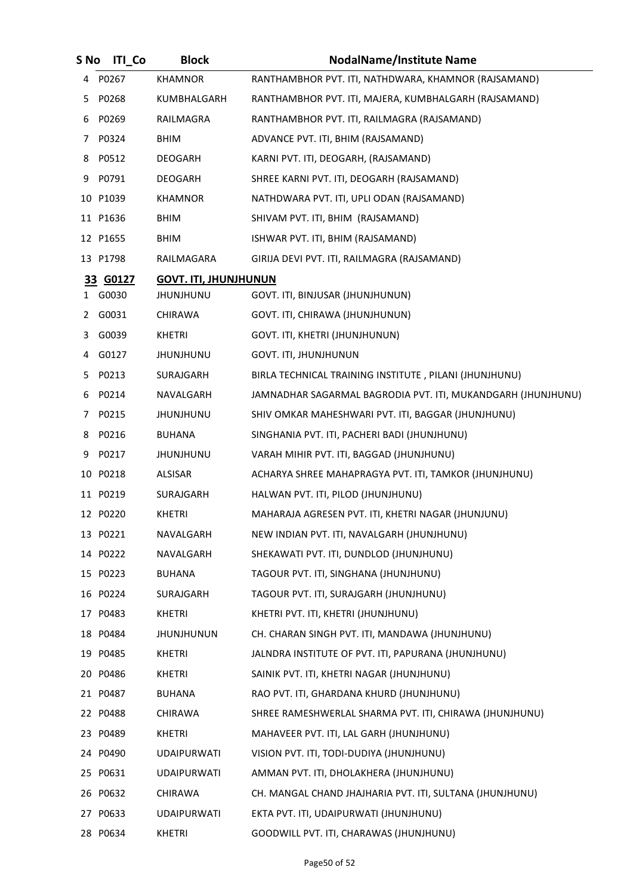| S No | ITI_Co | Block | NodalName/Institute Name |
|---|---|---|---|
| 4 | P0267 | KHAMNOR | RANTHAMBHOR PVT. ITI, NATHDWARA, KHAMNOR (RAJSAMAND) |
| 5 | P0268 | KUMBHALGARH | RANTHAMBHOR PVT. ITI, MAJERA, KUMBHALGARH (RAJSAMAND) |
| 6 | P0269 | RAILMAGRA | RANTHAMBHOR PVT. ITI, RAILMAGRA (RAJSAMAND) |
| 7 | P0324 | BHIM | ADVANCE PVT. ITI, BHIM (RAJSAMAND) |
| 8 | P0512 | DEOGARH | KARNI PVT. ITI, DEOGARH, (RAJSAMAND) |
| 9 | P0791 | DEOGARH | SHREE KARNI PVT. ITI, DEOGARH (RAJSAMAND) |
| 10 | P1039 | KHAMNOR | NATHDWARA PVT. ITI, UPLI ODAN (RAJSAMAND) |
| 11 | P1636 | BHIM | SHIVAM PVT. ITI, BHIM (RAJSAMAND) |
| 12 | P1655 | BHIM | ISHWAR PVT. ITI, BHIM (RAJSAMAND) |
| 13 | P1798 | RAILMAGARA | GIRIJA DEVI PVT. ITI, RAILMAGRA (RAJSAMAND) |
| **33** | **G0127** | **GOVT. ITI, JHUNJHUNUN** | |
| 1 | G0030 | JHUNJHUNU | GOVT. ITI, BINJUSAR (JHUNJHUNUN) |
| 2 | G0031 | CHIRAWA | GOVT. ITI, CHIRAWA (JHUNJHUNUN) |
| 3 | G0039 | KHETRI | GOVT. ITI, KHETRI (JHUNJHUNUN) |
| 4 | G0127 | JHUNJHUNU | GOVT. ITI, JHUNJHUNUN |
| 5 | P0213 | SURAJGARH | BIRLA TECHNICAL TRAINING INSTITUTE , PILANI (JHUNJHUNU) |
| 6 | P0214 | NAVALGARH | JAMNADHAR SAGARMAL BAGRODIA PVT. ITI, MUKANDGARH (JHUNJHUNU) |
| 7 | P0215 | JHUNJHUNU | SHIV OMKAR MAHESHWARI PVT. ITI, BAGGAR (JHUNJHUNU) |
| 8 | P0216 | BUHANA | SINGHANIA PVT. ITI, PACHERI BADI (JHUNJHUNU) |
| 9 | P0217 | JHUNJHUNU | VARAH MIHIR PVT. ITI, BAGGAD (JHUNJHUNU) |
| 10 | P0218 | ALSISAR | ACHARYA SHREE MAHAPRAGYA PVT. ITI, TAMKOR (JHUNJHUNU) |
| 11 | P0219 | SURAJGARH | HALWAN PVT. ITI, PILOD (JHUNJHUNU) |
| 12 | P0220 | KHETRI | MAHARAJA AGRESEN PVT. ITI, KHETRI NAGAR (JHUNJUNU) |
| 13 | P0221 | NAVALGARH | NEW INDIAN PVT. ITI, NAVALGARH (JHUNJHUNU) |
| 14 | P0222 | NAVALGARH | SHEKAWATI PVT. ITI, DUNDLOD (JHUNJHUNU) |
| 15 | P0223 | BUHANA | TAGOUR PVT. ITI, SINGHANA (JHUNJHUNU) |
| 16 | P0224 | SURAJGARH | TAGOUR PVT. ITI, SURAJGARH (JHUNJHUNU) |
| 17 | P0483 | KHETRI | KHETRI PVT. ITI, KHETRI (JHUNJHUNU) |
| 18 | P0484 | JHUNJHUNUN | CH. CHARAN SINGH PVT. ITI, MANDAWA (JHUNJHUNU) |
| 19 | P0485 | KHETRI | JALNDRA INSTITUTE OF PVT. ITI, PAPURANA (JHUNJHUNU) |
| 20 | P0486 | KHETRI | SAINIK PVT. ITI, KHETRI NAGAR (JHUNJHUNU) |
| 21 | P0487 | BUHANA | RAO PVT. ITI, GHARDANA KHURD (JHUNJHUNU) |
| 22 | P0488 | CHIRAWA | SHREE RAMESHWERLAL SHARMA PVT. ITI, CHIRAWA (JHUNJHUNU) |
| 23 | P0489 | KHETRI | MAHAVEER PVT. ITI, LAL GARH (JHUNJHUNU) |
| 24 | P0490 | UDAIPURWATI | VISION PVT. ITI, TODI-DUDIYA (JHUNJHUNU) |
| 25 | P0631 | UDAIPURWATI | AMMAN PVT. ITI, DHOLAKHERA (JHUNJHUNU) |
| 26 | P0632 | CHIRAWA | CH. MANGAL CHAND JHAJHARIA PVT. ITI, SULTANA (JHUNJHUNU) |
| 27 | P0633 | UDAIPURWATI | EKTA PVT. ITI, UDAIPURWATI (JHUNJHUNU) |
| 28 | P0634 | KHETRI | GOODWILL PVT. ITI, CHARAWAS (JHUNJHUNU) |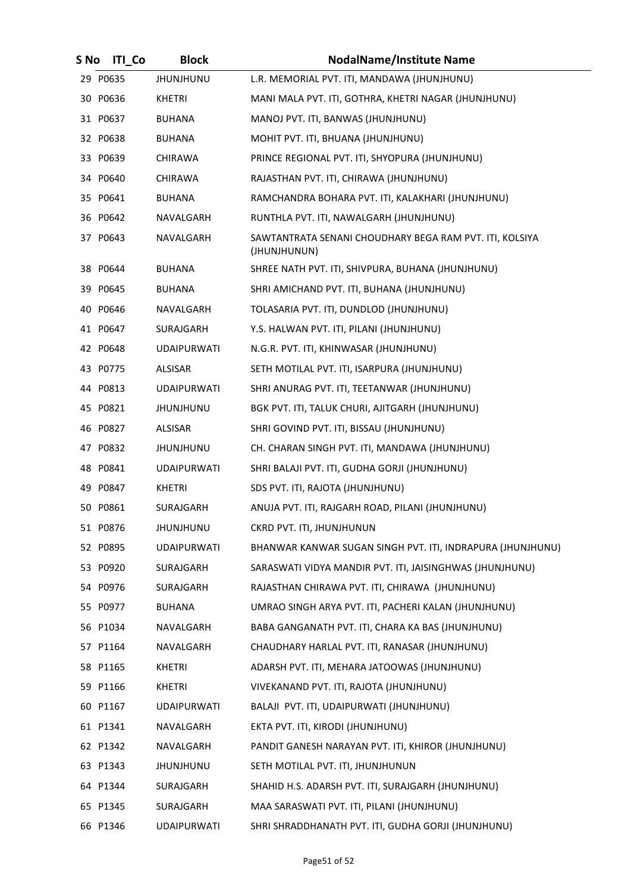| S No | ITI_Co | Block | NodalName/Institute Name |
|---|---|---|---|
| 29 | P0635 | JHUNJHUNU | L.R. MEMORIAL PVT. ITI, MANDAWA (JHUNJHUNU) |
| 30 | P0636 | KHETRI | MANI MALA PVT. ITI, GOTHRA, KHETRI NAGAR (JHUNJHUNU) |
| 31 | P0637 | BUHANA | MANOJ PVT. ITI, BANWAS (JHUNJHUNU) |
| 32 | P0638 | BUHANA | MOHIT PVT. ITI, BHUANA (JHUNJHUNU) |
| 33 | P0639 | CHIRAWA | PRINCE REGIONAL PVT. ITI, SHYOPURA (JHUNJHUNU) |
| 34 | P0640 | CHIRAWA | RAJASTHAN PVT. ITI, CHIRAWA (JHUNJHUNU) |
| 35 | P0641 | BUHANA | RAMCHANDRA BOHARA PVT. ITI, KALAKHARI (JHUNJHUNU) |
| 36 | P0642 | NAVALGARH | RUNTHLA PVT. ITI, NAWALGARH (JHUNJHUNU) |
| 37 | P0643 | NAVALGARH | SAWTANTRATA SENANI CHOUDHARY BEGA RAM PVT. ITI, KOLSIYA (JHUNJHUNUN) |
| 38 | P0644 | BUHANA | SHREE NATH PVT. ITI, SHIVPURA, BUHANA (JHUNJHUNU) |
| 39 | P0645 | BUHANA | SHRI AMICHAND PVT. ITI, BUHANA (JHUNJHUNU) |
| 40 | P0646 | NAVALGARH | TOLASARIA PVT. ITI, DUNDLOD (JHUNJHUNU) |
| 41 | P0647 | SURAJGARH | Y.S. HALWAN PVT. ITI, PILANI (JHUNJHUNU) |
| 42 | P0648 | UDAIPURWATI | N.G.R. PVT. ITI, KHINWASAR (JHUNJHUNU) |
| 43 | P0775 | ALSISAR | SETH MOTILAL PVT. ITI, ISARPURA (JHUNJHUNU) |
| 44 | P0813 | UDAIPURWATI | SHRI ANURAG PVT. ITI, TEETANWAR (JHUNJHUNU) |
| 45 | P0821 | JHUNJHUNU | BGK PVT. ITI, TALUK CHURI, AJITGARH (JHUNJHUNU) |
| 46 | P0827 | ALSISAR | SHRI GOVIND PVT. ITI, BISSAU (JHUNJHUNU) |
| 47 | P0832 | JHUNJHUNU | CH. CHARAN SINGH PVT. ITI, MANDAWA (JHUNJHUNU) |
| 48 | P0841 | UDAIPURWATI | SHRI BALAJI PVT. ITI, GUDHA GORJI (JHUNJHUNU) |
| 49 | P0847 | KHETRI | SDS PVT. ITI, RAJOTA (JHUNJHUNU) |
| 50 | P0861 | SURAJGARH | ANUJA PVT. ITI, RAJGARH ROAD, PILANI (JHUNJHUNU) |
| 51 | P0876 | JHUNJHUNU | CKRD PVT. ITI, JHUNJHUNUN |
| 52 | P0895 | UDAIPURWATI | BHANWAR KANWAR SUGAN SINGH PVT. ITI, INDRAPURA (JHUNJHUNU) |
| 53 | P0920 | SURAJGARH | SARASWATI VIDYA MANDIR PVT. ITI, JAISINGHWAS (JHUNJHUNU) |
| 54 | P0976 | SURAJGARH | RAJASTHAN CHIRAWA PVT. ITI, CHIRAWA (JHUNJHUNU) |
| 55 | P0977 | BUHANA | UMRAO SINGH ARYA PVT. ITI, PACHERI KALAN (JHUNJHUNU) |
| 56 | P1034 | NAVALGARH | BABA GANGANATH PVT. ITI, CHARA KA BAS (JHUNJHUNU) |
| 57 | P1164 | NAVALGARH | CHAUDHARY HARLAL PVT. ITI, RANASAR (JHUNJHUNU) |
| 58 | P1165 | KHETRI | ADARSH PVT. ITI, MEHARA JATOOWAS (JHUNJHUNU) |
| 59 | P1166 | KHETRI | VIVEKANAND PVT. ITI, RAJOTA (JHUNJHUNU) |
| 60 | P1167 | UDAIPURWATI | BALAJI PVT. ITI, UDAIPURWATI (JHUNJHUNU) |
| 61 | P1341 | NAVALGARH | EKTA PVT. ITI, KIRODI (JHUNJHUNU) |
| 62 | P1342 | NAVALGARH | PANDIT GANESH NARAYAN PVT. ITI, KHIROR (JHUNJHUNU) |
| 63 | P1343 | JHUNJHUNU | SETH MOTILAL PVT. ITI, JHUNJHUNUN |
| 64 | P1344 | SURAJGARH | SHAHID H.S. ADARSH PVT. ITI, SURAJGARH (JHUNJHUNU) |
| 65 | P1345 | SURAJGARH | MAA SARASWATI PVT. ITI, PILANI (JHUNJHUNU) |
| 66 | P1346 | UDAIPURWATI | SHRI SHRADDHANATH PVT. ITI, GUDHA GORJI (JHUNJHUNU) |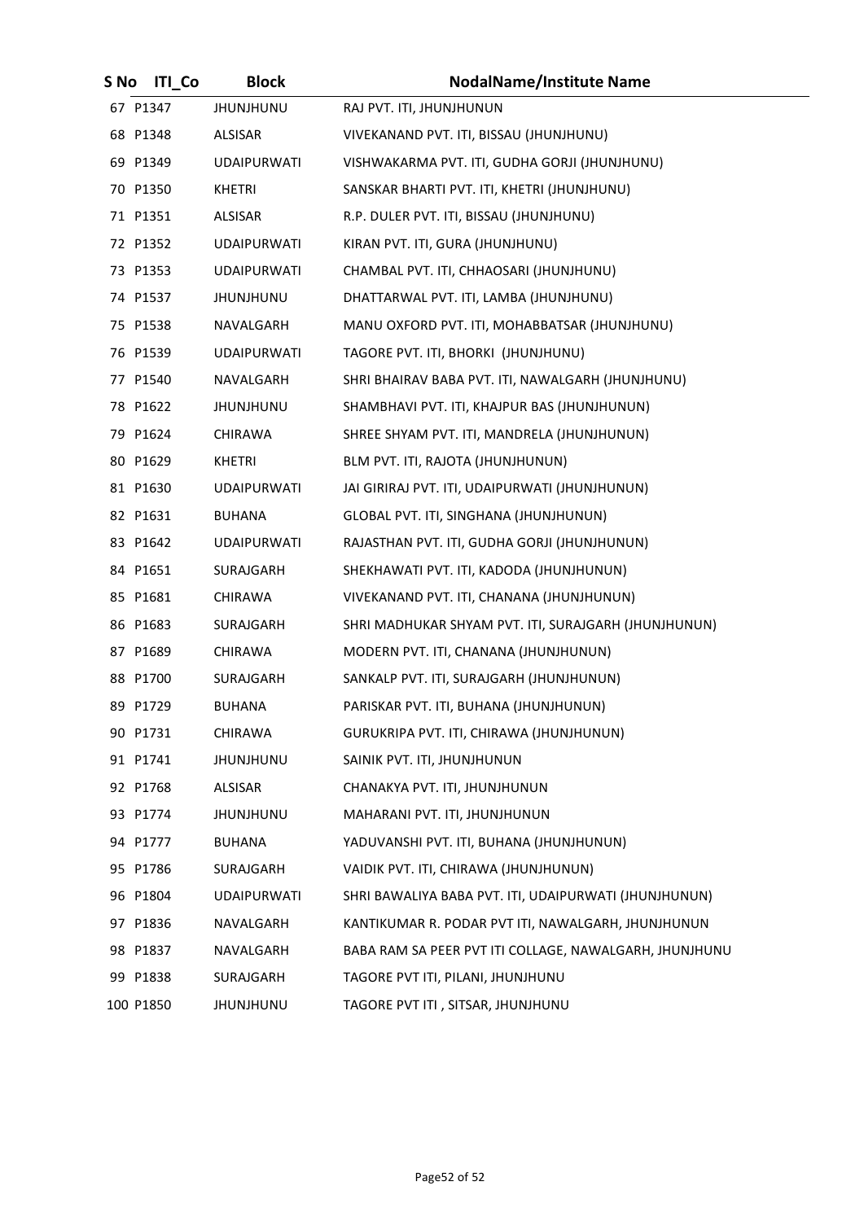| S No | ITI_Co | Block | NodalName/Institute Name |
|---|---|---|---|
| 67 | P1347 | JHUNJHUNU | RAJ PVT. ITI, JHUNJHUNUN |
| 68 | P1348 | ALSISAR | VIVEKANAND PVT. ITI, BISSAU (JHUNJHUNU) |
| 69 | P1349 | UDAIPURWATI | VISHWAKARMA PVT. ITI, GUDHA GORJI (JHUNJHUNU) |
| 70 | P1350 | KHETRI | SANSKAR BHARTI PVT. ITI, KHETRI (JHUNJHUNU) |
| 71 | P1351 | ALSISAR | R.P. DULER PVT. ITI, BISSAU (JHUNJHUNU) |
| 72 | P1352 | UDAIPURWATI | KIRAN PVT. ITI, GURA (JHUNJHUNU) |
| 73 | P1353 | UDAIPURWATI | CHAMBAL PVT. ITI, CHHAOSARI (JHUNJHUNU) |
| 74 | P1537 | JHUNJHUNU | DHATTARWAL PVT. ITI, LAMBA (JHUNJHUNU) |
| 75 | P1538 | NAVALGARH | MANU OXFORD PVT. ITI, MOHABBATSAR (JHUNJHUNU) |
| 76 | P1539 | UDAIPURWATI | TAGORE PVT. ITI, BHORKI (JHUNJHUNU) |
| 77 | P1540 | NAVALGARH | SHRI BHAIRAV BABA PVT. ITI, NAWALGARH (JHUNJHUNU) |
| 78 | P1622 | JHUNJHUNU | SHAMBHAVI PVT. ITI, KHAJPUR BAS (JHUNJHUNUN) |
| 79 | P1624 | CHIRAWA | SHREE SHYAM PVT. ITI, MANDRELA (JHUNJHUNUN) |
| 80 | P1629 | KHETRI | BLM PVT. ITI, RAJOTA (JHUNJHUNUN) |
| 81 | P1630 | UDAIPURWATI | JAI GIRIRAJ PVT. ITI, UDAIPURWATI (JHUNJHUNUN) |
| 82 | P1631 | BUHANA | GLOBAL PVT. ITI, SINGHANA (JHUNJHUNUN) |
| 83 | P1642 | UDAIPURWATI | RAJASTHAN PVT. ITI, GUDHA GORJI (JHUNJHUNUN) |
| 84 | P1651 | SURAJGARH | SHEKHAWATI PVT. ITI, KADODA (JHUNJHUNUN) |
| 85 | P1681 | CHIRAWA | VIVEKANAND PVT. ITI, CHANANA (JHUNJHUNUN) |
| 86 | P1683 | SURAJGARH | SHRI MADHUKAR SHYAM PVT. ITI, SURAJGARH (JHUNJHUNUN) |
| 87 | P1689 | CHIRAWA | MODERN PVT. ITI, CHANANA (JHUNJHUNUN) |
| 88 | P1700 | SURAJGARH | SANKALP PVT. ITI, SURAJGARH (JHUNJHUNUN) |
| 89 | P1729 | BUHANA | PARISKAR PVT. ITI, BUHANA (JHUNJHUNUN) |
| 90 | P1731 | CHIRAWA | GURUKRIPA PVT. ITI, CHIRAWA (JHUNJHUNUN) |
| 91 | P1741 | JHUNJHUNU | SAINIK PVT. ITI, JHUNJHUNUN |
| 92 | P1768 | ALSISAR | CHANAKYA PVT. ITI, JHUNJHUNUN |
| 93 | P1774 | JHUNJHUNU | MAHARANI PVT. ITI, JHUNJHUNUN |
| 94 | P1777 | BUHANA | YADUVANSHI PVT. ITI, BUHANA (JHUNJHUNUN) |
| 95 | P1786 | SURAJGARH | VAIDIK PVT. ITI, CHIRAWA (JHUNJHUNUN) |
| 96 | P1804 | UDAIPURWATI | SHRI BAWALIYA BABA PVT. ITI, UDAIPURWATI (JHUNJHUNUN) |
| 97 | P1836 | NAVALGARH | KANTIKUMAR R. PODAR PVT ITI, NAWALGARH, JHUNJHUNUN |
| 98 | P1837 | NAVALGARH | BABA RAM SA PEER PVT ITI COLLAGE, NAWALGARH, JHUNJHUNU |
| 99 | P1838 | SURAJGARH | TAGORE PVT ITI, PILANI, JHUNJHUNU |
| 100 | P1850 | JHUNJHUNU | TAGORE PVT ITI , SITSAR, JHUNJHUNU |